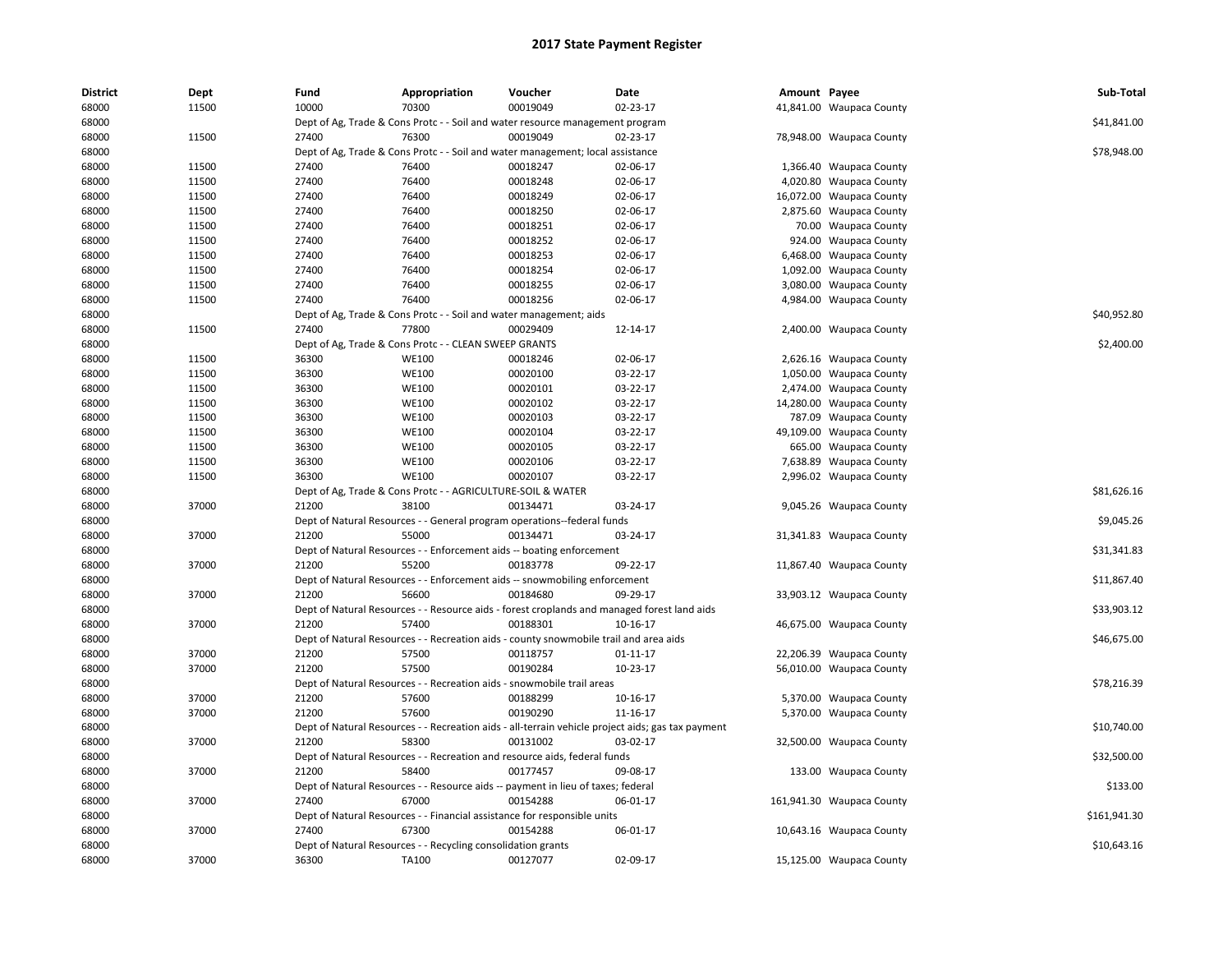# 2017 State Payment Register

| District | Dept | Fund | Appropriation | Voucher | Date | Amount | Payee | Sub-Total |
|---|---|---|---|---|---|---|---|---|
| 68000 | 11500 | 10000 | 70300 | 00019049 | 02-23-17 | 41,841.00 | Waupaca County | |
| 68000 | | Dept of Ag, Trade & Cons Protc - - Soil and water resource management program | | | | | | $41,841.00 |
| 68000 | 11500 | 27400 | 76300 | 00019049 | 02-23-17 | 78,948.00 | Waupaca County | |
| 68000 | | Dept of Ag, Trade & Cons Protc - - Soil and water management; local assistance | | | | | | $78,948.00 |
| 68000 | 11500 | 27400 | 76400 | 00018247 | 02-06-17 | 1,366.40 | Waupaca County | |
| 68000 | 11500 | 27400 | 76400 | 00018248 | 02-06-17 | 4,020.80 | Waupaca County | |
| 68000 | 11500 | 27400 | 76400 | 00018249 | 02-06-17 | 16,072.00 | Waupaca County | |
| 68000 | 11500 | 27400 | 76400 | 00018250 | 02-06-17 | 2,875.60 | Waupaca County | |
| 68000 | 11500 | 27400 | 76400 | 00018251 | 02-06-17 | 70.00 | Waupaca County | |
| 68000 | 11500 | 27400 | 76400 | 00018252 | 02-06-17 | 924.00 | Waupaca County | |
| 68000 | 11500 | 27400 | 76400 | 00018253 | 02-06-17 | 6,468.00 | Waupaca County | |
| 68000 | 11500 | 27400 | 76400 | 00018254 | 02-06-17 | 1,092.00 | Waupaca County | |
| 68000 | 11500 | 27400 | 76400 | 00018255 | 02-06-17 | 3,080.00 | Waupaca County | |
| 68000 | 11500 | 27400 | 76400 | 00018256 | 02-06-17 | 4,984.00 | Waupaca County | |
| 68000 | | Dept of Ag, Trade & Cons Protc - - Soil and water management; aids | | | | | | $40,952.80 |
| 68000 | 11500 | 27400 | 77800 | 00029409 | 12-14-17 | 2,400.00 | Waupaca County | |
| 68000 | | Dept of Ag, Trade & Cons Protc - - CLEAN SWEEP GRANTS | | | | | | $2,400.00 |
| 68000 | 11500 | 36300 | WE100 | 00018246 | 02-06-17 | 2,626.16 | Waupaca County | |
| 68000 | 11500 | 36300 | WE100 | 00020100 | 03-22-17 | 1,050.00 | Waupaca County | |
| 68000 | 11500 | 36300 | WE100 | 00020101 | 03-22-17 | 2,474.00 | Waupaca County | |
| 68000 | 11500 | 36300 | WE100 | 00020102 | 03-22-17 | 14,280.00 | Waupaca County | |
| 68000 | 11500 | 36300 | WE100 | 00020103 | 03-22-17 | 787.09 | Waupaca County | |
| 68000 | 11500 | 36300 | WE100 | 00020104 | 03-22-17 | 49,109.00 | Waupaca County | |
| 68000 | 11500 | 36300 | WE100 | 00020105 | 03-22-17 | 665.00 | Waupaca County | |
| 68000 | 11500 | 36300 | WE100 | 00020106 | 03-22-17 | 7,638.89 | Waupaca County | |
| 68000 | 11500 | 36300 | WE100 | 00020107 | 03-22-17 | 2,996.02 | Waupaca County | |
| 68000 | | Dept of Ag, Trade & Cons Protc - - AGRICULTURE-SOIL & WATER | | | | | | $81,626.16 |
| 68000 | 37000 | 21200 | 38100 | 00134471 | 03-24-17 | 9,045.26 | Waupaca County | |
| 68000 | | Dept of Natural Resources - - General program operations--federal funds | | | | | | $9,045.26 |
| 68000 | 37000 | 21200 | 55000 | 00134471 | 03-24-17 | 31,341.83 | Waupaca County | |
| 68000 | | Dept of Natural Resources - - Enforcement aids -- boating enforcement | | | | | | $31,341.83 |
| 68000 | 37000 | 21200 | 55200 | 00183778 | 09-22-17 | 11,867.40 | Waupaca County | |
| 68000 | | Dept of Natural Resources - - Enforcement aids -- snowmobiling enforcement | | | | | | $11,867.40 |
| 68000 | 37000 | 21200 | 56600 | 00184680 | 09-29-17 | 33,903.12 | Waupaca County | |
| 68000 | | Dept of Natural Resources - - Resource aids - forest croplands and managed forest land aids | | | | | | $33,903.12 |
| 68000 | 37000 | 21200 | 57400 | 00188301 | 10-16-17 | 46,675.00 | Waupaca County | |
| 68000 | | Dept of Natural Resources - - Recreation aids - county snowmobile trail and area aids | | | | | | $46,675.00 |
| 68000 | 37000 | 21200 | 57500 | 00118757 | 01-11-17 | 22,206.39 | Waupaca County | |
| 68000 | 37000 | 21200 | 57500 | 00190284 | 10-23-17 | 56,010.00 | Waupaca County | |
| 68000 | | Dept of Natural Resources - - Recreation aids - snowmobile trail areas | | | | | | $78,216.39 |
| 68000 | 37000 | 21200 | 57600 | 00188299 | 10-16-17 | 5,370.00 | Waupaca County | |
| 68000 | 37000 | 21200 | 57600 | 00190290 | 11-16-17 | 5,370.00 | Waupaca County | |
| 68000 | | Dept of Natural Resources - - Recreation aids - all-terrain vehicle project aids; gas tax payment | | | | | | $10,740.00 |
| 68000 | 37000 | 21200 | 58300 | 00131002 | 03-02-17 | 32,500.00 | Waupaca County | |
| 68000 | | Dept of Natural Resources - - Recreation and resource aids, federal funds | | | | | | $32,500.00 |
| 68000 | 37000 | 21200 | 58400 | 00177457 | 09-08-17 | 133.00 | Waupaca County | |
| 68000 | | Dept of Natural Resources - - Resource aids -- payment in lieu of taxes; federal | | | | | | $133.00 |
| 68000 | 37000 | 27400 | 67000 | 00154288 | 06-01-17 | 161,941.30 | Waupaca County | |
| 68000 | | Dept of Natural Resources - - Financial assistance for responsible units | | | | | | $161,941.30 |
| 68000 | 37000 | 27400 | 67300 | 00154288 | 06-01-17 | 10,643.16 | Waupaca County | |
| 68000 | | Dept of Natural Resources - - Recycling consolidation grants | | | | | | $10,643.16 |
| 68000 | 37000 | 36300 | TA100 | 00127077 | 02-09-17 | 15,125.00 | Waupaca County | |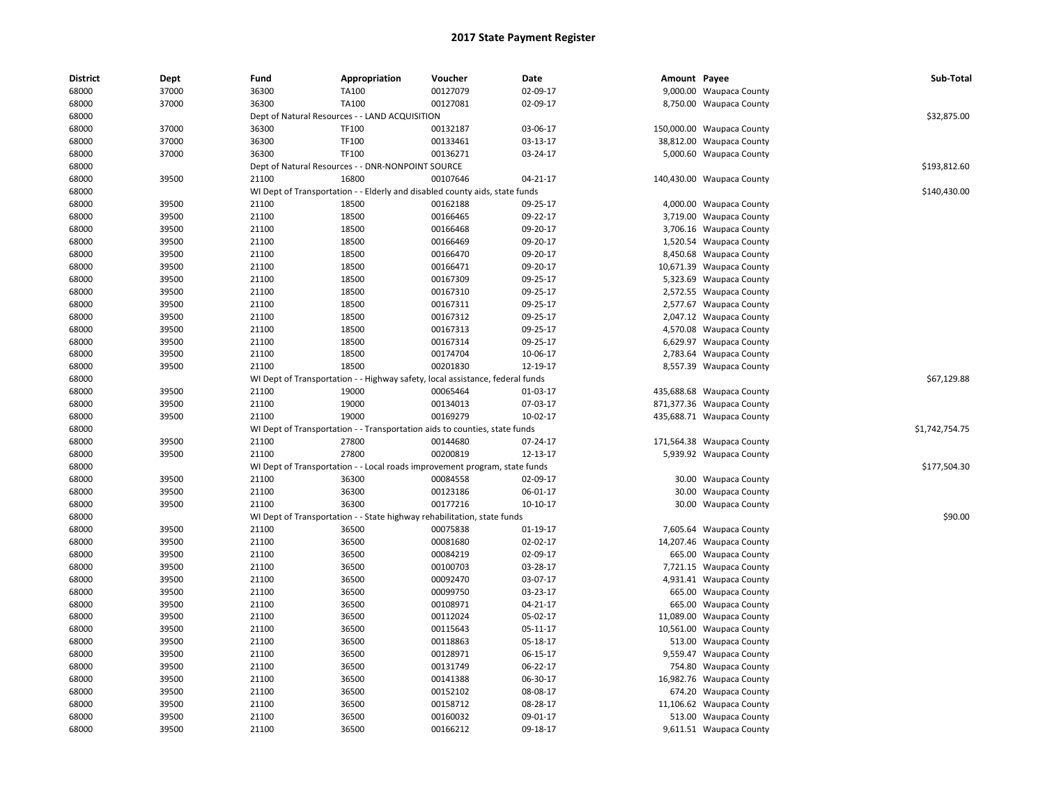## 2017 State Payment Register

| District | Dept | Fund | Appropriation | Voucher | Date | Amount | Payee | Sub-Total |
|---|---|---|---|---|---|---|---|---|
| 68000 | 37000 | 36300 | TA100 | 00127079 | 02-09-17 | 9,000.00 | Waupaca County | |
| 68000 | 37000 | 36300 | TA100 | 00127081 | 02-09-17 | 8,750.00 | Waupaca County | |
| 68000 | | Dept of Natural Resources - - LAND ACQUISITION | | | | | | $32,875.00 |
| 68000 | 37000 | 36300 | TF100 | 00132187 | 03-06-17 | 150,000.00 | Waupaca County | |
| 68000 | 37000 | 36300 | TF100 | 00133461 | 03-13-17 | 38,812.00 | Waupaca County | |
| 68000 | 37000 | 36300 | TF100 | 00136271 | 03-24-17 | 5,000.60 | Waupaca County | |
| 68000 | | Dept of Natural Resources - - DNR-NONPOINT SOURCE | | | | | | $193,812.60 |
| 68000 | 39500 | 21100 | 16800 | 00107646 | 04-21-17 | 140,430.00 | Waupaca County | |
| 68000 | | WI Dept of Transportation - - Elderly and disabled county aids, state funds | | | | | | $140,430.00 |
| 68000 | 39500 | 21100 | 18500 | 00162188 | 09-25-17 | 4,000.00 | Waupaca County | |
| 68000 | 39500 | 21100 | 18500 | 00166465 | 09-22-17 | 3,719.00 | Waupaca County | |
| 68000 | 39500 | 21100 | 18500 | 00166468 | 09-20-17 | 3,706.16 | Waupaca County | |
| 68000 | 39500 | 21100 | 18500 | 00166469 | 09-20-17 | 1,520.54 | Waupaca County | |
| 68000 | 39500 | 21100 | 18500 | 00166470 | 09-20-17 | 8,450.68 | Waupaca County | |
| 68000 | 39500 | 21100 | 18500 | 00166471 | 09-20-17 | 10,671.39 | Waupaca County | |
| 68000 | 39500 | 21100 | 18500 | 00167309 | 09-25-17 | 5,323.69 | Waupaca County | |
| 68000 | 39500 | 21100 | 18500 | 00167310 | 09-25-17 | 2,572.55 | Waupaca County | |
| 68000 | 39500 | 21100 | 18500 | 00167311 | 09-25-17 | 2,577.67 | Waupaca County | |
| 68000 | 39500 | 21100 | 18500 | 00167312 | 09-25-17 | 2,047.12 | Waupaca County | |
| 68000 | 39500 | 21100 | 18500 | 00167313 | 09-25-17 | 4,570.08 | Waupaca County | |
| 68000 | 39500 | 21100 | 18500 | 00167314 | 09-25-17 | 6,629.97 | Waupaca County | |
| 68000 | 39500 | 21100 | 18500 | 00174704 | 10-06-17 | 2,783.64 | Waupaca County | |
| 68000 | 39500 | 21100 | 18500 | 00201830 | 12-19-17 | 8,557.39 | Waupaca County | |
| 68000 | | WI Dept of Transportation - - Highway safety, local assistance, federal funds | | | | | | $67,129.88 |
| 68000 | 39500 | 21100 | 19000 | 00065464 | 01-03-17 | 435,688.68 | Waupaca County | |
| 68000 | 39500 | 21100 | 19000 | 00134013 | 07-03-17 | 871,377.36 | Waupaca County | |
| 68000 | 39500 | 21100 | 19000 | 00169279 | 10-02-17 | 435,688.71 | Waupaca County | |
| 68000 | | WI Dept of Transportation - - Transportation aids to counties, state funds | | | | | | $1,742,754.75 |
| 68000 | 39500 | 21100 | 27800 | 00144680 | 07-24-17 | 171,564.38 | Waupaca County | |
| 68000 | 39500 | 21100 | 27800 | 00200819 | 12-13-17 | 5,939.92 | Waupaca County | |
| 68000 | | WI Dept of Transportation - - Local roads improvement program, state funds | | | | | | $177,504.30 |
| 68000 | 39500 | 21100 | 36300 | 00084558 | 02-09-17 | 30.00 | Waupaca County | |
| 68000 | 39500 | 21100 | 36300 | 00123186 | 06-01-17 | 30.00 | Waupaca County | |
| 68000 | 39500 | 21100 | 36300 | 00177216 | 10-10-17 | 30.00 | Waupaca County | |
| 68000 | | WI Dept of Transportation - - State highway rehabilitation, state funds | | | | | | $90.00 |
| 68000 | 39500 | 21100 | 36500 | 00075838 | 01-19-17 | 7,605.64 | Waupaca County | |
| 68000 | 39500 | 21100 | 36500 | 00081680 | 02-02-17 | 14,207.46 | Waupaca County | |
| 68000 | 39500 | 21100 | 36500 | 00084219 | 02-09-17 | 665.00 | Waupaca County | |
| 68000 | 39500 | 21100 | 36500 | 00100703 | 03-28-17 | 7,721.15 | Waupaca County | |
| 68000 | 39500 | 21100 | 36500 | 00092470 | 03-07-17 | 4,931.41 | Waupaca County | |
| 68000 | 39500 | 21100 | 36500 | 00099750 | 03-23-17 | 665.00 | Waupaca County | |
| 68000 | 39500 | 21100 | 36500 | 00108971 | 04-21-17 | 665.00 | Waupaca County | |
| 68000 | 39500 | 21100 | 36500 | 00112024 | 05-02-17 | 11,089.00 | Waupaca County | |
| 68000 | 39500 | 21100 | 36500 | 00115643 | 05-11-17 | 10,561.00 | Waupaca County | |
| 68000 | 39500 | 21100 | 36500 | 00118863 | 05-18-17 | 513.00 | Waupaca County | |
| 68000 | 39500 | 21100 | 36500 | 00128971 | 06-15-17 | 9,559.47 | Waupaca County | |
| 68000 | 39500 | 21100 | 36500 | 00131749 | 06-22-17 | 754.80 | Waupaca County | |
| 68000 | 39500 | 21100 | 36500 | 00141388 | 06-30-17 | 16,982.76 | Waupaca County | |
| 68000 | 39500 | 21100 | 36500 | 00152102 | 08-08-17 | 674.20 | Waupaca County | |
| 68000 | 39500 | 21100 | 36500 | 00158712 | 08-28-17 | 11,106.62 | Waupaca County | |
| 68000 | 39500 | 21100 | 36500 | 00160032 | 09-01-17 | 513.00 | Waupaca County | |
| 68000 | 39500 | 21100 | 36500 | 00166212 | 09-18-17 | 9,611.51 | Waupaca County | |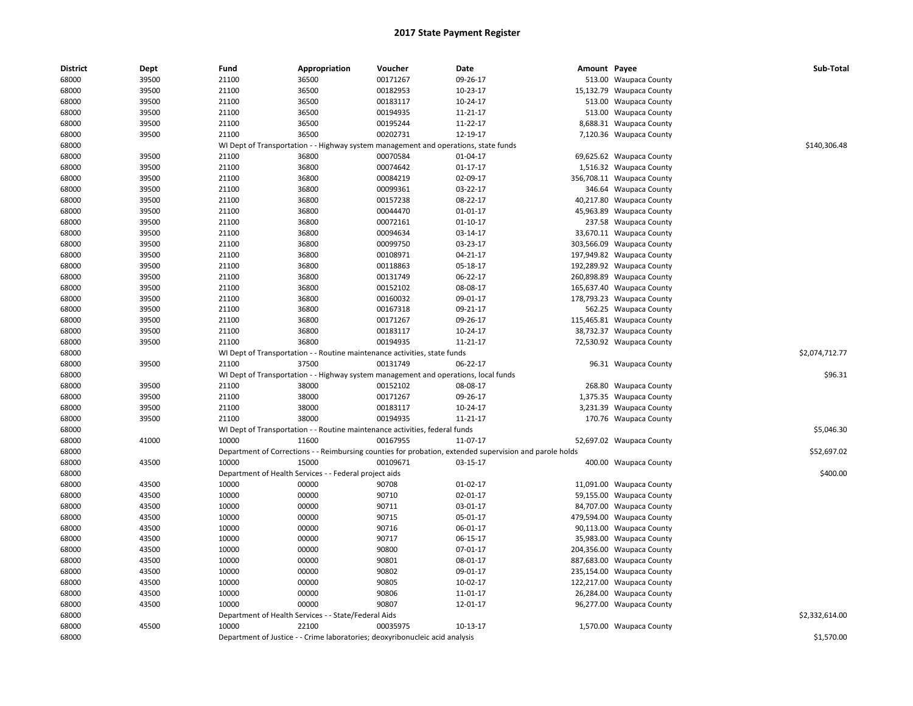# 2017 State Payment Register

| District | Dept | Fund | Appropriation | Voucher | Date | Amount | Payee | Sub-Total |
|---|---|---|---|---|---|---|---|---|
| 68000 | 39500 | 21100 | 36500 | 00171267 | 09-26-17 | 513.00 | Waupaca County | |
| 68000 | 39500 | 21100 | 36500 | 00182953 | 10-23-17 | 15,132.79 | Waupaca County | |
| 68000 | 39500 | 21100 | 36500 | 00183117 | 10-24-17 | 513.00 | Waupaca County | |
| 68000 | 39500 | 21100 | 36500 | 00194935 | 11-21-17 | 513.00 | Waupaca County | |
| 68000 | 39500 | 21100 | 36500 | 00195244 | 11-22-17 | 8,688.31 | Waupaca County | |
| 68000 | 39500 | 21100 | 36500 | 00202731 | 12-19-17 | 7,120.36 | Waupaca County | |
| 68000 | | WI Dept of Transportation - - Highway system management and operations, state funds | | | | | | $140,306.48 |
| 68000 | 39500 | 21100 | 36800 | 00070584 | 01-04-17 | 69,625.62 | Waupaca County | |
| 68000 | 39500 | 21100 | 36800 | 00074642 | 01-17-17 | 1,516.32 | Waupaca County | |
| 68000 | 39500 | 21100 | 36800 | 00084219 | 02-09-17 | 356,708.11 | Waupaca County | |
| 68000 | 39500 | 21100 | 36800 | 00099361 | 03-22-17 | 346.64 | Waupaca County | |
| 68000 | 39500 | 21100 | 36800 | 00157238 | 08-22-17 | 40,217.80 | Waupaca County | |
| 68000 | 39500 | 21100 | 36800 | 00044470 | 01-01-17 | 45,963.89 | Waupaca County | |
| 68000 | 39500 | 21100 | 36800 | 00072161 | 01-10-17 | 237.58 | Waupaca County | |
| 68000 | 39500 | 21100 | 36800 | 00094634 | 03-14-17 | 33,670.11 | Waupaca County | |
| 68000 | 39500 | 21100 | 36800 | 00099750 | 03-23-17 | 303,566.09 | Waupaca County | |
| 68000 | 39500 | 21100 | 36800 | 00108971 | 04-21-17 | 197,949.82 | Waupaca County | |
| 68000 | 39500 | 21100 | 36800 | 00118863 | 05-18-17 | 192,289.92 | Waupaca County | |
| 68000 | 39500 | 21100 | 36800 | 00131749 | 06-22-17 | 260,898.89 | Waupaca County | |
| 68000 | 39500 | 21100 | 36800 | 00152102 | 08-08-17 | 165,637.40 | Waupaca County | |
| 68000 | 39500 | 21100 | 36800 | 00160032 | 09-01-17 | 178,793.23 | Waupaca County | |
| 68000 | 39500 | 21100 | 36800 | 00167318 | 09-21-17 | 562.25 | Waupaca County | |
| 68000 | 39500 | 21100 | 36800 | 00171267 | 09-26-17 | 115,465.81 | Waupaca County | |
| 68000 | 39500 | 21100 | 36800 | 00183117 | 10-24-17 | 38,732.37 | Waupaca County | |
| 68000 | 39500 | 21100 | 36800 | 00194935 | 11-21-17 | 72,530.92 | Waupaca County | |
| 68000 | | WI Dept of Transportation - - Routine maintenance activities, state funds | | | | | | $2,074,712.77 |
| 68000 | 39500 | 21100 | 37500 | 00131749 | 06-22-17 | 96.31 | Waupaca County | |
| 68000 | | WI Dept of Transportation - - Highway system management and operations, local funds | | | | | | $96.31 |
| 68000 | 39500 | 21100 | 38000 | 00152102 | 08-08-17 | 268.80 | Waupaca County | |
| 68000 | 39500 | 21100 | 38000 | 00171267 | 09-26-17 | 1,375.35 | Waupaca County | |
| 68000 | 39500 | 21100 | 38000 | 00183117 | 10-24-17 | 3,231.39 | Waupaca County | |
| 68000 | 39500 | 21100 | 38000 | 00194935 | 11-21-17 | 170.76 | Waupaca County | |
| 68000 | | WI Dept of Transportation - - Routine maintenance activities, federal funds | | | | | | $5,046.30 |
| 68000 | 41000 | 10000 | 11600 | 00167955 | 11-07-17 | 52,697.02 | Waupaca County | |
| 68000 | | Department of Corrections - - Reimbursing counties for probation, extended supervision and parole holds | | | | | | $52,697.02 |
| 68000 | 43500 | 15000 | 00109671 | 03-15-17 | | 400.00 | Waupaca County | |
| 68000 | | Department of Health Services - - Federal project aids | | | | | | $400.00 |
| 68000 | 43500 | 10000 | 00000 | 90708 | 01-02-17 | 11,091.00 | Waupaca County | |
| 68000 | 43500 | 10000 | 00000 | 90710 | 02-01-17 | 59,155.00 | Waupaca County | |
| 68000 | 43500 | 10000 | 00000 | 90711 | 03-01-17 | 84,707.00 | Waupaca County | |
| 68000 | 43500 | 10000 | 00000 | 90715 | 05-01-17 | 479,594.00 | Waupaca County | |
| 68000 | 43500 | 10000 | 00000 | 90716 | 06-01-17 | 90,113.00 | Waupaca County | |
| 68000 | 43500 | 10000 | 00000 | 90717 | 06-15-17 | 35,983.00 | Waupaca County | |
| 68000 | 43500 | 10000 | 00000 | 90800 | 07-01-17 | 204,356.00 | Waupaca County | |
| 68000 | 43500 | 10000 | 00000 | 90801 | 08-01-17 | 887,683.00 | Waupaca County | |
| 68000 | 43500 | 10000 | 00000 | 90802 | 09-01-17 | 235,154.00 | Waupaca County | |
| 68000 | 43500 | 10000 | 00000 | 90805 | 10-02-17 | 122,217.00 | Waupaca County | |
| 68000 | 43500 | 10000 | 00000 | 90806 | 11-01-17 | 26,284.00 | Waupaca County | |
| 68000 | 43500 | 10000 | 00000 | 90807 | 12-01-17 | 96,277.00 | Waupaca County | |
| 68000 | | Department of Health Services - - State/Federal Aids | | | | | | $2,332,614.00 |
| 68000 | 45500 | 10000 | 22100 | 00035975 | 10-13-17 | 1,570.00 | Waupaca County | |
| 68000 | | Department of Justice - - Crime laboratories; deoxyribonucleic acid analysis | | | | | | $1,570.00 |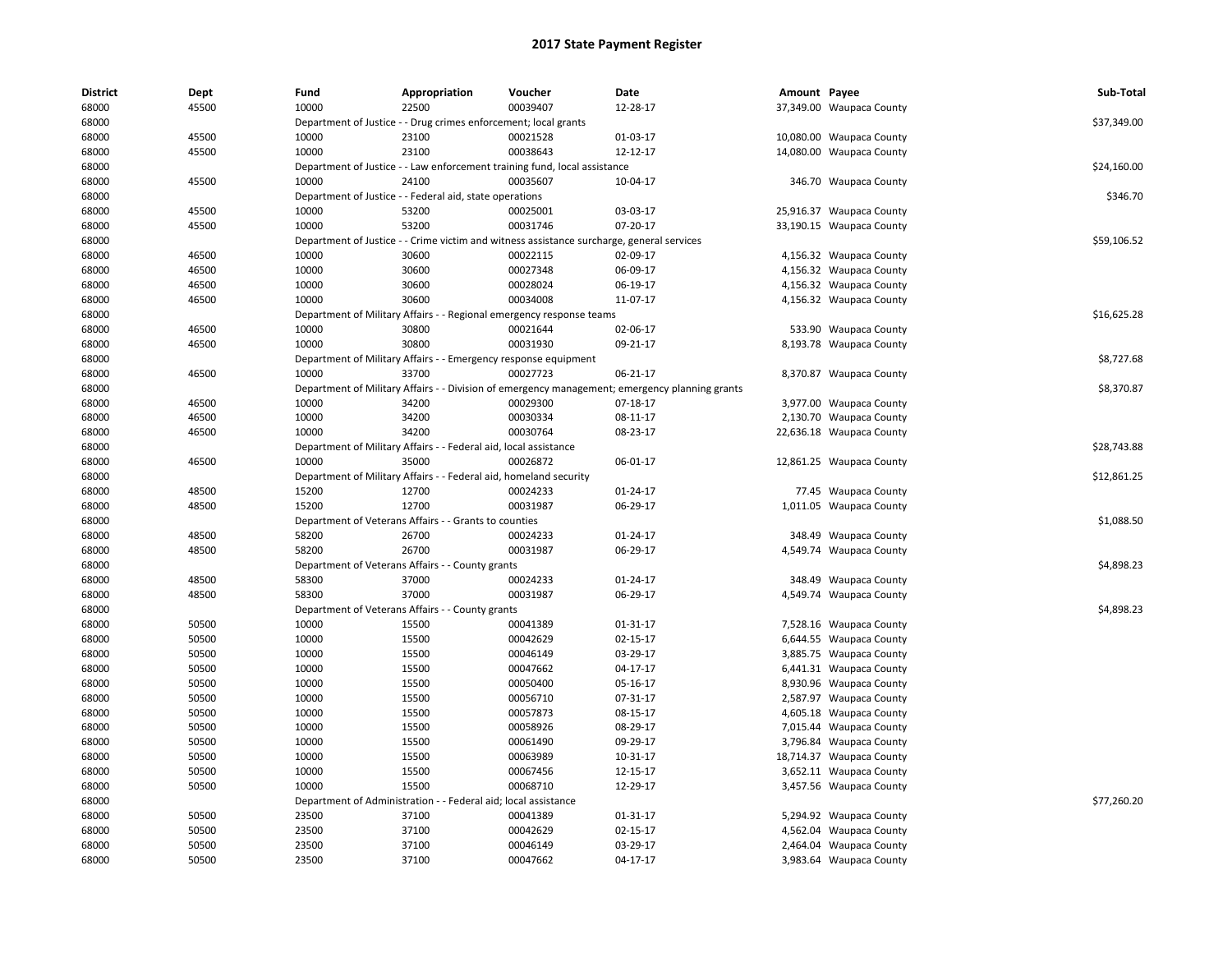# 2017 State Payment Register

| District | Dept | Fund | Appropriation | Voucher | Date | Amount | Payee | Sub-Total |
|---|---|---|---|---|---|---|---|---|
| 68000 | 45500 | 10000 | 22500 | 00039407 | 12-28-17 | 37,349.00 | Waupaca County | |
| 68000 | | Department of Justice - - Drug crimes enforcement; local grants | | | | | | $37,349.00 |
| 68000 | 45500 | 10000 | 23100 | 00021528 | 01-03-17 | 10,080.00 | Waupaca County | |
| 68000 | 45500 | 10000 | 23100 | 00038643 | 12-12-17 | 14,080.00 | Waupaca County | |
| 68000 | | Department of Justice - - Law enforcement training fund, local assistance | | | | | | $24,160.00 |
| 68000 | 45500 | 10000 | 24100 | 00035607 | 10-04-17 | 346.70 | Waupaca County | |
| 68000 | | Department of Justice - - Federal aid, state operations | | | | | | $346.70 |
| 68000 | 45500 | 10000 | 53200 | 00025001 | 03-03-17 | 25,916.37 | Waupaca County | |
| 68000 | 45500 | 10000 | 53200 | 00031746 | 07-20-17 | 33,190.15 | Waupaca County | |
| 68000 | | Department of Justice - - Crime victim and witness assistance surcharge, general services | | | | | | $59,106.52 |
| 68000 | 46500 | 10000 | 30600 | 00022115 | 02-09-17 | 4,156.32 | Waupaca County | |
| 68000 | 46500 | 10000 | 30600 | 00027348 | 06-09-17 | 4,156.32 | Waupaca County | |
| 68000 | 46500 | 10000 | 30600 | 00028024 | 06-19-17 | 4,156.32 | Waupaca County | |
| 68000 | 46500 | 10000 | 30600 | 00034008 | 11-07-17 | 4,156.32 | Waupaca County | |
| 68000 | | Department of Military Affairs - - Regional emergency response teams | | | | | | $16,625.28 |
| 68000 | 46500 | 10000 | 30800 | 00021644 | 02-06-17 | 533.90 | Waupaca County | |
| 68000 | 46500 | 10000 | 30800 | 00031930 | 09-21-17 | 8,193.78 | Waupaca County | |
| 68000 | | Department of Military Affairs - - Emergency response equipment | | | | | | $8,727.68 |
| 68000 | 46500 | 10000 | 33700 | 00027723 | 06-21-17 | 8,370.87 | Waupaca County | |
| 68000 | | Department of Military Affairs - - Division of emergency management; emergency planning grants | | | | | | $8,370.87 |
| 68000 | 46500 | 10000 | 34200 | 00029300 | 07-18-17 | 3,977.00 | Waupaca County | |
| 68000 | 46500 | 10000 | 34200 | 00030334 | 08-11-17 | 2,130.70 | Waupaca County | |
| 68000 | 46500 | 10000 | 34200 | 00030764 | 08-23-17 | 22,636.18 | Waupaca County | |
| 68000 | | Department of Military Affairs - - Federal aid, local assistance | | | | | | $28,743.88 |
| 68000 | 46500 | 10000 | 35000 | 00026872 | 06-01-17 | 12,861.25 | Waupaca County | |
| 68000 | | Department of Military Affairs - - Federal aid, homeland security | | | | | | $12,861.25 |
| 68000 | 48500 | 15200 | 12700 | 00024233 | 01-24-17 | 77.45 | Waupaca County | |
| 68000 | 48500 | 15200 | 12700 | 00031987 | 06-29-17 | 1,011.05 | Waupaca County | |
| 68000 | | Department of Veterans Affairs - - Grants to counties | | | | | | $1,088.50 |
| 68000 | 48500 | 58200 | 26700 | 00024233 | 01-24-17 | 348.49 | Waupaca County | |
| 68000 | 48500 | 58200 | 26700 | 00031987 | 06-29-17 | 4,549.74 | Waupaca County | |
| 68000 | | Department of Veterans Affairs - - County grants | | | | | | $4,898.23 |
| 68000 | 48500 | 58300 | 37000 | 00024233 | 01-24-17 | 348.49 | Waupaca County | |
| 68000 | 48500 | 58300 | 37000 | 00031987 | 06-29-17 | 4,549.74 | Waupaca County | |
| 68000 | | Department of Veterans Affairs - - County grants | | | | | | $4,898.23 |
| 68000 | 50500 | 10000 | 15500 | 00041389 | 01-31-17 | 7,528.16 | Waupaca County | |
| 68000 | 50500 | 10000 | 15500 | 00042629 | 02-15-17 | 6,644.55 | Waupaca County | |
| 68000 | 50500 | 10000 | 15500 | 00046149 | 03-29-17 | 3,885.75 | Waupaca County | |
| 68000 | 50500 | 10000 | 15500 | 00047662 | 04-17-17 | 6,441.31 | Waupaca County | |
| 68000 | 50500 | 10000 | 15500 | 00050400 | 05-16-17 | 8,930.96 | Waupaca County | |
| 68000 | 50500 | 10000 | 15500 | 00056710 | 07-31-17 | 2,587.97 | Waupaca County | |
| 68000 | 50500 | 10000 | 15500 | 00057873 | 08-15-17 | 4,605.18 | Waupaca County | |
| 68000 | 50500 | 10000 | 15500 | 00058926 | 08-29-17 | 7,015.44 | Waupaca County | |
| 68000 | 50500 | 10000 | 15500 | 00061490 | 09-29-17 | 3,796.84 | Waupaca County | |
| 68000 | 50500 | 10000 | 15500 | 00063989 | 10-31-17 | 18,714.37 | Waupaca County | |
| 68000 | 50500 | 10000 | 15500 | 00067456 | 12-15-17 | 3,652.11 | Waupaca County | |
| 68000 | 50500 | 10000 | 15500 | 00068710 | 12-29-17 | 3,457.56 | Waupaca County | |
| 68000 | | Department of Administration - - Federal aid; local assistance | | | | | | $77,260.20 |
| 68000 | 50500 | 23500 | 37100 | 00041389 | 01-31-17 | 5,294.92 | Waupaca County | |
| 68000 | 50500 | 23500 | 37100 | 00042629 | 02-15-17 | 4,562.04 | Waupaca County | |
| 68000 | 50500 | 23500 | 37100 | 00046149 | 03-29-17 | 2,464.04 | Waupaca County | |
| 68000 | 50500 | 23500 | 37100 | 00047662 | 04-17-17 | 3,983.64 | Waupaca County | |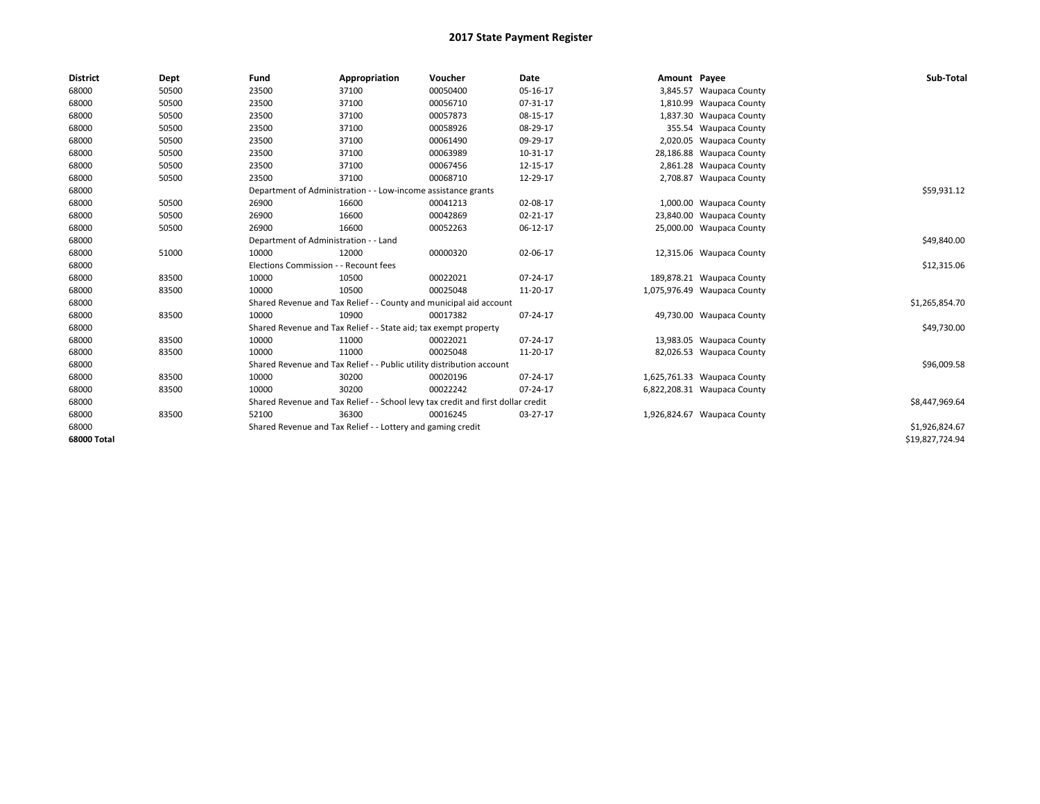# 2017 State Payment Register

| District | Dept | Fund | Appropriation | Voucher | Date | Amount | Payee | Sub-Total |
|---|---|---|---|---|---|---|---|---|
| 68000 | 50500 | 23500 | 37100 | 00050400 | 05-16-17 | 3,845.57 | Waupaca County | |
| 68000 | 50500 | 23500 | 37100 | 00056710 | 07-31-17 | 1,810.99 | Waupaca County | |
| 68000 | 50500 | 23500 | 37100 | 00057873 | 08-15-17 | 1,837.30 | Waupaca County | |
| 68000 | 50500 | 23500 | 37100 | 00058926 | 08-29-17 | 355.54 | Waupaca County | |
| 68000 | 50500 | 23500 | 37100 | 00061490 | 09-29-17 | 2,020.05 | Waupaca County | |
| 68000 | 50500 | 23500 | 37100 | 00063989 | 10-31-17 | 28,186.88 | Waupaca County | |
| 68000 | 50500 | 23500 | 37100 | 00067456 | 12-15-17 | 2,861.28 | Waupaca County | |
| 68000 | 50500 | 23500 | 37100 | 00068710 | 12-29-17 | 2,708.87 | Waupaca County | |
| 68000 | | Department of Administration - - Low-income assistance grants | | | | | | $59,931.12 |
| 68000 | 50500 | 26900 | 16600 | 00041213 | 02-08-17 | 1,000.00 | Waupaca County | |
| 68000 | 50500 | 26900 | 16600 | 00042869 | 02-21-17 | 23,840.00 | Waupaca County | |
| 68000 | 50500 | 26900 | 16600 | 00052263 | 06-12-17 | 25,000.00 | Waupaca County | |
| 68000 | | Department of Administration - - Land | | | | | | $49,840.00 |
| 68000 | 51000 | 10000 | 12000 | 00000320 | 02-06-17 | 12,315.06 | Waupaca County | |
| 68000 | | Elections Commission - - Recount fees | | | | | | $12,315.06 |
| 68000 | 83500 | 10000 | 10500 | 00022021 | 07-24-17 | 189,878.21 | Waupaca County | |
| 68000 | 83500 | 10000 | 10500 | 00025048 | 11-20-17 | 1,075,976.49 | Waupaca County | |
| 68000 | | Shared Revenue and Tax Relief - - County and municipal aid account | | | | | | $1,265,854.70 |
| 68000 | 83500 | 10000 | 10900 | 00017382 | 07-24-17 | 49,730.00 | Waupaca County | |
| 68000 | | Shared Revenue and Tax Relief - - State aid; tax exempt property | | | | | | $49,730.00 |
| 68000 | 83500 | 10000 | 11000 | 00022021 | 07-24-17 | 13,983.05 | Waupaca County | |
| 68000 | 83500 | 10000 | 11000 | 00025048 | 11-20-17 | 82,026.53 | Waupaca County | |
| 68000 | | Shared Revenue and Tax Relief - - Public utility distribution account | | | | | | $96,009.58 |
| 68000 | 83500 | 10000 | 30200 | 00020196 | 07-24-17 | 1,625,761.33 | Waupaca County | |
| 68000 | 83500 | 10000 | 30200 | 00022242 | 07-24-17 | 6,822,208.31 | Waupaca County | |
| 68000 | | Shared Revenue and Tax Relief - - School levy tax credit and first dollar credit | | | | | | $8,447,969.64 |
| 68000 | 83500 | 52100 | 36300 | 00016245 | 03-27-17 | 1,926,824.67 | Waupaca County | |
| 68000 | | Shared Revenue and Tax Relief - - Lottery and gaming credit | | | | | | $1,926,824.67 |
| **68000 Total** | | | | | | | | $19,827,724.94 |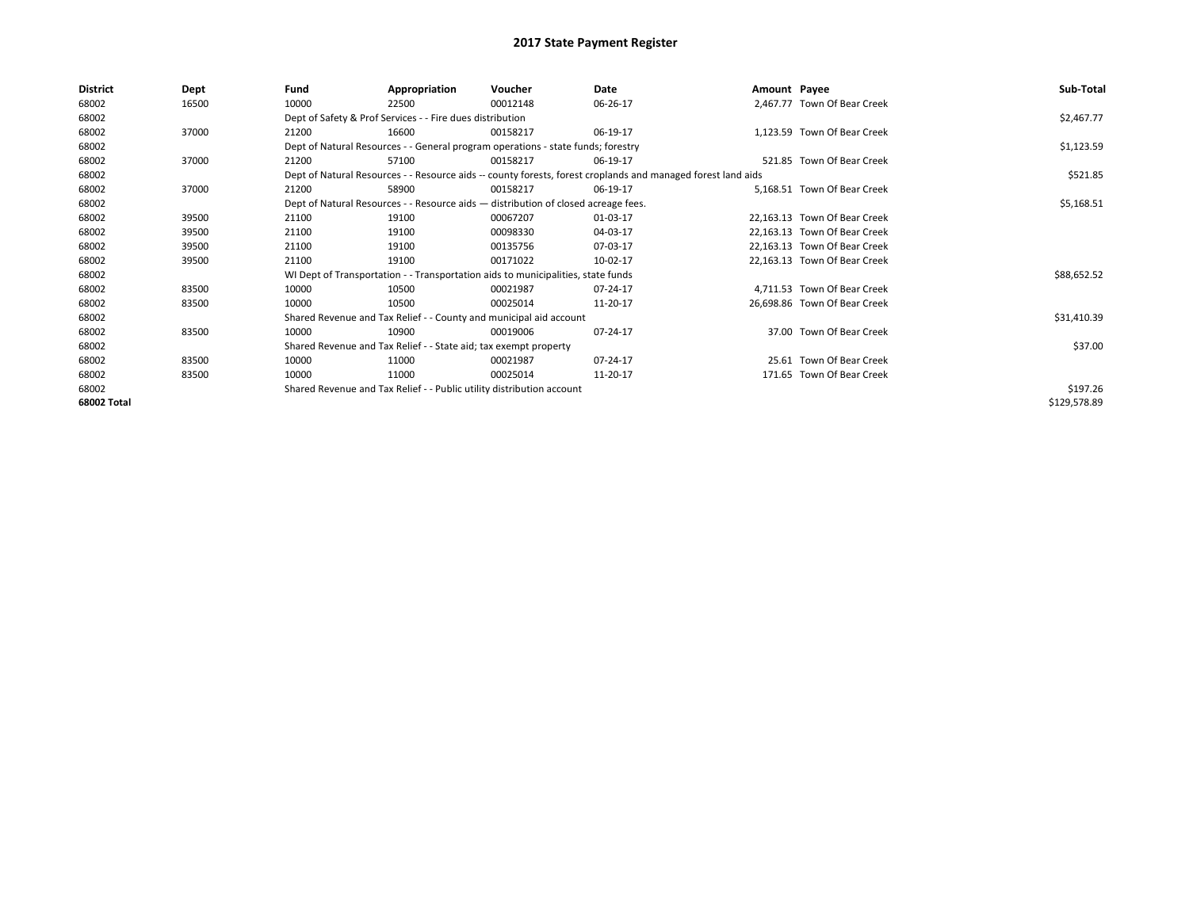# 2017 State Payment Register

| District | Dept | Fund | Appropriation | Voucher | Date | Amount | Payee | Sub-Total |
|---|---|---|---|---|---|---|---|---|
| 68002 | 16500 | 10000 | 22500 | 00012148 | 06-26-17 | 2,467.77 | Town Of Bear Creek | |
| 68002 | | Dept of Safety & Prof Services - - Fire dues distribution | | | | | | $2,467.77 |
| 68002 | 37000 | 21200 | 16600 | 00158217 | 06-19-17 | 1,123.59 | Town Of Bear Creek | |
| 68002 | | Dept of Natural Resources - - General program operations - state funds; forestry | | | | | | $1,123.59 |
| 68002 | 37000 | 21200 | 57100 | 00158217 | 06-19-17 | 521.85 | Town Of Bear Creek | |
| 68002 | | Dept of Natural Resources - - Resource aids -- county forests, forest croplands and managed forest land aids | | | | | | $521.85 |
| 68002 | 37000 | 21200 | 58900 | 00158217 | 06-19-17 | 5,168.51 | Town Of Bear Creek | |
| 68002 | | Dept of Natural Resources - - Resource aids — distribution of closed acreage fees. | | | | | | $5,168.51 |
| 68002 | 39500 | 21100 | 19100 | 00067207 | 01-03-17 | 22,163.13 | Town Of Bear Creek | |
| 68002 | 39500 | 21100 | 19100 | 00098330 | 04-03-17 | 22,163.13 | Town Of Bear Creek | |
| 68002 | 39500 | 21100 | 19100 | 00135756 | 07-03-17 | 22,163.13 | Town Of Bear Creek | |
| 68002 | 39500 | 21100 | 19100 | 00171022 | 10-02-17 | 22,163.13 | Town Of Bear Creek | |
| 68002 | | WI Dept of Transportation - - Transportation aids to municipalities, state funds | | | | | | $88,652.52 |
| 68002 | 83500 | 10000 | 10500 | 00021987 | 07-24-17 | 4,711.53 | Town Of Bear Creek | |
| 68002 | 83500 | 10000 | 10500 | 00025014 | 11-20-17 | 26,698.86 | Town Of Bear Creek | |
| 68002 | | Shared Revenue and Tax Relief - - County and municipal aid account | | | | | | $31,410.39 |
| 68002 | 83500 | 10000 | 10900 | 00019006 | 07-24-17 | 37.00 | Town Of Bear Creek | |
| 68002 | | Shared Revenue and Tax Relief - - State aid; tax exempt property | | | | | | $37.00 |
| 68002 | 83500 | 10000 | 11000 | 00021987 | 07-24-17 | 25.61 | Town Of Bear Creek | |
| 68002 | 83500 | 10000 | 11000 | 00025014 | 11-20-17 | 171.65 | Town Of Bear Creek | |
| 68002 | | Shared Revenue and Tax Relief - - Public utility distribution account | | | | | | $197.26 |
| **68002 Total** | | | | | | | | $129,578.89 |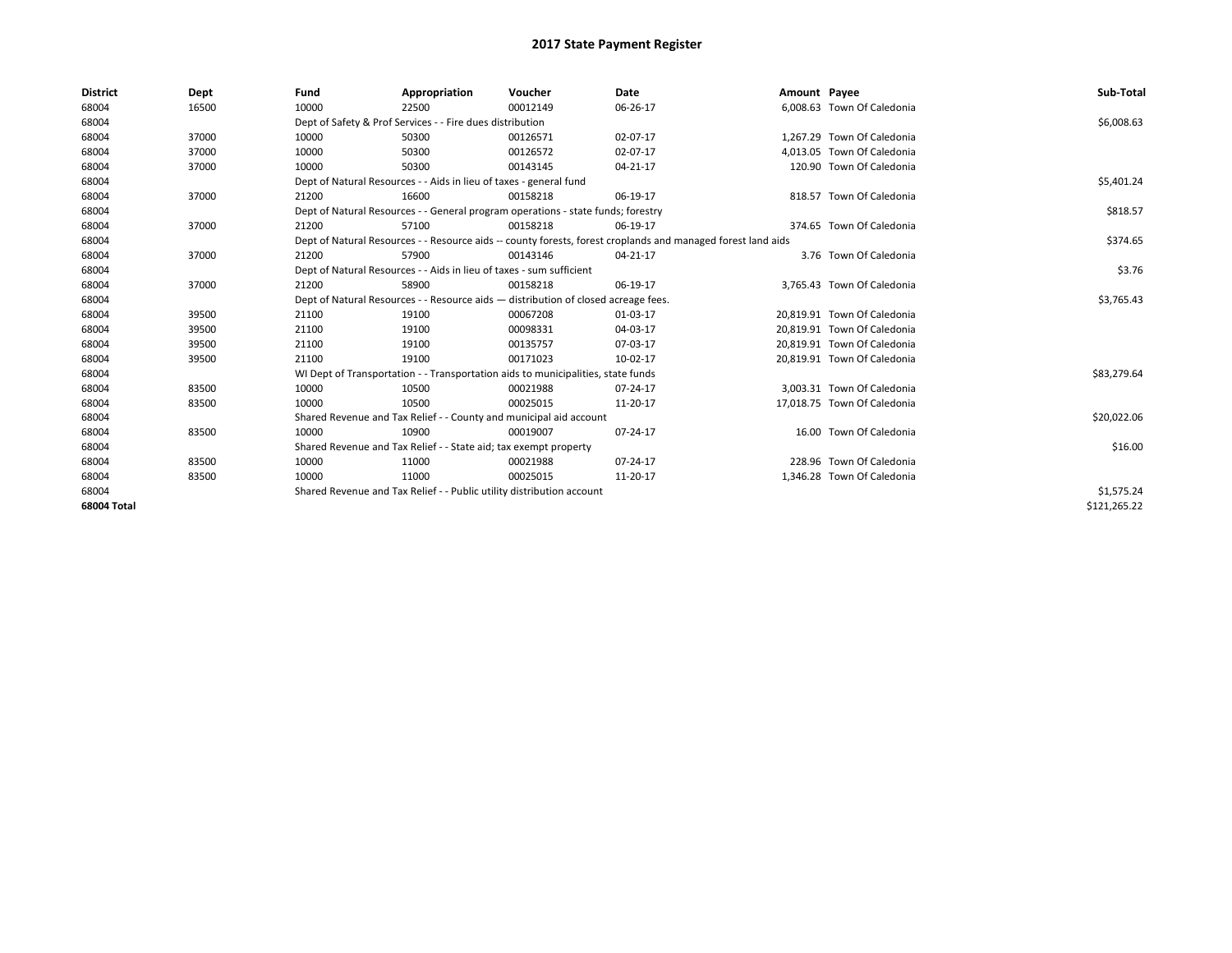# 2017 State Payment Register

| District | Dept | Fund | Appropriation | Voucher | Date | Amount | Payee | Sub-Total |
|---|---|---|---|---|---|---|---|---|
| 68004 | 16500 | 10000 | 22500 | 00012149 | 06-26-17 | 6,008.63 | Town Of Caledonia | |
| 68004 | | Dept of Safety & Prof Services - - Fire dues distribution | | | | | | $6,008.63 |
| 68004 | 37000 | 10000 | 50300 | 00126571 | 02-07-17 | 1,267.29 | Town Of Caledonia | |
| 68004 | 37000 | 10000 | 50300 | 00126572 | 02-07-17 | 4,013.05 | Town Of Caledonia | |
| 68004 | 37000 | 10000 | 50300 | 00143145 | 04-21-17 | 120.90 | Town Of Caledonia | |
| 68004 | | Dept of Natural Resources - - Aids in lieu of taxes - general fund | | | | | | $5,401.24 |
| 68004 | 37000 | 21200 | 16600 | 00158218 | 06-19-17 | 818.57 | Town Of Caledonia | |
| 68004 | | Dept of Natural Resources - - General program operations - state funds; forestry | | | | | | $818.57 |
| 68004 | 37000 | 21200 | 57100 | 00158218 | 06-19-17 | 374.65 | Town Of Caledonia | |
| 68004 | | Dept of Natural Resources - - Resource aids -- county forests, forest croplands and managed forest land aids | | | | | | $374.65 |
| 68004 | 37000 | 21200 | 57900 | 00143146 | 04-21-17 | 3.76 | Town Of Caledonia | |
| 68004 | | Dept of Natural Resources - - Aids in lieu of taxes - sum sufficient | | | | | | $3.76 |
| 68004 | 37000 | 21200 | 58900 | 00158218 | 06-19-17 | 3,765.43 | Town Of Caledonia | |
| 68004 | | Dept of Natural Resources - - Resource aids — distribution of closed acreage fees. | | | | | | $3,765.43 |
| 68004 | 39500 | 21100 | 19100 | 00067208 | 01-03-17 | 20,819.91 | Town Of Caledonia | |
| 68004 | 39500 | 21100 | 19100 | 00098331 | 04-03-17 | 20,819.91 | Town Of Caledonia | |
| 68004 | 39500 | 21100 | 19100 | 00135757 | 07-03-17 | 20,819.91 | Town Of Caledonia | |
| 68004 | 39500 | 21100 | 19100 | 00171023 | 10-02-17 | 20,819.91 | Town Of Caledonia | |
| 68004 | | WI Dept of Transportation - - Transportation aids to municipalities, state funds | | | | | | $83,279.64 |
| 68004 | 83500 | 10000 | 10500 | 00021988 | 07-24-17 | 3,003.31 | Town Of Caledonia | |
| 68004 | 83500 | 10000 | 10500 | 00025015 | 11-20-17 | 17,018.75 | Town Of Caledonia | |
| 68004 | | Shared Revenue and Tax Relief - - County and municipal aid account | | | | | | $20,022.06 |
| 68004 | 83500 | 10000 | 10900 | 00019007 | 07-24-17 | 16.00 | Town Of Caledonia | |
| 68004 | | Shared Revenue and Tax Relief - - State aid; tax exempt property | | | | | | $16.00 |
| 68004 | 83500 | 10000 | 11000 | 00021988 | 07-24-17 | 228.96 | Town Of Caledonia | |
| 68004 | 83500 | 10000 | 11000 | 00025015 | 11-20-17 | 1,346.28 | Town Of Caledonia | |
| 68004 | | Shared Revenue and Tax Relief - - Public utility distribution account | | | | | | $1,575.24 |
| **68004 Total** | | | | | | | | $121,265.22 |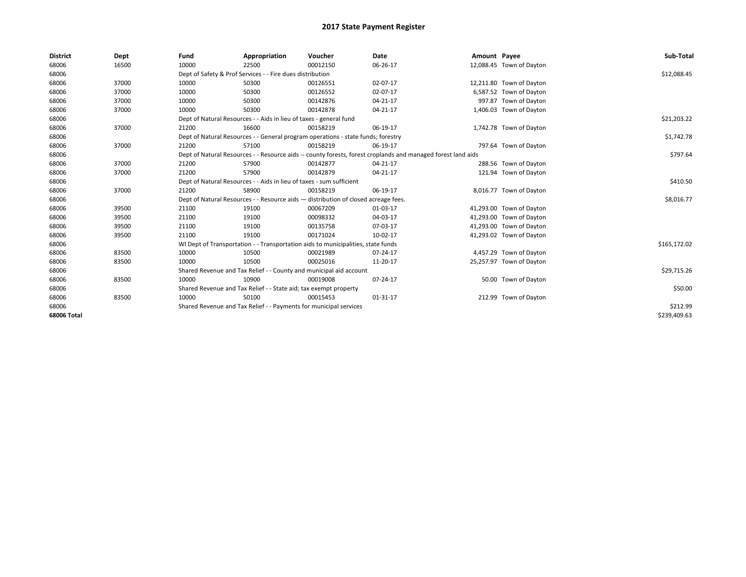# 2017 State Payment Register

| District | Dept | Fund | Appropriation | Voucher | Date | Amount | Payee | Sub-Total |
|---|---|---|---|---|---|---|---|---|
| 68006 | 16500 | 10000 | 22500 | 00012150 | 06-26-17 | 12,088.45 | Town of Dayton | |
| 68006 | | Dept of Safety & Prof Services - - Fire dues distribution | | | | | | $12,088.45 |
| 68006 | 37000 | 10000 | 50300 | 00126551 | 02-07-17 | 12,211.80 | Town of Dayton | |
| 68006 | 37000 | 10000 | 50300 | 00126552 | 02-07-17 | 6,587.52 | Town of Dayton | |
| 68006 | 37000 | 10000 | 50300 | 00142876 | 04-21-17 | 997.87 | Town of Dayton | |
| 68006 | 37000 | 10000 | 50300 | 00142878 | 04-21-17 | 1,406.03 | Town of Dayton | |
| 68006 | | Dept of Natural Resources - - Aids in lieu of taxes - general fund | | | | | | $21,203.22 |
| 68006 | 37000 | 21200 | 16600 | 00158219 | 06-19-17 | 1,742.78 | Town of Dayton | |
| 68006 | | Dept of Natural Resources - - General program operations - state funds; forestry | | | | | | $1,742.78 |
| 68006 | 37000 | 21200 | 57100 | 00158219 | 06-19-17 | 797.64 | Town of Dayton | |
| 68006 | | Dept of Natural Resources - - Resource aids -- county forests, forest croplands and managed forest land aids | | | | | | $797.64 |
| 68006 | 37000 | 21200 | 57900 | 00142877 | 04-21-17 | 288.56 | Town of Dayton | |
| 68006 | 37000 | 21200 | 57900 | 00142879 | 04-21-17 | 121.94 | Town of Dayton | |
| 68006 | | Dept of Natural Resources - - Aids in lieu of taxes - sum sufficient | | | | | | $410.50 |
| 68006 | 37000 | 21200 | 58900 | 00158219 | 06-19-17 | 8,016.77 | Town of Dayton | |
| 68006 | | Dept of Natural Resources - - Resource aids — distribution of closed acreage fees. | | | | | | $8,016.77 |
| 68006 | 39500 | 21100 | 19100 | 00067209 | 01-03-17 | 41,293.00 | Town of Dayton | |
| 68006 | 39500 | 21100 | 19100 | 00098332 | 04-03-17 | 41,293.00 | Town of Dayton | |
| 68006 | 39500 | 21100 | 19100 | 00135758 | 07-03-17 | 41,293.00 | Town of Dayton | |
| 68006 | 39500 | 21100 | 19100 | 00171024 | 10-02-17 | 41,293.02 | Town of Dayton | |
| 68006 | | WI Dept of Transportation - - Transportation aids to municipalities, state funds | | | | | | $165,172.02 |
| 68006 | 83500 | 10000 | 10500 | 00021989 | 07-24-17 | 4,457.29 | Town of Dayton | |
| 68006 | 83500 | 10000 | 10500 | 00025016 | 11-20-17 | 25,257.97 | Town of Dayton | |
| 68006 | | Shared Revenue and Tax Relief - - County and municipal aid account | | | | | | $29,715.26 |
| 68006 | 83500 | 10000 | 10900 | 00019008 | 07-24-17 | 50.00 | Town of Dayton | |
| 68006 | | Shared Revenue and Tax Relief - - State aid; tax exempt property | | | | | | $50.00 |
| 68006 | 83500 | 10000 | 50100 | 00015453 | 01-31-17 | 212.99 | Town of Dayton | |
| 68006 | | Shared Revenue and Tax Relief - - Payments for municipal services | | | | | | $212.99 |
| **68006 Total** | | | | | | | | $239,409.63 |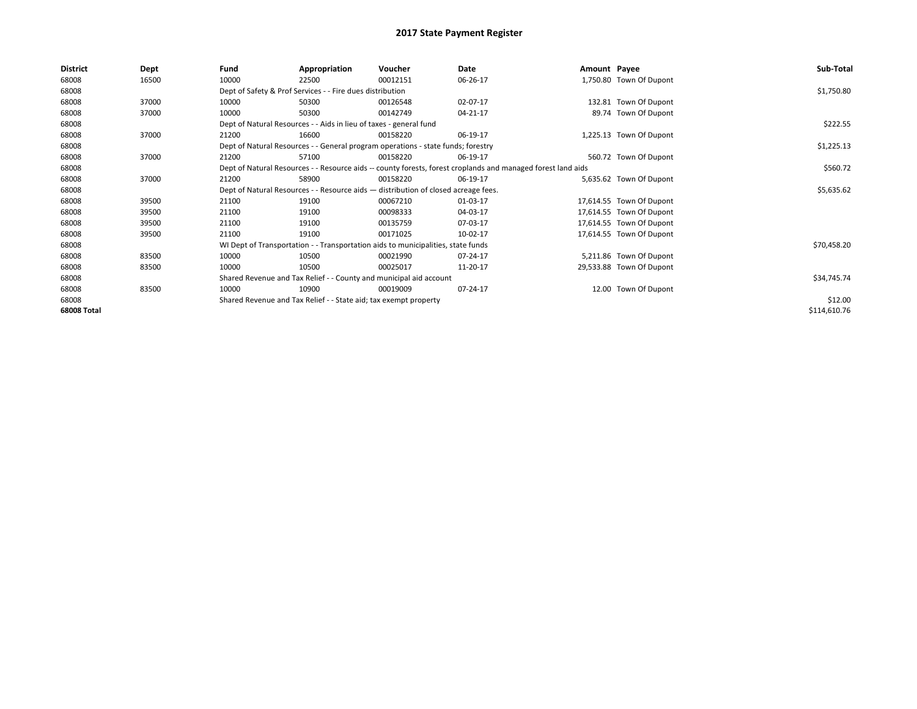# 2017 State Payment Register

| District | Dept | Fund | Appropriation | Voucher | Date | Amount | Payee | Sub-Total |
|---|---|---|---|---|---|---|---|---|
| 68008 | 16500 | 10000 | 22500 | 00012151 | 06-26-17 | 1,750.80 | Town Of Dupont | |
| 68008 | | Dept of Safety & Prof Services - - Fire dues distribution | | | | | | $1,750.80 |
| 68008 | 37000 | 10000 | 50300 | 00126548 | 02-07-17 | 132.81 | Town Of Dupont | |
| 68008 | 37000 | 10000 | 50300 | 00142749 | 04-21-17 | 89.74 | Town Of Dupont | |
| 68008 | | Dept of Natural Resources - - Aids in lieu of taxes - general fund | | | | | | $222.55 |
| 68008 | 37000 | 21200 | 16600 | 00158220 | 06-19-17 | 1,225.13 | Town Of Dupont | |
| 68008 | | Dept of Natural Resources - - General program operations - state funds; forestry | | | | | | $1,225.13 |
| 68008 | 37000 | 21200 | 57100 | 00158220 | 06-19-17 | 560.72 | Town Of Dupont | |
| 68008 | | Dept of Natural Resources - - Resource aids -- county forests, forest croplands and managed forest land aids | | | | | | $560.72 |
| 68008 | 37000 | 21200 | 58900 | 00158220 | 06-19-17 | 5,635.62 | Town Of Dupont | |
| 68008 | | Dept of Natural Resources - - Resource aids — distribution of closed acreage fees. | | | | | | $5,635.62 |
| 68008 | 39500 | 21100 | 19100 | 00067210 | 01-03-17 | 17,614.55 | Town Of Dupont | |
| 68008 | 39500 | 21100 | 19100 | 00098333 | 04-03-17 | 17,614.55 | Town Of Dupont | |
| 68008 | 39500 | 21100 | 19100 | 00135759 | 07-03-17 | 17,614.55 | Town Of Dupont | |
| 68008 | 39500 | 21100 | 19100 | 00171025 | 10-02-17 | 17,614.55 | Town Of Dupont | |
| 68008 | | WI Dept of Transportation - - Transportation aids to municipalities, state funds | | | | | | $70,458.20 |
| 68008 | 83500 | 10000 | 10500 | 00021990 | 07-24-17 | 5,211.86 | Town Of Dupont | |
| 68008 | 83500 | 10000 | 10500 | 00025017 | 11-20-17 | 29,533.88 | Town Of Dupont | |
| 68008 | | Shared Revenue and Tax Relief - - County and municipal aid account | | | | | | $34,745.74 |
| 68008 | 83500 | 10000 | 10900 | 00019009 | 07-24-17 | 12.00 | Town Of Dupont | |
| 68008 | | Shared Revenue and Tax Relief - - State aid; tax exempt property | | | | | | $12.00 |
| 68008 Total | | | | | | | | $114,610.76 |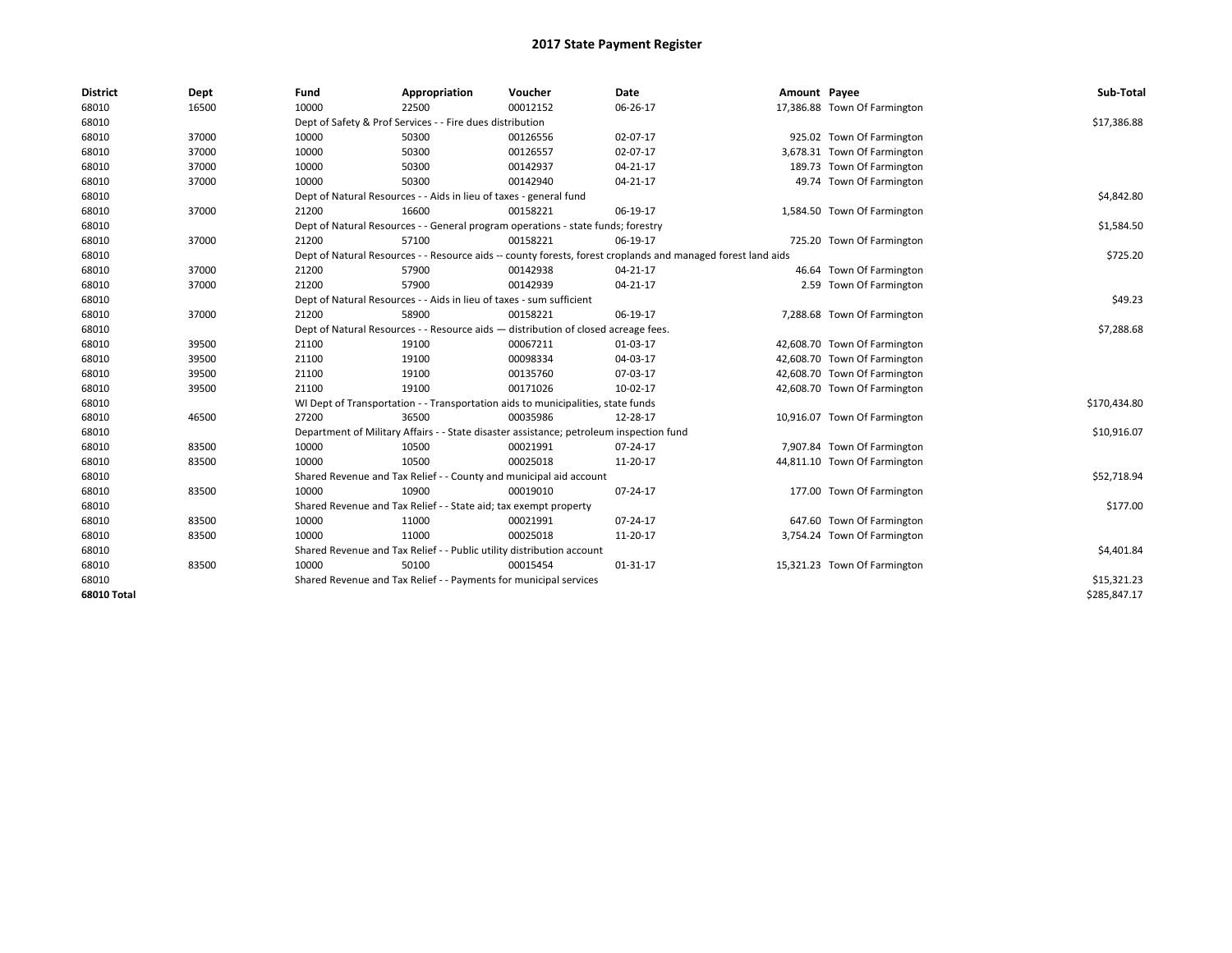# 2017 State Payment Register

| District | Dept | Fund | Appropriation | Voucher | Date | Amount | Payee | Sub-Total |
|---|---|---|---|---|---|---|---|---|
| 68010 | 16500 | 10000 | 22500 | 00012152 | 06-26-17 | 17,386.88 | Town Of Farmington | |
| 68010 | | Dept of Safety & Prof Services - - Fire dues distribution | | | | | | $17,386.88 |
| 68010 | 37000 | 10000 | 50300 | 00126556 | 02-07-17 | 925.02 | Town Of Farmington | |
| 68010 | 37000 | 10000 | 50300 | 00126557 | 02-07-17 | 3,678.31 | Town Of Farmington | |
| 68010 | 37000 | 10000 | 50300 | 00142937 | 04-21-17 | 189.73 | Town Of Farmington | |
| 68010 | 37000 | 10000 | 50300 | 00142940 | 04-21-17 | 49.74 | Town Of Farmington | |
| 68010 | | Dept of Natural Resources - - Aids in lieu of taxes - general fund | | | | | | $4,842.80 |
| 68010 | 37000 | 21200 | 16600 | 00158221 | 06-19-17 | 1,584.50 | Town Of Farmington | |
| 68010 | | Dept of Natural Resources - - General program operations - state funds; forestry | | | | | | $1,584.50 |
| 68010 | 37000 | 21200 | 57100 | 00158221 | 06-19-17 | 725.20 | Town Of Farmington | |
| 68010 | | Dept of Natural Resources - - Resource aids -- county forests, forest croplands and managed forest land aids | | | | | | $725.20 |
| 68010 | 37000 | 21200 | 57900 | 00142938 | 04-21-17 | 46.64 | Town Of Farmington | |
| 68010 | 37000 | 21200 | 57900 | 00142939 | 04-21-17 | 2.59 | Town Of Farmington | |
| 68010 | | Dept of Natural Resources - - Aids in lieu of taxes - sum sufficient | | | | | | $49.23 |
| 68010 | 37000 | 21200 | 58900 | 00158221 | 06-19-17 | 7,288.68 | Town Of Farmington | |
| 68010 | | Dept of Natural Resources - - Resource aids — distribution of closed acreage fees. | | | | | | $7,288.68 |
| 68010 | 39500 | 21100 | 19100 | 00067211 | 01-03-17 | 42,608.70 | Town Of Farmington | |
| 68010 | 39500 | 21100 | 19100 | 00098334 | 04-03-17 | 42,608.70 | Town Of Farmington | |
| 68010 | 39500 | 21100 | 19100 | 00135760 | 07-03-17 | 42,608.70 | Town Of Farmington | |
| 68010 | 39500 | 21100 | 19100 | 00171026 | 10-02-17 | 42,608.70 | Town Of Farmington | |
| 68010 | | WI Dept of Transportation - - Transportation aids to municipalities, state funds | | | | | | $170,434.80 |
| 68010 | 46500 | 27200 | 36500 | 00035986 | 12-28-17 | 10,916.07 | Town Of Farmington | |
| 68010 | | Department of Military Affairs - - State disaster assistance; petroleum inspection fund | | | | | | $10,916.07 |
| 68010 | 83500 | 10000 | 10500 | 00021991 | 07-24-17 | 7,907.84 | Town Of Farmington | |
| 68010 | 83500 | 10000 | 10500 | 00025018 | 11-20-17 | 44,811.10 | Town Of Farmington | |
| 68010 | | Shared Revenue and Tax Relief - - County and municipal aid account | | | | | | $52,718.94 |
| 68010 | 83500 | 10000 | 10900 | 00019010 | 07-24-17 | 177.00 | Town Of Farmington | |
| 68010 | | Shared Revenue and Tax Relief - - State aid; tax exempt property | | | | | | $177.00 |
| 68010 | 83500 | 10000 | 11000 | 00021991 | 07-24-17 | 647.60 | Town Of Farmington | |
| 68010 | 83500 | 10000 | 11000 | 00025018 | 11-20-17 | 3,754.24 | Town Of Farmington | |
| 68010 | | Shared Revenue and Tax Relief - - Public utility distribution account | | | | | | $4,401.84 |
| 68010 | 83500 | 10000 | 50100 | 00015454 | 01-31-17 | 15,321.23 | Town Of Farmington | |
| 68010 | | Shared Revenue and Tax Relief - - Payments for municipal services | | | | | | $15,321.23 |
| **68010 Total** | | | | | | | | $285,847.17 |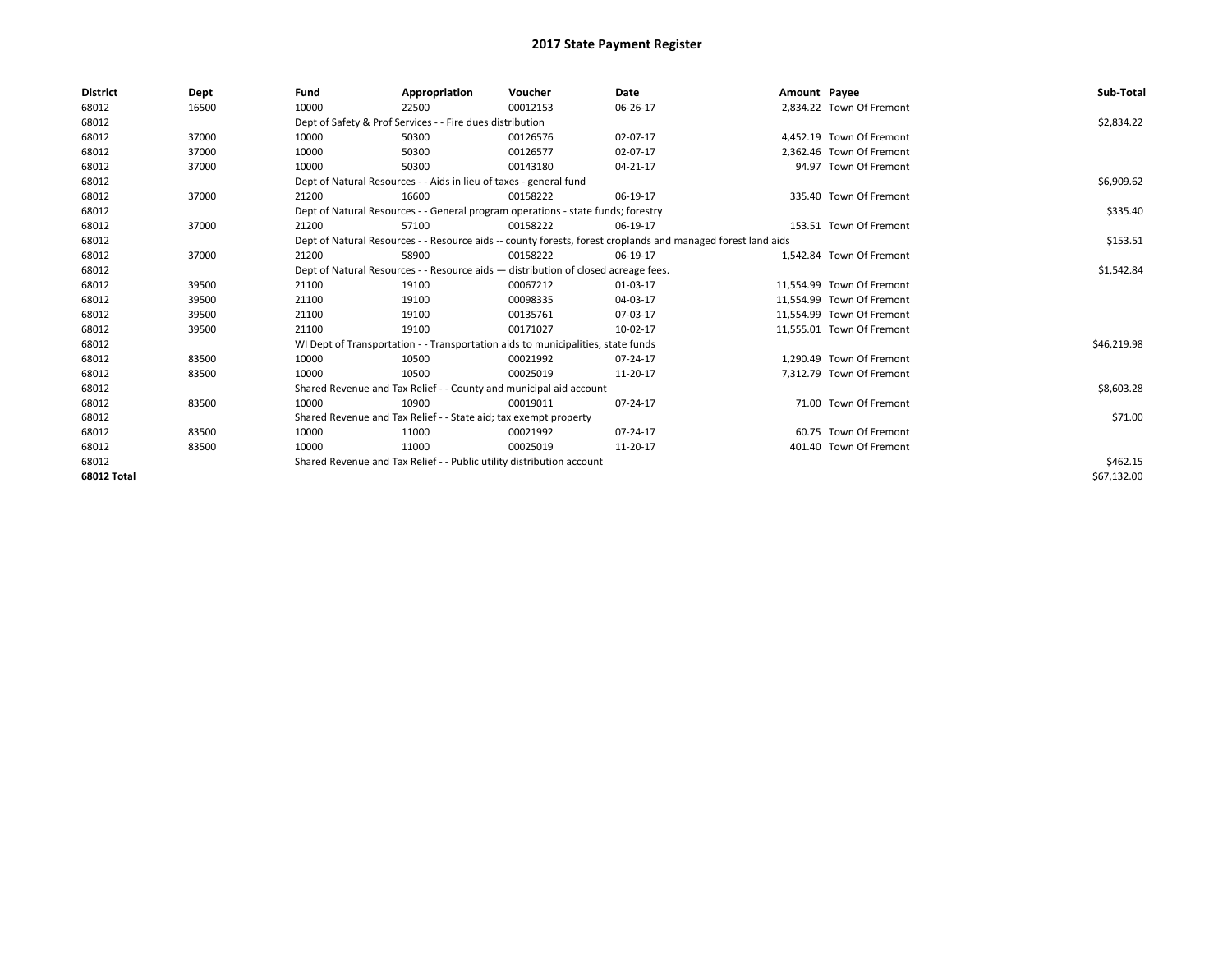# 2017 State Payment Register

| District | Dept | Fund | Appropriation | Voucher | Date | Amount | Payee | Sub-Total |
|---|---|---|---|---|---|---|---|---|
| 68012 | 16500 | 10000 | 22500 | 00012153 | 06-26-17 | 2,834.22 | Town Of Fremont | |
| 68012 | | Dept of Safety & Prof Services - - Fire dues distribution | | | | | | $2,834.22 |
| 68012 | 37000 | 10000 | 50300 | 00126576 | 02-07-17 | 4,452.19 | Town Of Fremont | |
| 68012 | 37000 | 10000 | 50300 | 00126577 | 02-07-17 | 2,362.46 | Town Of Fremont | |
| 68012 | 37000 | 10000 | 50300 | 00143180 | 04-21-17 | 94.97 | Town Of Fremont | |
| 68012 | | Dept of Natural Resources - - Aids in lieu of taxes - general fund | | | | | | $6,909.62 |
| 68012 | 37000 | 21200 | 16600 | 00158222 | 06-19-17 | 335.40 | Town Of Fremont | |
| 68012 | | Dept of Natural Resources - - General program operations - state funds; forestry | | | | | | $335.40 |
| 68012 | 37000 | 21200 | 57100 | 00158222 | 06-19-17 | 153.51 | Town Of Fremont | |
| 68012 | | Dept of Natural Resources - - Resource aids -- county forests, forest croplands and managed forest land aids | | | | | | $153.51 |
| 68012 | 37000 | 21200 | 58900 | 00158222 | 06-19-17 | 1,542.84 | Town Of Fremont | |
| 68012 | | Dept of Natural Resources - - Resource aids — distribution of closed acreage fees. | | | | | | $1,542.84 |
| 68012 | 39500 | 21100 | 19100 | 00067212 | 01-03-17 | 11,554.99 | Town Of Fremont | |
| 68012 | 39500 | 21100 | 19100 | 00098335 | 04-03-17 | 11,554.99 | Town Of Fremont | |
| 68012 | 39500 | 21100 | 19100 | 00135761 | 07-03-17 | 11,554.99 | Town Of Fremont | |
| 68012 | 39500 | 21100 | 19100 | 00171027 | 10-02-17 | 11,555.01 | Town Of Fremont | |
| 68012 | | WI Dept of Transportation - - Transportation aids to municipalities, state funds | | | | | | $46,219.98 |
| 68012 | 83500 | 10000 | 10500 | 00021992 | 07-24-17 | 1,290.49 | Town Of Fremont | |
| 68012 | 83500 | 10000 | 10500 | 00025019 | 11-20-17 | 7,312.79 | Town Of Fremont | |
| 68012 | | Shared Revenue and Tax Relief - - County and municipal aid account | | | | | | $8,603.28 |
| 68012 | 83500 | 10000 | 10900 | 00019011 | 07-24-17 | 71.00 | Town Of Fremont | |
| 68012 | | Shared Revenue and Tax Relief - - State aid; tax exempt property | | | | | | $71.00 |
| 68012 | 83500 | 10000 | 11000 | 00021992 | 07-24-17 | 60.75 | Town Of Fremont | |
| 68012 | 83500 | 10000 | 11000 | 00025019 | 11-20-17 | 401.40 | Town Of Fremont | |
| 68012 | | Shared Revenue and Tax Relief - - Public utility distribution account | | | | | | $462.15 |
| **68012 Total** | | | | | | | | $67,132.00 |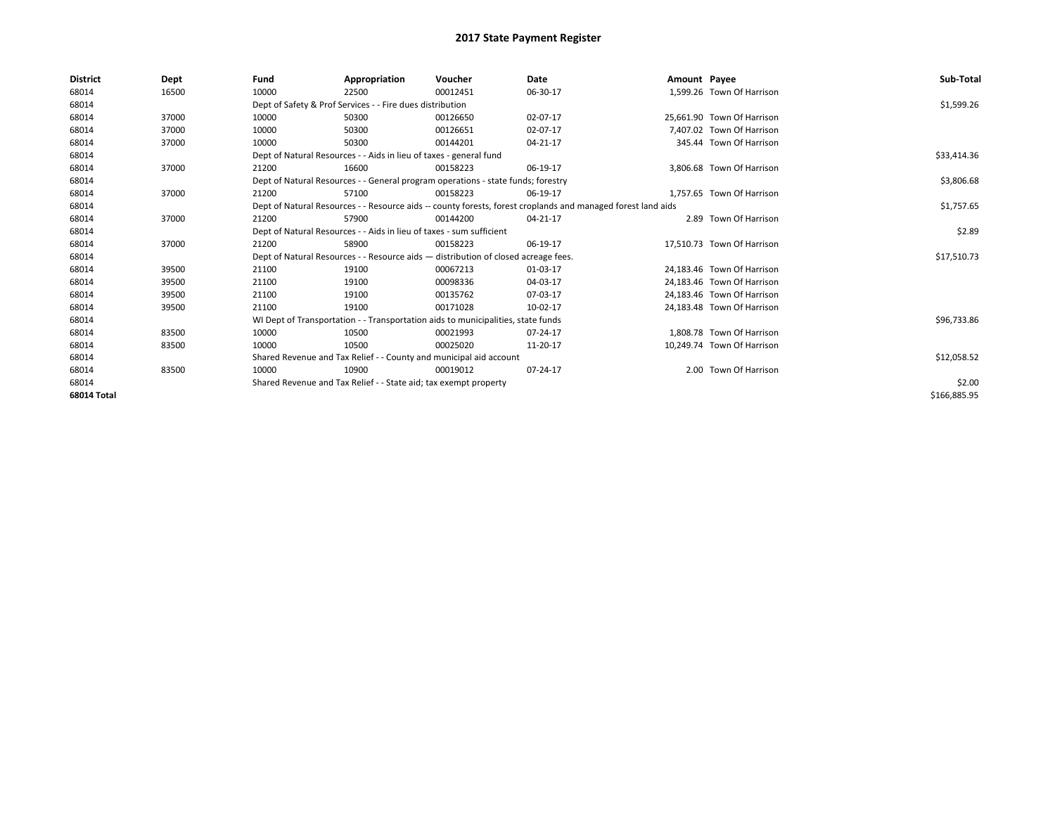# 2017 State Payment Register

| District | Dept | Fund | Appropriation | Voucher | Date | Amount | Payee | Sub-Total |
|---|---|---|---|---|---|---|---|---|
| 68014 | 16500 | 10000 | 22500 | 00012451 | 06-30-17 | 1,599.26 | Town Of Harrison | |
| 68014 | | Dept of Safety & Prof Services - - Fire dues distribution | | | | | | $1,599.26 |
| 68014 | 37000 | 10000 | 50300 | 00126650 | 02-07-17 | 25,661.90 | Town Of Harrison | |
| 68014 | 37000 | 10000 | 50300 | 00126651 | 02-07-17 | 7,407.02 | Town Of Harrison | |
| 68014 | 37000 | 10000 | 50300 | 00144201 | 04-21-17 | 345.44 | Town Of Harrison | |
| 68014 | | Dept of Natural Resources - - Aids in lieu of taxes - general fund | | | | | | $33,414.36 |
| 68014 | 37000 | 21200 | 16600 | 00158223 | 06-19-17 | 3,806.68 | Town Of Harrison | |
| 68014 | | Dept of Natural Resources - - General program operations - state funds; forestry | | | | | | $3,806.68 |
| 68014 | 37000 | 21200 | 57100 | 00158223 | 06-19-17 | 1,757.65 | Town Of Harrison | |
| 68014 | | Dept of Natural Resources - - Resource aids -- county forests, forest croplands and managed forest land aids | | | | | | $1,757.65 |
| 68014 | 37000 | 21200 | 57900 | 00144200 | 04-21-17 | 2.89 | Town Of Harrison | |
| 68014 | | Dept of Natural Resources - - Aids in lieu of taxes - sum sufficient | | | | | | $2.89 |
| 68014 | 37000 | 21200 | 58900 | 00158223 | 06-19-17 | 17,510.73 | Town Of Harrison | |
| 68014 | | Dept of Natural Resources - - Resource aids — distribution of closed acreage fees. | | | | | | $17,510.73 |
| 68014 | 39500 | 21100 | 19100 | 00067213 | 01-03-17 | 24,183.46 | Town Of Harrison | |
| 68014 | 39500 | 21100 | 19100 | 00098336 | 04-03-17 | 24,183.46 | Town Of Harrison | |
| 68014 | 39500 | 21100 | 19100 | 00135762 | 07-03-17 | 24,183.46 | Town Of Harrison | |
| 68014 | 39500 | 21100 | 19100 | 00171028 | 10-02-17 | 24,183.48 | Town Of Harrison | |
| 68014 | | WI Dept of Transportation - - Transportation aids to municipalities, state funds | | | | | | $96,733.86 |
| 68014 | 83500 | 10000 | 10500 | 00021993 | 07-24-17 | 1,808.78 | Town Of Harrison | |
| 68014 | 83500 | 10000 | 10500 | 00025020 | 11-20-17 | 10,249.74 | Town Of Harrison | |
| 68014 | | Shared Revenue and Tax Relief - - County and municipal aid account | | | | | | $12,058.52 |
| 68014 | 83500 | 10000 | 10900 | 00019012 | 07-24-17 | 2.00 | Town Of Harrison | |
| 68014 | | Shared Revenue and Tax Relief - - State aid; tax exempt property | | | | | | $2.00 |
| 68014 Total | | | | | | | | $166,885.95 |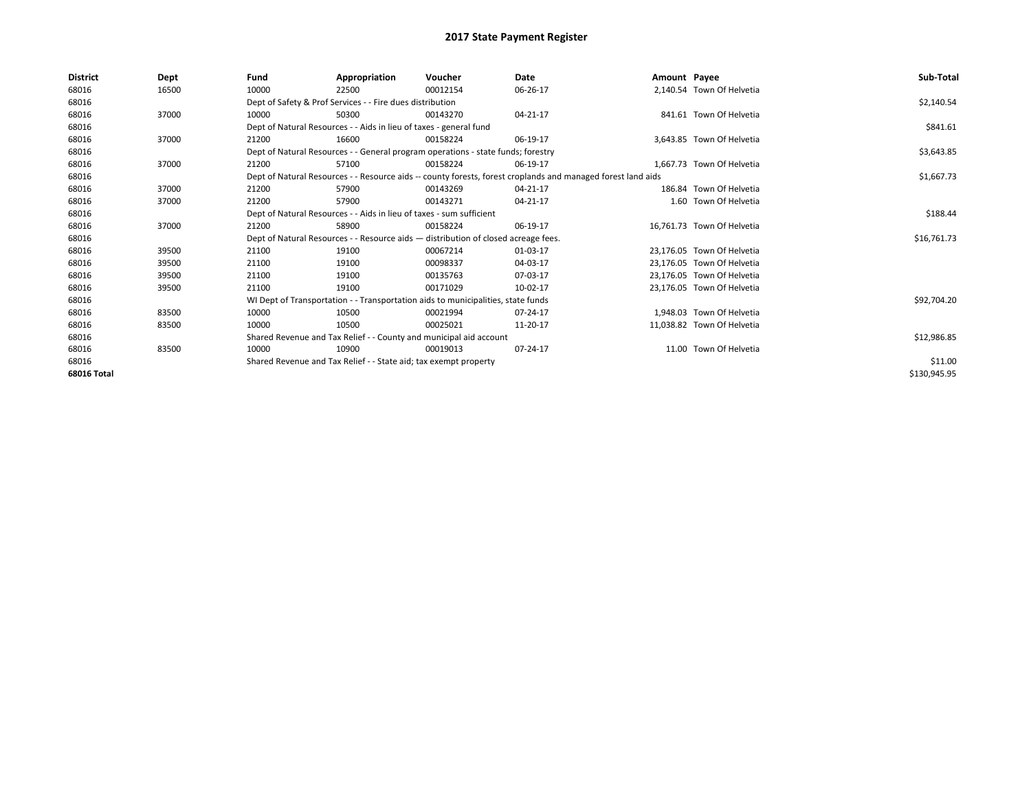# 2017 State Payment Register

| District | Dept | Fund | Appropriation | Voucher | Date | Amount | Payee | Sub-Total |
|---|---|---|---|---|---|---|---|---|
| 68016 | 16500 | 10000 | 22500 | 00012154 | 06-26-17 | 2,140.54 | Town Of Helvetia | |
| 68016 | | Dept of Safety & Prof Services - - Fire dues distribution | | | | | | $2,140.54 |
| 68016 | 37000 | 10000 | 50300 | 00143270 | 04-21-17 | 841.61 | Town Of Helvetia | |
| 68016 | | Dept of Natural Resources - - Aids in lieu of taxes - general fund | | | | | | $841.61 |
| 68016 | 37000 | 21200 | 16600 | 00158224 | 06-19-17 | 3,643.85 | Town Of Helvetia | |
| 68016 | | Dept of Natural Resources - - General program operations - state funds; forestry | | | | | | $3,643.85 |
| 68016 | 37000 | 21200 | 57100 | 00158224 | 06-19-17 | 1,667.73 | Town Of Helvetia | |
| 68016 | | Dept of Natural Resources - - Resource aids -- county forests, forest croplands and managed forest land aids | | | | | | $1,667.73 |
| 68016 | 37000 | 21200 | 57900 | 00143269 | 04-21-17 | 186.84 | Town Of Helvetia | |
| 68016 | 37000 | 21200 | 57900 | 00143271 | 04-21-17 | 1.60 | Town Of Helvetia | |
| 68016 | | Dept of Natural Resources - - Aids in lieu of taxes - sum sufficient | | | | | | $188.44 |
| 68016 | 37000 | 21200 | 58900 | 00158224 | 06-19-17 | 16,761.73 | Town Of Helvetia | |
| 68016 | | Dept of Natural Resources - - Resource aids — distribution of closed acreage fees. | | | | | | $16,761.73 |
| 68016 | 39500 | 21100 | 19100 | 00067214 | 01-03-17 | 23,176.05 | Town Of Helvetia | |
| 68016 | 39500 | 21100 | 19100 | 00098337 | 04-03-17 | 23,176.05 | Town Of Helvetia | |
| 68016 | 39500 | 21100 | 19100 | 00135763 | 07-03-17 | 23,176.05 | Town Of Helvetia | |
| 68016 | 39500 | 21100 | 19100 | 00171029 | 10-02-17 | 23,176.05 | Town Of Helvetia | |
| 68016 | | WI Dept of Transportation - - Transportation aids to municipalities, state funds | | | | | | $92,704.20 |
| 68016 | 83500 | 10000 | 10500 | 00021994 | 07-24-17 | 1,948.03 | Town Of Helvetia | |
| 68016 | 83500 | 10000 | 10500 | 00025021 | 11-20-17 | 11,038.82 | Town Of Helvetia | |
| 68016 | | Shared Revenue and Tax Relief - - County and municipal aid account | | | | | | $12,986.85 |
| 68016 | 83500 | 10000 | 10900 | 00019013 | 07-24-17 | 11.00 | Town Of Helvetia | |
| 68016 | | Shared Revenue and Tax Relief - - State aid; tax exempt property | | | | | | $11.00 |
| **68016 Total** | | | | | | | | $130,945.95 |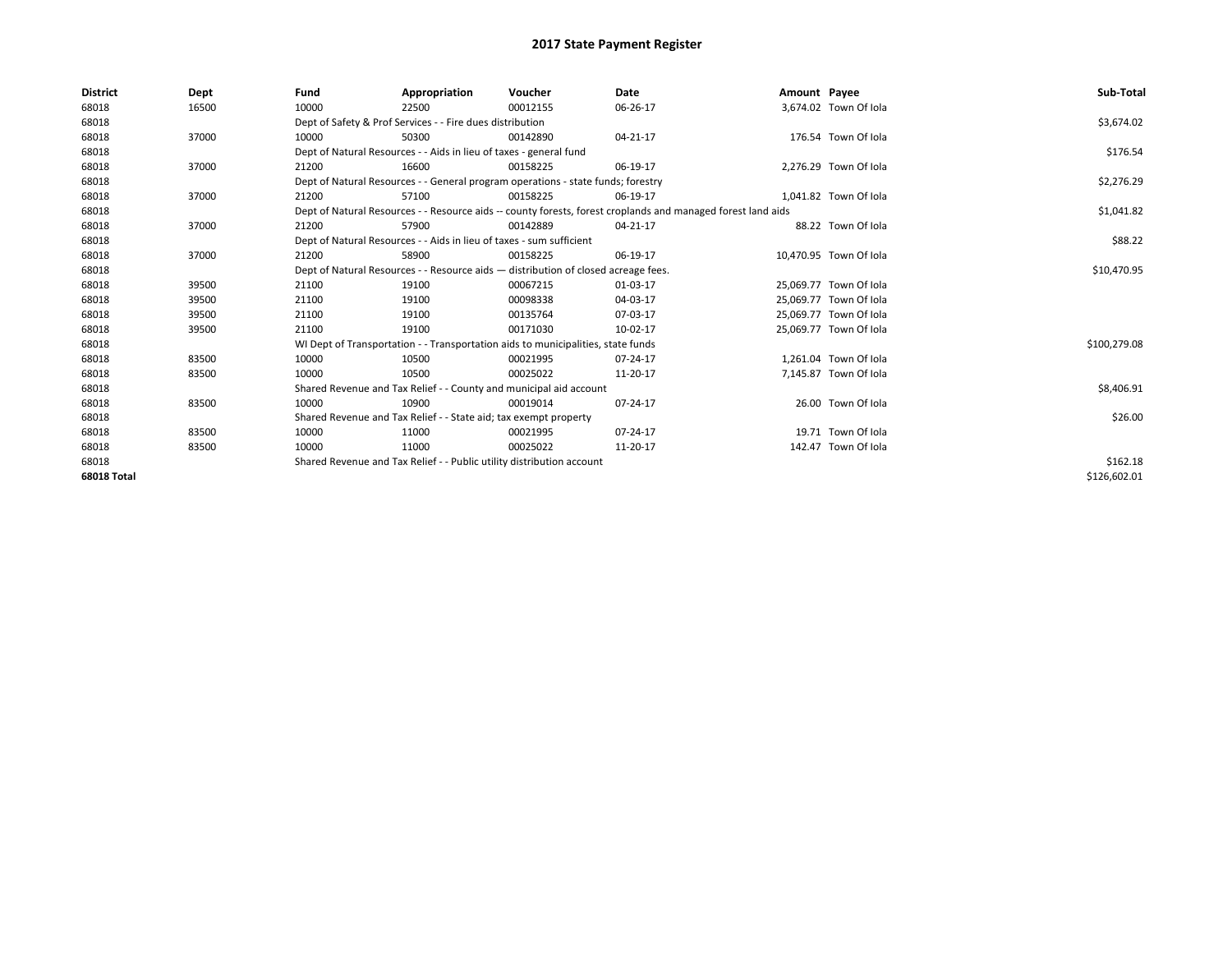# 2017 State Payment Register

| District | Dept | Fund | Appropriation | Voucher | Date | Amount | Payee | Sub-Total |
|---|---|---|---|---|---|---|---|---|
| 68018 | 16500 | 10000 | 22500 | 00012155 | 06-26-17 | 3,674.02 | Town Of Iola | |
| 68018 | | Dept of Safety & Prof Services - - Fire dues distribution | | | | | | $3,674.02 |
| 68018 | 37000 | 10000 | 50300 | 00142890 | 04-21-17 | 176.54 | Town Of Iola | |
| 68018 | | Dept of Natural Resources - - Aids in lieu of taxes - general fund | | | | | | $176.54 |
| 68018 | 37000 | 21200 | 16600 | 00158225 | 06-19-17 | 2,276.29 | Town Of Iola | |
| 68018 | | Dept of Natural Resources - - General program operations - state funds; forestry | | | | | | $2,276.29 |
| 68018 | 37000 | 21200 | 57100 | 00158225 | 06-19-17 | 1,041.82 | Town Of Iola | |
| 68018 | | Dept of Natural Resources - - Resource aids -- county forests, forest croplands and managed forest land aids | | | | | | $1,041.82 |
| 68018 | 37000 | 21200 | 57900 | 00142889 | 04-21-17 | 88.22 | Town Of Iola | |
| 68018 | | Dept of Natural Resources - - Aids in lieu of taxes - sum sufficient | | | | | | $88.22 |
| 68018 | 37000 | 21200 | 58900 | 00158225 | 06-19-17 | 10,470.95 | Town Of Iola | |
| 68018 | | Dept of Natural Resources - - Resource aids — distribution of closed acreage fees. | | | | | | $10,470.95 |
| 68018 | 39500 | 21100 | 19100 | 00067215 | 01-03-17 | 25,069.77 | Town Of Iola | |
| 68018 | 39500 | 21100 | 19100 | 00098338 | 04-03-17 | 25,069.77 | Town Of Iola | |
| 68018 | 39500 | 21100 | 19100 | 00135764 | 07-03-17 | 25,069.77 | Town Of Iola | |
| 68018 | 39500 | 21100 | 19100 | 00171030 | 10-02-17 | 25,069.77 | Town Of Iola | |
| 68018 | | WI Dept of Transportation - - Transportation aids to municipalities, state funds | | | | | | $100,279.08 |
| 68018 | 83500 | 10000 | 10500 | 00021995 | 07-24-17 | 1,261.04 | Town Of Iola | |
| 68018 | 83500 | 10000 | 10500 | 00025022 | 11-20-17 | 7,145.87 | Town Of Iola | |
| 68018 | | Shared Revenue and Tax Relief - - County and municipal aid account | | | | | | $8,406.91 |
| 68018 | 83500 | 10000 | 10900 | 00019014 | 07-24-17 | 26.00 | Town Of Iola | |
| 68018 | | Shared Revenue and Tax Relief - - State aid; tax exempt property | | | | | | $26.00 |
| 68018 | 83500 | 10000 | 11000 | 00021995 | 07-24-17 | 19.71 | Town Of Iola | |
| 68018 | 83500 | 10000 | 11000 | 00025022 | 11-20-17 | 142.47 | Town Of Iola | |
| 68018 | | Shared Revenue and Tax Relief - - Public utility distribution account | | | | | | $162.18 |
| **68018 Total** | | | | | | | | $126,602.01 |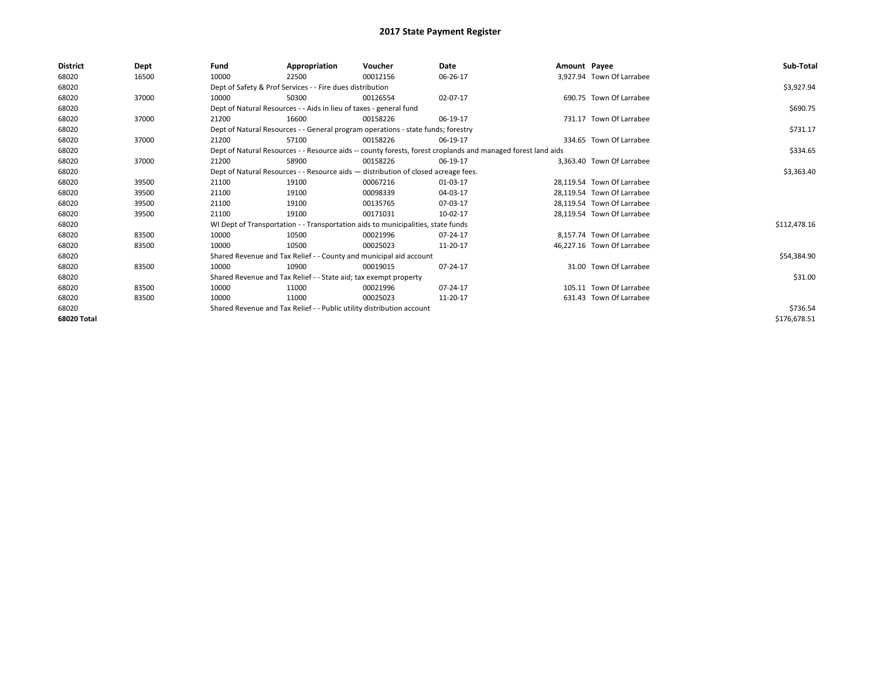# 2017 State Payment Register

| District | Dept | Fund | Appropriation | Voucher | Date | Amount | Payee | Sub-Total |
|---|---|---|---|---|---|---|---|---|
| 68020 | 16500 | 10000 | 22500 | 00012156 | 06-26-17 | 3,927.94 | Town Of Larrabee | |
| 68020 | | Dept of Safety & Prof Services - - Fire dues distribution | | | | | | $3,927.94 |
| 68020 | 37000 | 10000 | 50300 | 00126554 | 02-07-17 | 690.75 | Town Of Larrabee | |
| 68020 | | Dept of Natural Resources - - Aids in lieu of taxes - general fund | | | | | | $690.75 |
| 68020 | 37000 | 21200 | 16600 | 00158226 | 06-19-17 | 731.17 | Town Of Larrabee | |
| 68020 | | Dept of Natural Resources - - General program operations - state funds; forestry | | | | | | $731.17 |
| 68020 | 37000 | 21200 | 57100 | 00158226 | 06-19-17 | 334.65 | Town Of Larrabee | |
| 68020 | | Dept of Natural Resources - - Resource aids -- county forests, forest croplands and managed forest land aids | | | | | | $334.65 |
| 68020 | 37000 | 21200 | 58900 | 00158226 | 06-19-17 | 3,363.40 | Town Of Larrabee | |
| 68020 | | Dept of Natural Resources - - Resource aids — distribution of closed acreage fees. | | | | | | $3,363.40 |
| 68020 | 39500 | 21100 | 19100 | 00067216 | 01-03-17 | 28,119.54 | Town Of Larrabee | |
| 68020 | 39500 | 21100 | 19100 | 00098339 | 04-03-17 | 28,119.54 | Town Of Larrabee | |
| 68020 | 39500 | 21100 | 19100 | 00135765 | 07-03-17 | 28,119.54 | Town Of Larrabee | |
| 68020 | 39500 | 21100 | 19100 | 00171031 | 10-02-17 | 28,119.54 | Town Of Larrabee | |
| 68020 | | WI Dept of Transportation - - Transportation aids to municipalities, state funds | | | | | | $112,478.16 |
| 68020 | 83500 | 10000 | 10500 | 00021996 | 07-24-17 | 8,157.74 | Town Of Larrabee | |
| 68020 | 83500 | 10000 | 10500 | 00025023 | 11-20-17 | 46,227.16 | Town Of Larrabee | |
| 68020 | | Shared Revenue and Tax Relief - - County and municipal aid account | | | | | | $54,384.90 |
| 68020 | 83500 | 10000 | 10900 | 00019015 | 07-24-17 | 31.00 | Town Of Larrabee | |
| 68020 | | Shared Revenue and Tax Relief - - State aid; tax exempt property | | | | | | $31.00 |
| 68020 | 83500 | 10000 | 11000 | 00021996 | 07-24-17 | 105.11 | Town Of Larrabee | |
| 68020 | 83500 | 10000 | 11000 | 00025023 | 11-20-17 | 631.43 | Town Of Larrabee | |
| 68020 | | Shared Revenue and Tax Relief - - Public utility distribution account | | | | | | $736.54 |
| **68020 Total** | | | | | | | | $176,678.51 |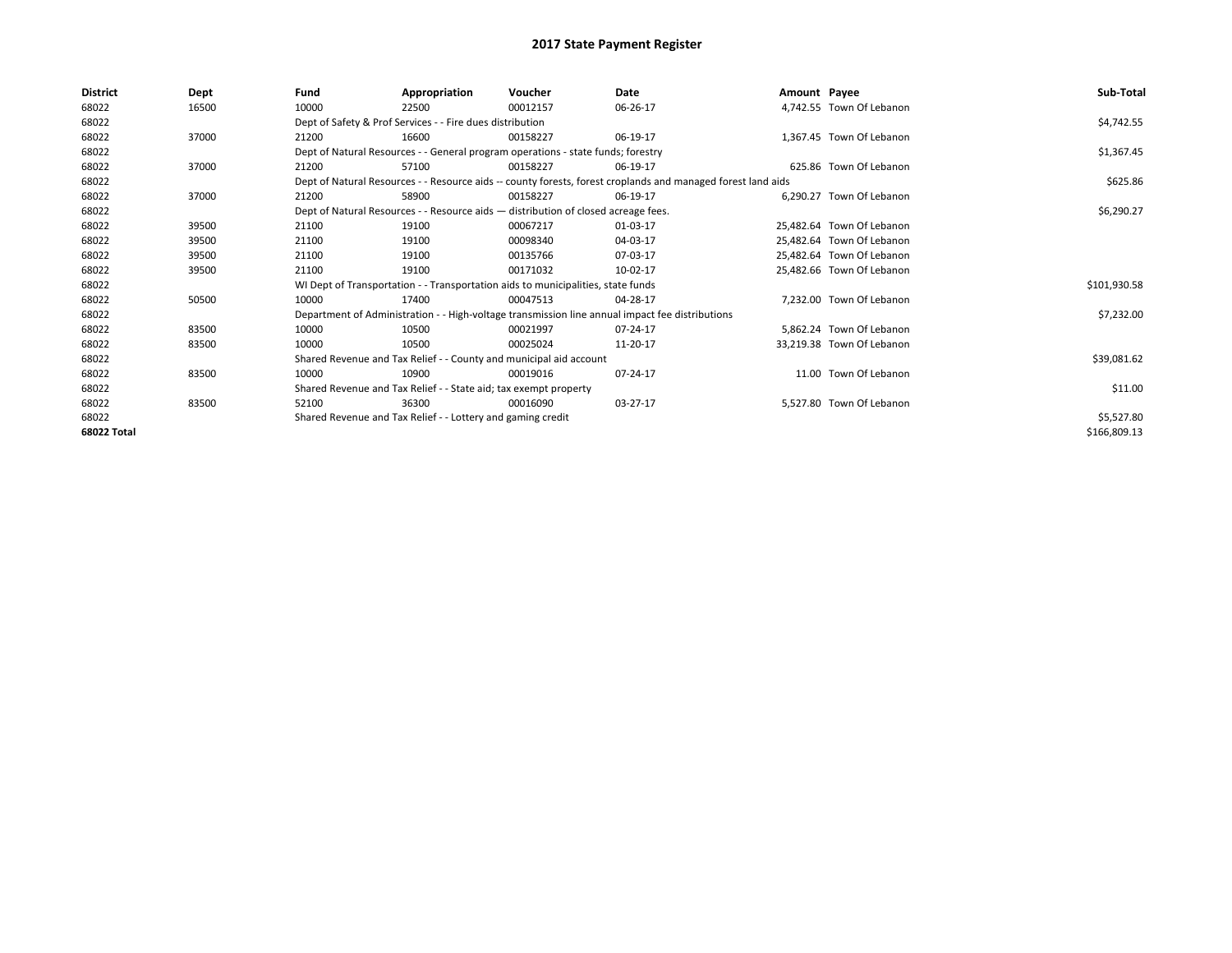# 2017 State Payment Register

| District | Dept | Fund | Appropriation | Voucher | Date | Amount | Payee | Sub-Total |
|---|---|---|---|---|---|---|---|---|
| 68022 | 16500 | 10000 | 22500 | 00012157 | 06-26-17 | 4,742.55 | Town Of Lebanon | |
| 68022 | | Dept of Safety & Prof Services - - Fire dues distribution | | | | | | $4,742.55 |
| 68022 | 37000 | 21200 | 16600 | 00158227 | 06-19-17 | 1,367.45 | Town Of Lebanon | |
| 68022 | | Dept of Natural Resources - - General program operations - state funds; forestry | | | | | | $1,367.45 |
| 68022 | 37000 | 21200 | 57100 | 00158227 | 06-19-17 | 625.86 | Town Of Lebanon | |
| 68022 | | Dept of Natural Resources - - Resource aids -- county forests, forest croplands and managed forest land aids | | | | | | $625.86 |
| 68022 | 37000 | 21200 | 58900 | 00158227 | 06-19-17 | 6,290.27 | Town Of Lebanon | |
| 68022 | | Dept of Natural Resources - - Resource aids — distribution of closed acreage fees. | | | | | | $6,290.27 |
| 68022 | 39500 | 21100 | 19100 | 00067217 | 01-03-17 | 25,482.64 | Town Of Lebanon | |
| 68022 | 39500 | 21100 | 19100 | 00098340 | 04-03-17 | 25,482.64 | Town Of Lebanon | |
| 68022 | 39500 | 21100 | 19100 | 00135766 | 07-03-17 | 25,482.64 | Town Of Lebanon | |
| 68022 | 39500 | 21100 | 19100 | 00171032 | 10-02-17 | 25,482.66 | Town Of Lebanon | |
| 68022 | | WI Dept of Transportation - - Transportation aids to municipalities, state funds | | | | | | $101,930.58 |
| 68022 | 50500 | 10000 | 17400 | 00047513 | 04-28-17 | 7,232.00 | Town Of Lebanon | |
| 68022 | | Department of Administration - - High-voltage transmission line annual impact fee distributions | | | | | | $7,232.00 |
| 68022 | 83500 | 10000 | 10500 | 00021997 | 07-24-17 | 5,862.24 | Town Of Lebanon | |
| 68022 | 83500 | 10000 | 10500 | 00025024 | 11-20-17 | 33,219.38 | Town Of Lebanon | |
| 68022 | | Shared Revenue and Tax Relief - - County and municipal aid account | | | | | | $39,081.62 |
| 68022 | 83500 | 10000 | 10900 | 00019016 | 07-24-17 | 11.00 | Town Of Lebanon | |
| 68022 | | Shared Revenue and Tax Relief - - State aid; tax exempt property | | | | | | $11.00 |
| 68022 | 83500 | 52100 | 36300 | 00016090 | 03-27-17 | 5,527.80 | Town Of Lebanon | |
| 68022 | | Shared Revenue and Tax Relief - - Lottery and gaming credit | | | | | | $5,527.80 |
| 68022 Total | | | | | | | | $166,809.13 |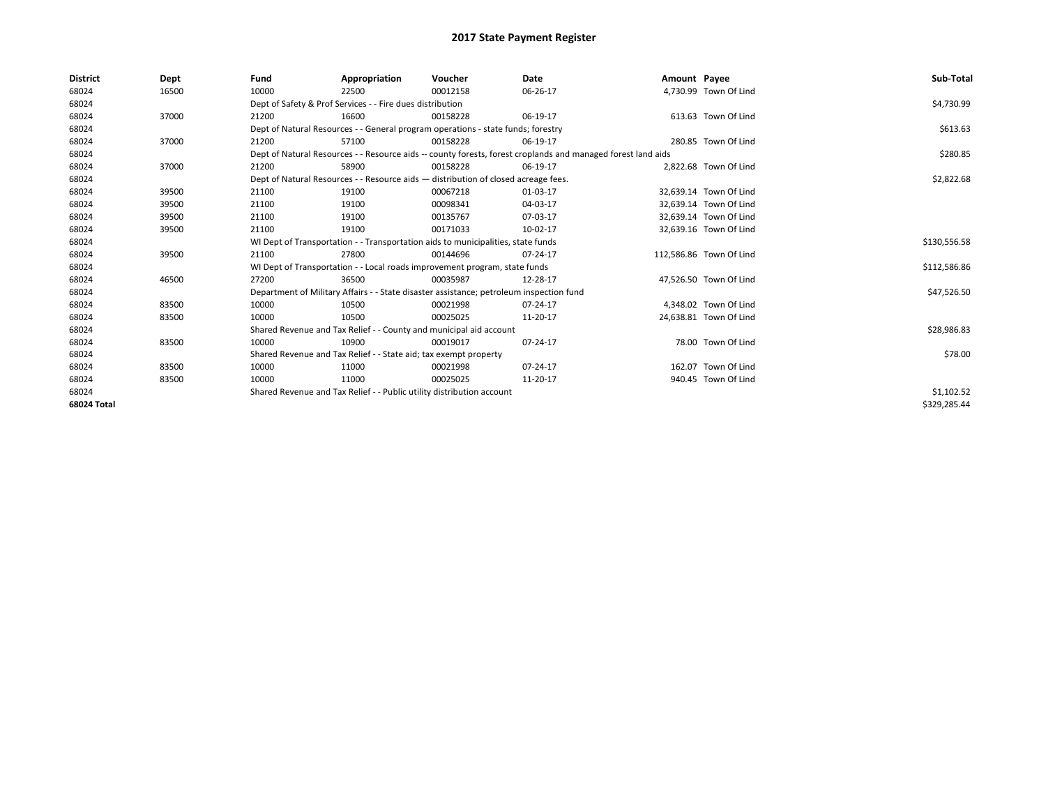# 2017 State Payment Register

| District | Dept | Fund | Appropriation | Voucher | Date | Amount | Payee | Sub-Total |
|---|---|---|---|---|---|---|---|---|
| 68024 | 16500 | 10000 | 22500 | 00012158 | 06-26-17 | 4,730.99 | Town Of Lind | |
| 68024 | | Dept of Safety & Prof Services - - Fire dues distribution | | | | | | $4,730.99 |
| 68024 | 37000 | 21200 | 16600 | 00158228 | 06-19-17 | 613.63 | Town Of Lind | |
| 68024 | | Dept of Natural Resources - - General program operations - state funds; forestry | | | | | | $613.63 |
| 68024 | 37000 | 21200 | 57100 | 00158228 | 06-19-17 | 280.85 | Town Of Lind | |
| 68024 | | Dept of Natural Resources - - Resource aids -- county forests, forest croplands and managed forest land aids | | | | | | $280.85 |
| 68024 | 37000 | 21200 | 58900 | 00158228 | 06-19-17 | 2,822.68 | Town Of Lind | |
| 68024 | | Dept of Natural Resources - - Resource aids — distribution of closed acreage fees. | | | | | | $2,822.68 |
| 68024 | 39500 | 21100 | 19100 | 00067218 | 01-03-17 | 32,639.14 | Town Of Lind | |
| 68024 | 39500 | 21100 | 19100 | 00098341 | 04-03-17 | 32,639.14 | Town Of Lind | |
| 68024 | 39500 | 21100 | 19100 | 00135767 | 07-03-17 | 32,639.14 | Town Of Lind | |
| 68024 | 39500 | 21100 | 19100 | 00171033 | 10-02-17 | 32,639.16 | Town Of Lind | |
| 68024 | | WI Dept of Transportation - - Transportation aids to municipalities, state funds | | | | | | $130,556.58 |
| 68024 | 39500 | 21100 | 27800 | 00144696 | 07-24-17 | 112,586.86 | Town Of Lind | |
| 68024 | | WI Dept of Transportation - - Local roads improvement program, state funds | | | | | | $112,586.86 |
| 68024 | 46500 | 27200 | 36500 | 00035987 | 12-28-17 | 47,526.50 | Town Of Lind | |
| 68024 | | Department of Military Affairs - - State disaster assistance; petroleum inspection fund | | | | | | $47,526.50 |
| 68024 | 83500 | 10000 | 10500 | 00021998 | 07-24-17 | 4,348.02 | Town Of Lind | |
| 68024 | 83500 | 10000 | 10500 | 00025025 | 11-20-17 | 24,638.81 | Town Of Lind | |
| 68024 | | Shared Revenue and Tax Relief - - County and municipal aid account | | | | | | $28,986.83 |
| 68024 | 83500 | 10000 | 10900 | 00019017 | 07-24-17 | 78.00 | Town Of Lind | |
| 68024 | | Shared Revenue and Tax Relief - - State aid; tax exempt property | | | | | | $78.00 |
| 68024 | 83500 | 10000 | 11000 | 00021998 | 07-24-17 | 162.07 | Town Of Lind | |
| 68024 | 83500 | 10000 | 11000 | 00025025 | 11-20-17 | 940.45 | Town Of Lind | |
| 68024 | | Shared Revenue and Tax Relief - - Public utility distribution account | | | | | | $1,102.52 |
| **68024 Total** | | | | | | | | $329,285.44 |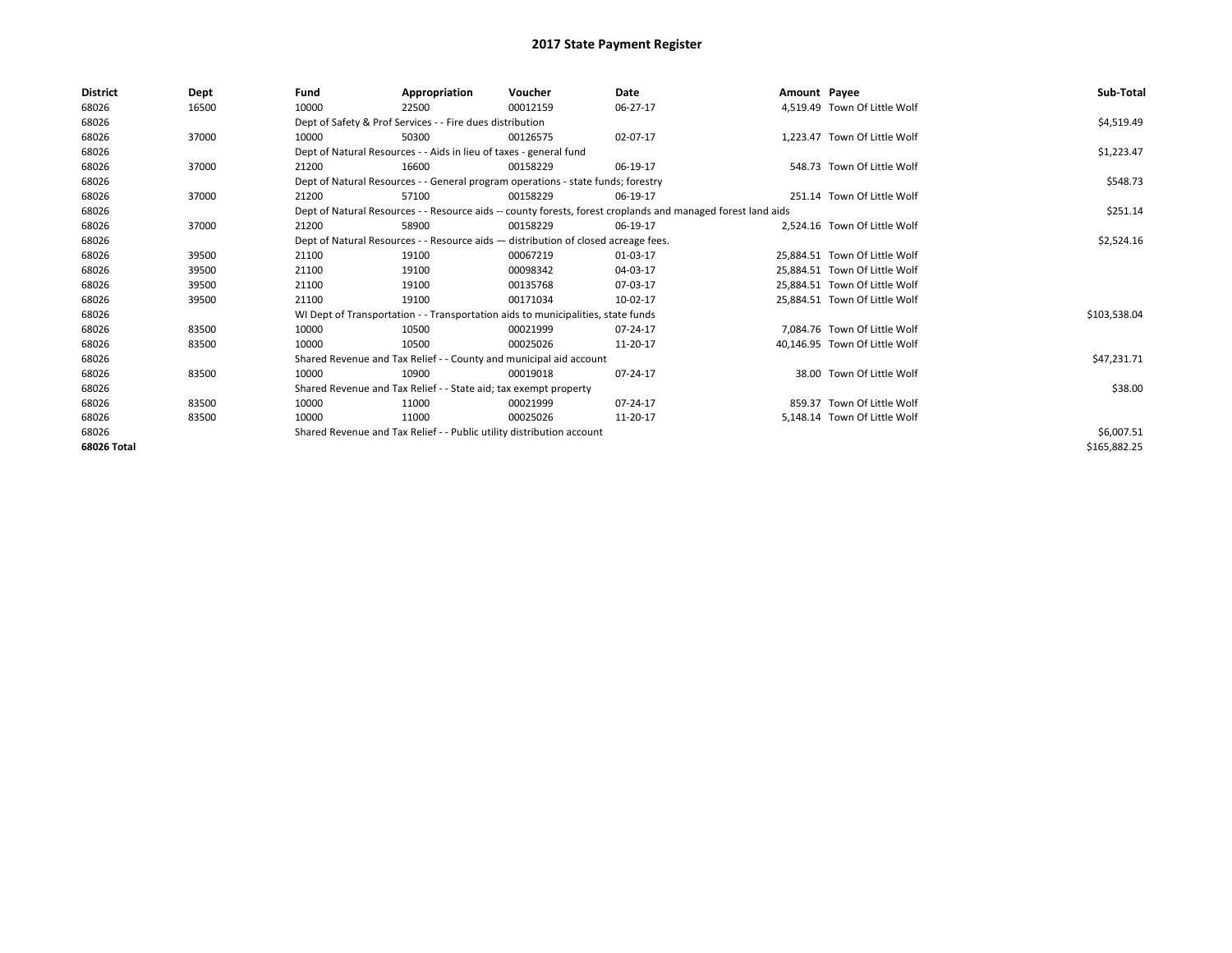# 2017 State Payment Register

| District | Dept | Fund | Appropriation | Voucher | Date | Amount | Payee | Sub-Total |
|---|---|---|---|---|---|---|---|---|
| 68026 | 16500 | 10000 | 22500 | 00012159 | 06-27-17 | 4,519.49 | Town Of Little Wolf | |
| 68026 | | Dept of Safety & Prof Services - - Fire dues distribution | | | | | | $4,519.49 |
| 68026 | 37000 | 10000 | 50300 | 00126575 | 02-07-17 | 1,223.47 | Town Of Little Wolf | |
| 68026 | | Dept of Natural Resources - - Aids in lieu of taxes - general fund | | | | | | $1,223.47 |
| 68026 | 37000 | 21200 | 16600 | 00158229 | 06-19-17 | 548.73 | Town Of Little Wolf | |
| 68026 | | Dept of Natural Resources - - General program operations - state funds; forestry | | | | | | $548.73 |
| 68026 | 37000 | 21200 | 57100 | 00158229 | 06-19-17 | 251.14 | Town Of Little Wolf | |
| 68026 | | Dept of Natural Resources - - Resource aids -- county forests, forest croplands and managed forest land aids | | | | | | $251.14 |
| 68026 | 37000 | 21200 | 58900 | 00158229 | 06-19-17 | 2,524.16 | Town Of Little Wolf | |
| 68026 | | Dept of Natural Resources - - Resource aids — distribution of closed acreage fees. | | | | | | $2,524.16 |
| 68026 | 39500 | 21100 | 19100 | 00067219 | 01-03-17 | 25,884.51 | Town Of Little Wolf | |
| 68026 | 39500 | 21100 | 19100 | 00098342 | 04-03-17 | 25,884.51 | Town Of Little Wolf | |
| 68026 | 39500 | 21100 | 19100 | 00135768 | 07-03-17 | 25,884.51 | Town Of Little Wolf | |
| 68026 | 39500 | 21100 | 19100 | 00171034 | 10-02-17 | 25,884.51 | Town Of Little Wolf | |
| 68026 | | WI Dept of Transportation - - Transportation aids to municipalities, state funds | | | | | | $103,538.04 |
| 68026 | 83500 | 10000 | 10500 | 00021999 | 07-24-17 | 7,084.76 | Town Of Little Wolf | |
| 68026 | 83500 | 10000 | 10500 | 00025026 | 11-20-17 | 40,146.95 | Town Of Little Wolf | |
| 68026 | | Shared Revenue and Tax Relief - - County and municipal aid account | | | | | | $47,231.71 |
| 68026 | 83500 | 10000 | 10900 | 00019018 | 07-24-17 | 38.00 | Town Of Little Wolf | |
| 68026 | | Shared Revenue and Tax Relief - - State aid; tax exempt property | | | | | | $38.00 |
| 68026 | 83500 | 10000 | 11000 | 00021999 | 07-24-17 | 859.37 | Town Of Little Wolf | |
| 68026 | 83500 | 10000 | 11000 | 00025026 | 11-20-17 | 5,148.14 | Town Of Little Wolf | |
| 68026 | | Shared Revenue and Tax Relief - - Public utility distribution account | | | | | | $6,007.51 |
| 68026 Total | | | | | | | | $165,882.25 |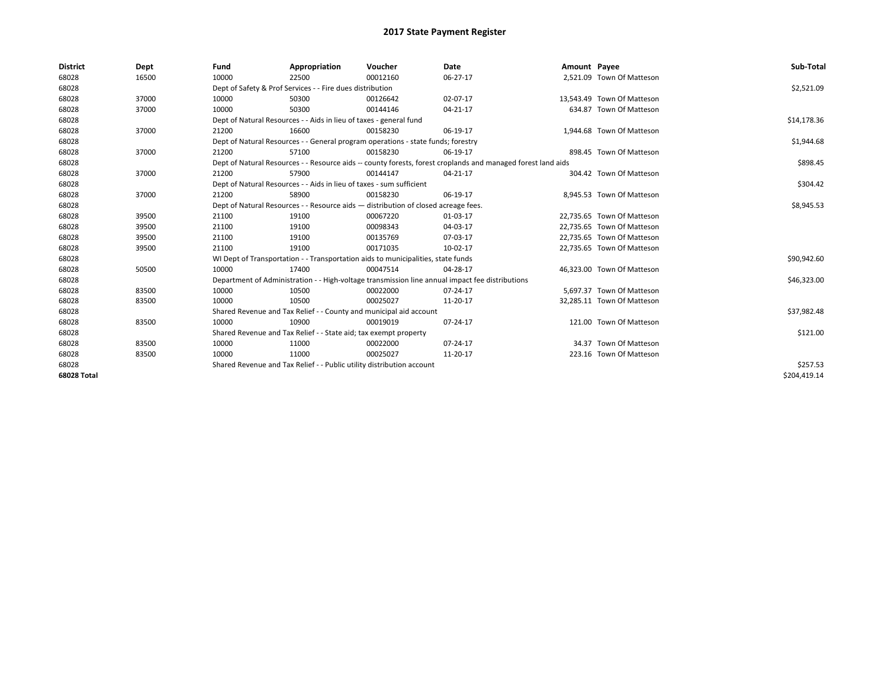# 2017 State Payment Register

| District | Dept | Fund | Appropriation | Voucher | Date | Amount | Payee | Sub-Total |
|---|---|---|---|---|---|---|---|---|
| 68028 | 16500 | 10000 | 22500 | 00012160 | 06-27-17 | 2,521.09 | Town Of Matteson | |
| 68028 | | Dept of Safety & Prof Services - - Fire dues distribution | | | | | | $2,521.09 |
| 68028 | 37000 | 10000 | 50300 | 00126642 | 02-07-17 | 13,543.49 | Town Of Matteson | |
| 68028 | 37000 | 10000 | 50300 | 00144146 | 04-21-17 | 634.87 | Town Of Matteson | |
| 68028 | | Dept of Natural Resources - - Aids in lieu of taxes - general fund | | | | | | $14,178.36 |
| 68028 | 37000 | 21200 | 16600 | 00158230 | 06-19-17 | 1,944.68 | Town Of Matteson | |
| 68028 | | Dept of Natural Resources - - General program operations - state funds; forestry | | | | | | $1,944.68 |
| 68028 | 37000 | 21200 | 57100 | 00158230 | 06-19-17 | 898.45 | Town Of Matteson | |
| 68028 | | Dept of Natural Resources - - Resource aids -- county forests, forest croplands and managed forest land aids | | | | | | $898.45 |
| 68028 | 37000 | 21200 | 57900 | 00144147 | 04-21-17 | 304.42 | Town Of Matteson | |
| 68028 | | Dept of Natural Resources - - Aids in lieu of taxes - sum sufficient | | | | | | $304.42 |
| 68028 | 37000 | 21200 | 58900 | 00158230 | 06-19-17 | 8,945.53 | Town Of Matteson | |
| 68028 | | Dept of Natural Resources - - Resource aids — distribution of closed acreage fees. | | | | | | $8,945.53 |
| 68028 | 39500 | 21100 | 19100 | 00067220 | 01-03-17 | 22,735.65 | Town Of Matteson | |
| 68028 | 39500 | 21100 | 19100 | 00098343 | 04-03-17 | 22,735.65 | Town Of Matteson | |
| 68028 | 39500 | 21100 | 19100 | 00135769 | 07-03-17 | 22,735.65 | Town Of Matteson | |
| 68028 | 39500 | 21100 | 19100 | 00171035 | 10-02-17 | 22,735.65 | Town Of Matteson | |
| 68028 | | WI Dept of Transportation - - Transportation aids to municipalities, state funds | | | | | | $90,942.60 |
| 68028 | 50500 | 10000 | 17400 | 00047514 | 04-28-17 | 46,323.00 | Town Of Matteson | |
| 68028 | | Department of Administration - - High-voltage transmission line annual impact fee distributions | | | | | | $46,323.00 |
| 68028 | 83500 | 10000 | 10500 | 00022000 | 07-24-17 | 5,697.37 | Town Of Matteson | |
| 68028 | 83500 | 10000 | 10500 | 00025027 | 11-20-17 | 32,285.11 | Town Of Matteson | |
| 68028 | | Shared Revenue and Tax Relief - - County and municipal aid account | | | | | | $37,982.48 |
| 68028 | 83500 | 10000 | 10900 | 00019019 | 07-24-17 | 121.00 | Town Of Matteson | |
| 68028 | | Shared Revenue and Tax Relief - - State aid; tax exempt property | | | | | | $121.00 |
| 68028 | 83500 | 10000 | 11000 | 00022000 | 07-24-17 | 34.37 | Town Of Matteson | |
| 68028 | 83500 | 10000 | 11000 | 00025027 | 11-20-17 | 223.16 | Town Of Matteson | |
| 68028 | | Shared Revenue and Tax Relief - - Public utility distribution account | | | | | | $257.53 |
| **68028 Total** | | | | | | | | $204,419.14 |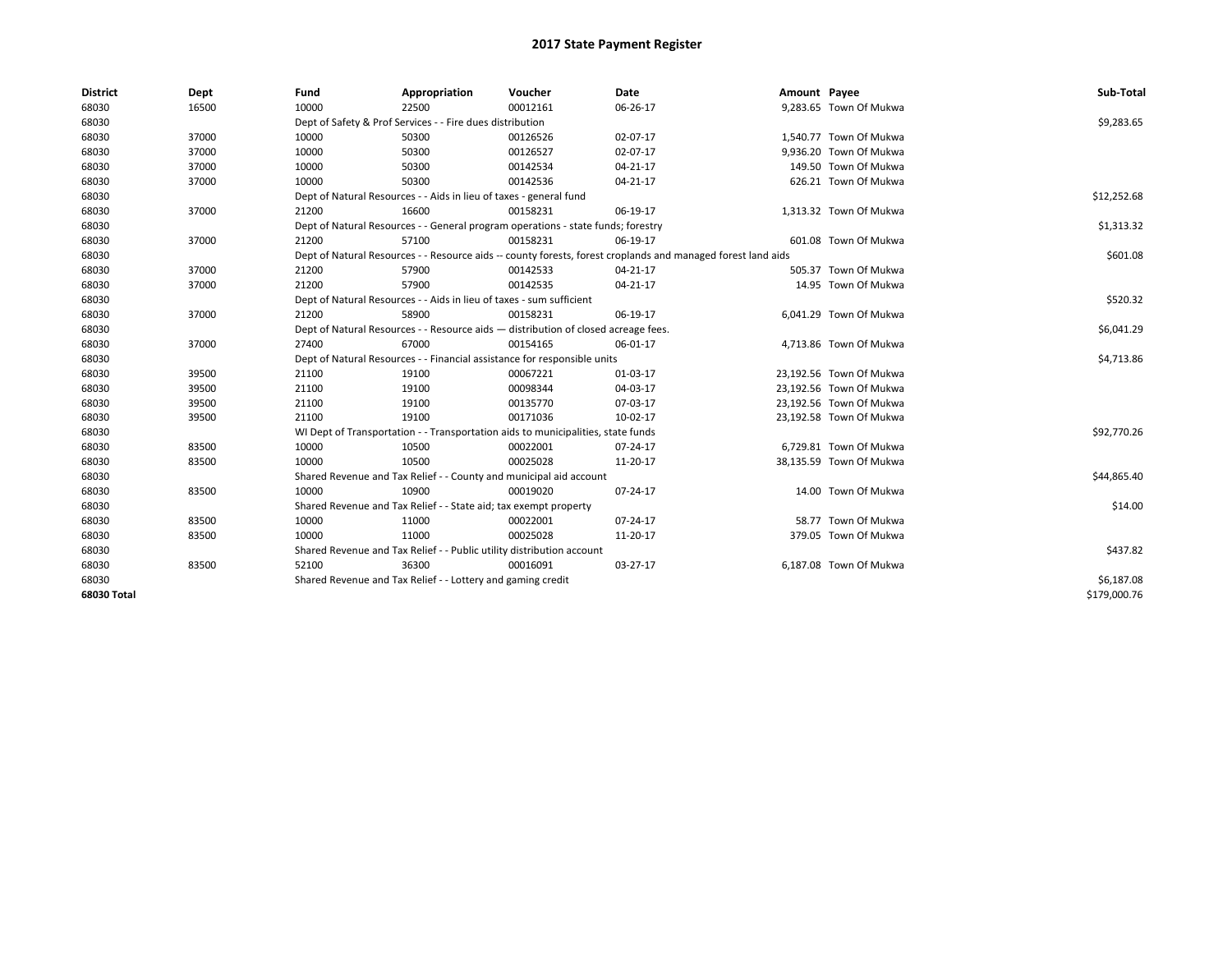# 2017 State Payment Register

| District | Dept | Fund | Appropriation | Voucher | Date | Amount | Payee | Sub-Total |
|---|---|---|---|---|---|---|---|---|
| 68030 | 16500 | 10000 | 22500 | 00012161 | 06-26-17 | 9,283.65 | Town Of Mukwa | |
| 68030 | | Dept of Safety & Prof Services - - Fire dues distribution | | | | | | $9,283.65 |
| 68030 | 37000 | 10000 | 50300 | 00126526 | 02-07-17 | 1,540.77 | Town Of Mukwa | |
| 68030 | 37000 | 10000 | 50300 | 00126527 | 02-07-17 | 9,936.20 | Town Of Mukwa | |
| 68030 | 37000 | 10000 | 50300 | 00142534 | 04-21-17 | 149.50 | Town Of Mukwa | |
| 68030 | 37000 | 10000 | 50300 | 00142536 | 04-21-17 | 626.21 | Town Of Mukwa | |
| 68030 | | Dept of Natural Resources - - Aids in lieu of taxes - general fund | | | | | | $12,252.68 |
| 68030 | 37000 | 21200 | 16600 | 00158231 | 06-19-17 | 1,313.32 | Town Of Mukwa | |
| 68030 | | Dept of Natural Resources - - General program operations - state funds; forestry | | | | | | $1,313.32 |
| 68030 | 37000 | 21200 | 57100 | 00158231 | 06-19-17 | 601.08 | Town Of Mukwa | |
| 68030 | | Dept of Natural Resources - - Resource aids -- county forests, forest croplands and managed forest land aids | | | | | | $601.08 |
| 68030 | 37000 | 21200 | 57900 | 00142533 | 04-21-17 | 505.37 | Town Of Mukwa | |
| 68030 | 37000 | 21200 | 57900 | 00142535 | 04-21-17 | 14.95 | Town Of Mukwa | |
| 68030 | | Dept of Natural Resources - - Aids in lieu of taxes - sum sufficient | | | | | | $520.32 |
| 68030 | 37000 | 21200 | 58900 | 00158231 | 06-19-17 | 6,041.29 | Town Of Mukwa | |
| 68030 | | Dept of Natural Resources - - Resource aids — distribution of closed acreage fees. | | | | | | $6,041.29 |
| 68030 | 37000 | 27400 | 67000 | 00154165 | 06-01-17 | 4,713.86 | Town Of Mukwa | |
| 68030 | | Dept of Natural Resources - - Financial assistance for responsible units | | | | | | $4,713.86 |
| 68030 | 39500 | 21100 | 19100 | 00067221 | 01-03-17 | 23,192.56 | Town Of Mukwa | |
| 68030 | 39500 | 21100 | 19100 | 00098344 | 04-03-17 | 23,192.56 | Town Of Mukwa | |
| 68030 | 39500 | 21100 | 19100 | 00135770 | 07-03-17 | 23,192.56 | Town Of Mukwa | |
| 68030 | 39500 | 21100 | 19100 | 00171036 | 10-02-17 | 23,192.58 | Town Of Mukwa | |
| 68030 | | WI Dept of Transportation - - Transportation aids to municipalities, state funds | | | | | | $92,770.26 |
| 68030 | 83500 | 10000 | 10500 | 00022001 | 07-24-17 | 6,729.81 | Town Of Mukwa | |
| 68030 | 83500 | 10000 | 10500 | 00025028 | 11-20-17 | 38,135.59 | Town Of Mukwa | |
| 68030 | | Shared Revenue and Tax Relief - - County and municipal aid account | | | | | | $44,865.40 |
| 68030 | 83500 | 10000 | 10900 | 00019020 | 07-24-17 | 14.00 | Town Of Mukwa | |
| 68030 | | Shared Revenue and Tax Relief - - State aid; tax exempt property | | | | | | $14.00 |
| 68030 | 83500 | 10000 | 11000 | 00022001 | 07-24-17 | 58.77 | Town Of Mukwa | |
| 68030 | 83500 | 10000 | 11000 | 00025028 | 11-20-17 | 379.05 | Town Of Mukwa | |
| 68030 | | Shared Revenue and Tax Relief - - Public utility distribution account | | | | | | $437.82 |
| 68030 | 83500 | 52100 | 36300 | 00016091 | 03-27-17 | 6,187.08 | Town Of Mukwa | |
| 68030 | | Shared Revenue and Tax Relief - - Lottery and gaming credit | | | | | | $6,187.08 |
| **68030 Total** | | | | | | | | $179,000.76 |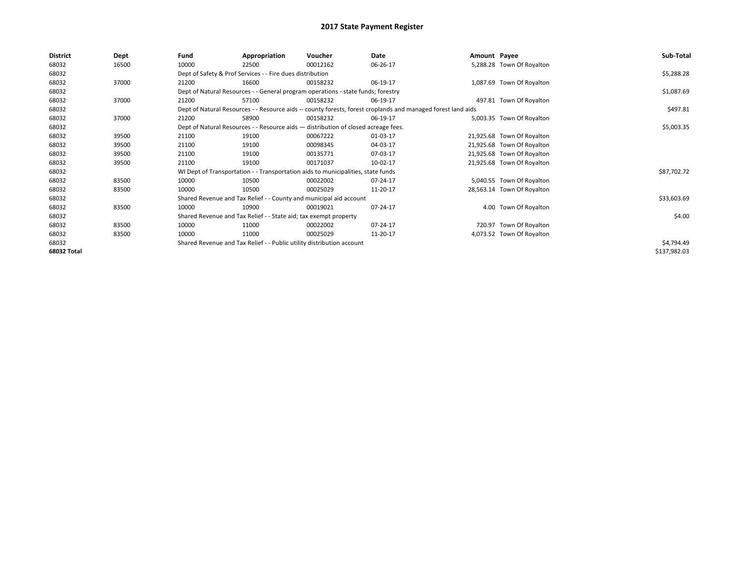# 2017 State Payment Register

| District | Dept | Fund | Appropriation | Voucher | Date | Amount | Payee | Sub-Total |
|---|---|---|---|---|---|---|---|---|
| 68032 | 16500 | 10000 | 22500 | 00012162 | 06-26-17 | 5,288.28 | Town Of Royalton | |
| 68032 | | Dept of Safety & Prof Services - - Fire dues distribution | | | | | | $5,288.28 |
| 68032 | 37000 | 21200 | 16600 | 00158232 | 06-19-17 | 1,087.69 | Town Of Royalton | |
| 68032 | | Dept of Natural Resources - - General program operations - state funds; forestry | | | | | | $1,087.69 |
| 68032 | 37000 | 21200 | 57100 | 00158232 | 06-19-17 | 497.81 | Town Of Royalton | |
| 68032 | | Dept of Natural Resources - - Resource aids -- county forests, forest croplands and managed forest land aids | | | | | | $497.81 |
| 68032 | 37000 | 21200 | 58900 | 00158232 | 06-19-17 | 5,003.35 | Town Of Royalton | |
| 68032 | | Dept of Natural Resources - - Resource aids — distribution of closed acreage fees. | | | | | | $5,003.35 |
| 68032 | 39500 | 21100 | 19100 | 00067222 | 01-03-17 | 21,925.68 | Town Of Royalton | |
| 68032 | 39500 | 21100 | 19100 | 00098345 | 04-03-17 | 21,925.68 | Town Of Royalton | |
| 68032 | 39500 | 21100 | 19100 | 00135771 | 07-03-17 | 21,925.68 | Town Of Royalton | |
| 68032 | 39500 | 21100 | 19100 | 00171037 | 10-02-17 | 21,925.68 | Town Of Royalton | |
| 68032 | | WI Dept of Transportation - - Transportation aids to municipalities, state funds | | | | | | $87,702.72 |
| 68032 | 83500 | 10000 | 10500 | 00022002 | 07-24-17 | 5,040.55 | Town Of Royalton | |
| 68032 | 83500 | 10000 | 10500 | 00025029 | 11-20-17 | 28,563.14 | Town Of Royalton | |
| 68032 | | Shared Revenue and Tax Relief - - County and municipal aid account | | | | | | $33,603.69 |
| 68032 | 83500 | 10000 | 10900 | 00019021 | 07-24-17 | 4.00 | Town Of Royalton | |
| 68032 | | Shared Revenue and Tax Relief - - State aid; tax exempt property | | | | | | $4.00 |
| 68032 | 83500 | 10000 | 11000 | 00022002 | 07-24-17 | 720.97 | Town Of Royalton | |
| 68032 | 83500 | 10000 | 11000 | 00025029 | 11-20-17 | 4,073.52 | Town Of Royalton | |
| 68032 | | Shared Revenue and Tax Relief - - Public utility distribution account | | | | | | $4,794.49 |
| 68032 Total | | | | | | | | $137,982.03 |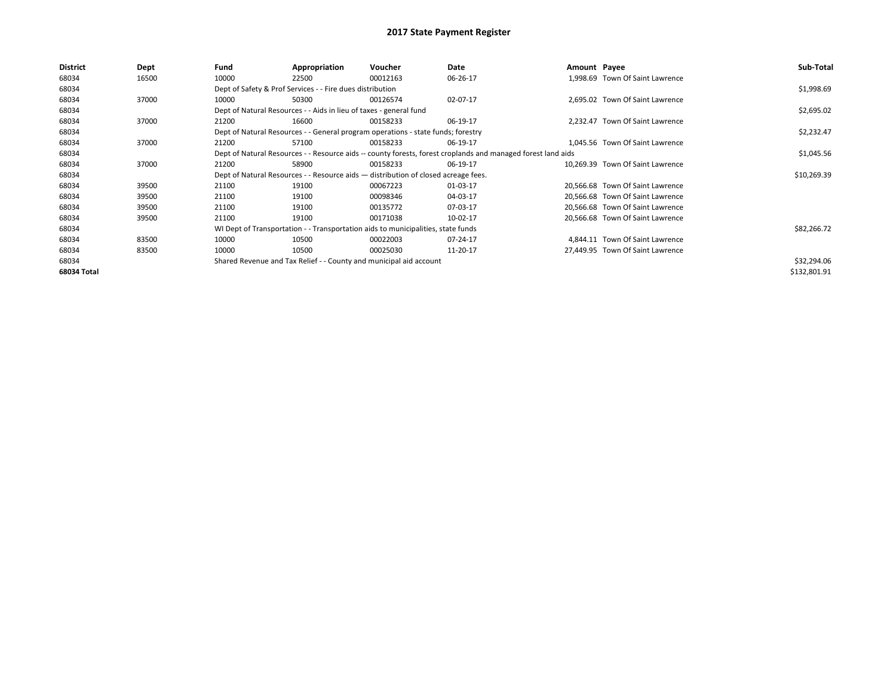# 2017 State Payment Register

| District | Dept | Fund | Appropriation | Voucher | Date | Amount | Payee | Sub-Total |
|---|---|---|---|---|---|---|---|---|
| 68034 | 16500 | 10000 | 22500 | 00012163 | 06-26-17 | 1,998.69 | Town Of Saint Lawrence | |
| 68034 | | Dept of Safety & Prof Services - - Fire dues distribution | | | | | | $1,998.69 |
| 68034 | 37000 | 10000 | 50300 | 00126574 | 02-07-17 | 2,695.02 | Town Of Saint Lawrence | |
| 68034 | | Dept of Natural Resources - - Aids in lieu of taxes - general fund | | | | | | $2,695.02 |
| 68034 | 37000 | 21200 | 16600 | 00158233 | 06-19-17 | 2,232.47 | Town Of Saint Lawrence | |
| 68034 | | Dept of Natural Resources - - General program operations - state funds; forestry | | | | | | $2,232.47 |
| 68034 | 37000 | 21200 | 57100 | 00158233 | 06-19-17 | 1,045.56 | Town Of Saint Lawrence | |
| 68034 | | Dept of Natural Resources - - Resource aids -- county forests, forest croplands and managed forest land aids | | | | | | $1,045.56 |
| 68034 | 37000 | 21200 | 58900 | 00158233 | 06-19-17 | 10,269.39 | Town Of Saint Lawrence | |
| 68034 | | Dept of Natural Resources - - Resource aids — distribution of closed acreage fees. | | | | | | $10,269.39 |
| 68034 | 39500 | 21100 | 19100 | 00067223 | 01-03-17 | 20,566.68 | Town Of Saint Lawrence | |
| 68034 | 39500 | 21100 | 19100 | 00098346 | 04-03-17 | 20,566.68 | Town Of Saint Lawrence | |
| 68034 | 39500 | 21100 | 19100 | 00135772 | 07-03-17 | 20,566.68 | Town Of Saint Lawrence | |
| 68034 | 39500 | 21100 | 19100 | 00171038 | 10-02-17 | 20,566.68 | Town Of Saint Lawrence | |
| 68034 | | WI Dept of Transportation - - Transportation aids to municipalities, state funds | | | | | | $82,266.72 |
| 68034 | 83500 | 10000 | 10500 | 00022003 | 07-24-17 | 4,844.11 | Town Of Saint Lawrence | |
| 68034 | 83500 | 10000 | 10500 | 00025030 | 11-20-17 | 27,449.95 | Town Of Saint Lawrence | |
| 68034 | | Shared Revenue and Tax Relief - - County and municipal aid account | | | | | | $32,294.06 |
| **68034 Total** | | | | | | | | $132,801.91 |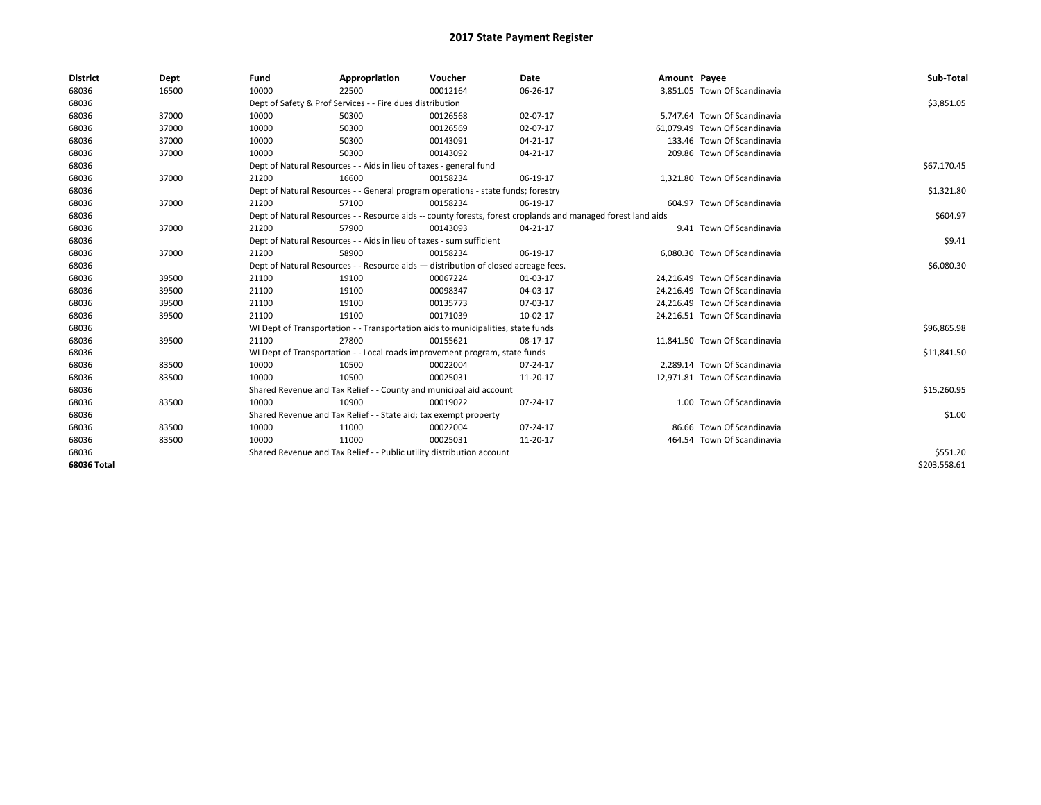# 2017 State Payment Register

| District | Dept | Fund | Appropriation | Voucher | Date | Amount | Payee | Sub-Total |
|---|---|---|---|---|---|---|---|---|
| 68036 | 16500 | 10000 | 22500 | 00012164 | 06-26-17 | 3,851.05 | Town Of Scandinavia | |
| 68036 | | Dept of Safety & Prof Services - - Fire dues distribution | | | | | | $3,851.05 |
| 68036 | 37000 | 10000 | 50300 | 00126568 | 02-07-17 | 5,747.64 | Town Of Scandinavia | |
| 68036 | 37000 | 10000 | 50300 | 00126569 | 02-07-17 | 61,079.49 | Town Of Scandinavia | |
| 68036 | 37000 | 10000 | 50300 | 00143091 | 04-21-17 | 133.46 | Town Of Scandinavia | |
| 68036 | 37000 | 10000 | 50300 | 00143092 | 04-21-17 | 209.86 | Town Of Scandinavia | |
| 68036 | | Dept of Natural Resources - - Aids in lieu of taxes - general fund | | | | | | $67,170.45 |
| 68036 | 37000 | 21200 | 16600 | 00158234 | 06-19-17 | 1,321.80 | Town Of Scandinavia | |
| 68036 | | Dept of Natural Resources - - General program operations - state funds; forestry | | | | | | $1,321.80 |
| 68036 | 37000 | 21200 | 57100 | 00158234 | 06-19-17 | 604.97 | Town Of Scandinavia | |
| 68036 | | Dept of Natural Resources - - Resource aids -- county forests, forest croplands and managed forest land aids | | | | | | $604.97 |
| 68036 | 37000 | 21200 | 57900 | 00143093 | 04-21-17 | 9.41 | Town Of Scandinavia | |
| 68036 | | Dept of Natural Resources - - Aids in lieu of taxes - sum sufficient | | | | | | $9.41 |
| 68036 | 37000 | 21200 | 58900 | 00158234 | 06-19-17 | 6,080.30 | Town Of Scandinavia | |
| 68036 | | Dept of Natural Resources - - Resource aids — distribution of closed acreage fees. | | | | | | $6,080.30 |
| 68036 | 39500 | 21100 | 19100 | 00067224 | 01-03-17 | 24,216.49 | Town Of Scandinavia | |
| 68036 | 39500 | 21100 | 19100 | 00098347 | 04-03-17 | 24,216.49 | Town Of Scandinavia | |
| 68036 | 39500 | 21100 | 19100 | 00135773 | 07-03-17 | 24,216.49 | Town Of Scandinavia | |
| 68036 | 39500 | 21100 | 19100 | 00171039 | 10-02-17 | 24,216.51 | Town Of Scandinavia | |
| 68036 | | WI Dept of Transportation - - Transportation aids to municipalities, state funds | | | | | | $96,865.98 |
| 68036 | 39500 | 21100 | 27800 | 00155621 | 08-17-17 | 11,841.50 | Town Of Scandinavia | |
| 68036 | | WI Dept of Transportation - - Local roads improvement program, state funds | | | | | | $11,841.50 |
| 68036 | 83500 | 10000 | 10500 | 00022004 | 07-24-17 | 2,289.14 | Town Of Scandinavia | |
| 68036 | 83500 | 10000 | 10500 | 00025031 | 11-20-17 | 12,971.81 | Town Of Scandinavia | |
| 68036 | | Shared Revenue and Tax Relief - - County and municipal aid account | | | | | | $15,260.95 |
| 68036 | 83500 | 10000 | 10900 | 00019022 | 07-24-17 | 1.00 | Town Of Scandinavia | |
| 68036 | | Shared Revenue and Tax Relief - - State aid; tax exempt property | | | | | | $1.00 |
| 68036 | 83500 | 10000 | 11000 | 00022004 | 07-24-17 | 86.66 | Town Of Scandinavia | |
| 68036 | 83500 | 10000 | 11000 | 00025031 | 11-20-17 | 464.54 | Town Of Scandinavia | |
| 68036 | | Shared Revenue and Tax Relief - - Public utility distribution account | | | | | | $551.20 |
| **68036 Total** | | | | | | | | $203,558.61 |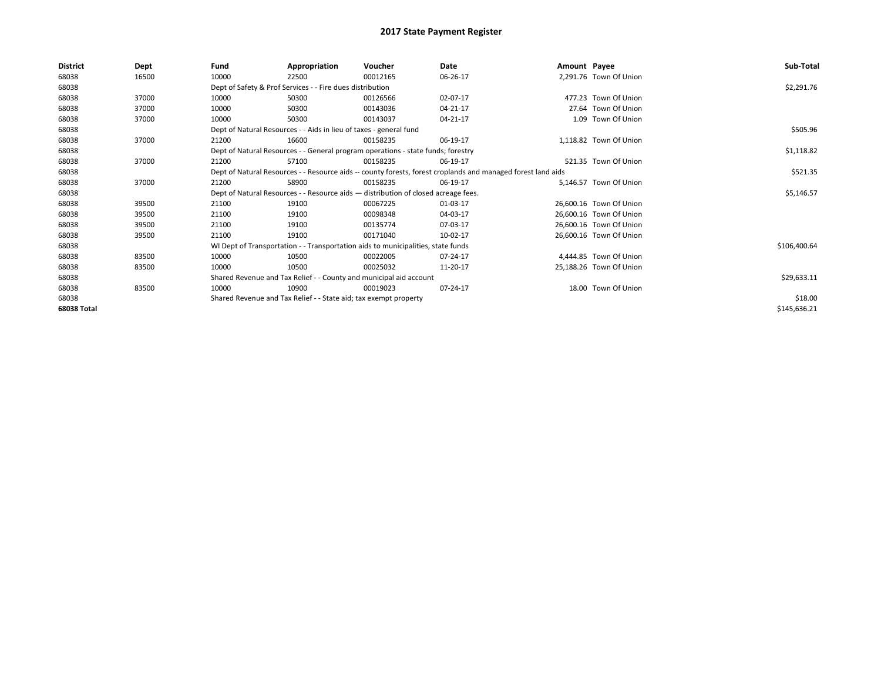# 2017 State Payment Register

| District | Dept | Fund | Appropriation | Voucher | Date | Amount | Payee | Sub-Total |
|---|---|---|---|---|---|---|---|---|
| 68038 | 16500 | 10000 | 22500 | 00012165 | 06-26-17 | 2,291.76 | Town Of Union | |
| 68038 | | Dept of Safety & Prof Services - - Fire dues distribution | | | | | | $2,291.76 |
| 68038 | 37000 | 10000 | 50300 | 00126566 | 02-07-17 | 477.23 | Town Of Union | |
| 68038 | 37000 | 10000 | 50300 | 00143036 | 04-21-17 | 27.64 | Town Of Union | |
| 68038 | 37000 | 10000 | 50300 | 00143037 | 04-21-17 | 1.09 | Town Of Union | |
| 68038 | | Dept of Natural Resources - - Aids in lieu of taxes - general fund | | | | | | $505.96 |
| 68038 | 37000 | 21200 | 16600 | 00158235 | 06-19-17 | 1,118.82 | Town Of Union | |
| 68038 | | Dept of Natural Resources - - General program operations - state funds; forestry | | | | | | $1,118.82 |
| 68038 | 37000 | 21200 | 57100 | 00158235 | 06-19-17 | 521.35 | Town Of Union | |
| 68038 | | Dept of Natural Resources - - Resource aids -- county forests, forest croplands and managed forest land aids | | | | | | $521.35 |
| 68038 | 37000 | 21200 | 58900 | 00158235 | 06-19-17 | 5,146.57 | Town Of Union | |
| 68038 | | Dept of Natural Resources - - Resource aids — distribution of closed acreage fees. | | | | | | $5,146.57 |
| 68038 | 39500 | 21100 | 19100 | 00067225 | 01-03-17 | 26,600.16 | Town Of Union | |
| 68038 | 39500 | 21100 | 19100 | 00098348 | 04-03-17 | 26,600.16 | Town Of Union | |
| 68038 | 39500 | 21100 | 19100 | 00135774 | 07-03-17 | 26,600.16 | Town Of Union | |
| 68038 | 39500 | 21100 | 19100 | 00171040 | 10-02-17 | 26,600.16 | Town Of Union | |
| 68038 | | WI Dept of Transportation - - Transportation aids to municipalities, state funds | | | | | | $106,400.64 |
| 68038 | 83500 | 10000 | 10500 | 00022005 | 07-24-17 | 4,444.85 | Town Of Union | |
| 68038 | 83500 | 10000 | 10500 | 00025032 | 11-20-17 | 25,188.26 | Town Of Union | |
| 68038 | | Shared Revenue and Tax Relief - - County and municipal aid account | | | | | | $29,633.11 |
| 68038 | 83500 | 10000 | 10900 | 00019023 | 07-24-17 | 18.00 | Town Of Union | |
| 68038 | | Shared Revenue and Tax Relief - - State aid; tax exempt property | | | | | | $18.00 |
| **68038 Total** | | | | | | | | $145,636.21 |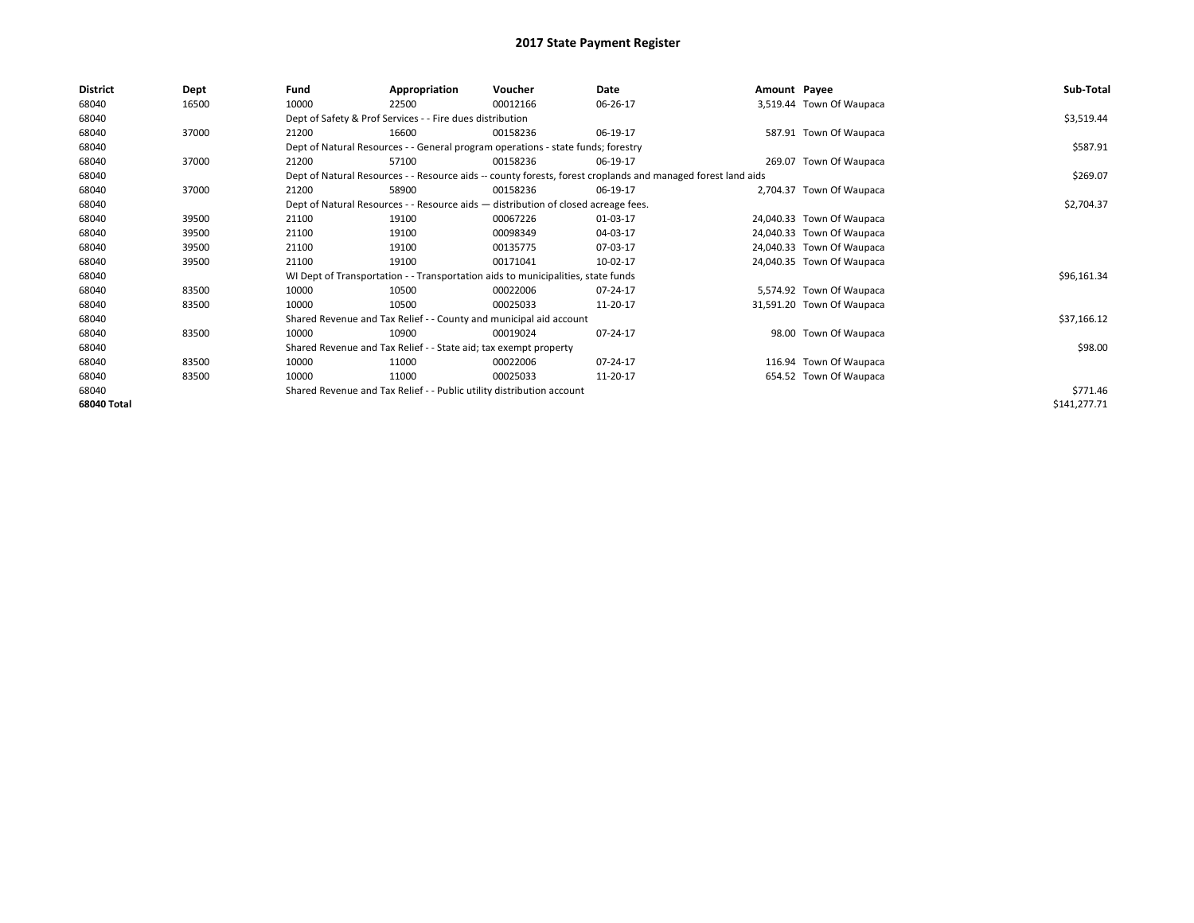# 2017 State Payment Register

| District | Dept | Fund | Appropriation | Voucher | Date | Amount | Payee | Sub-Total |
|---|---|---|---|---|---|---|---|---|
| 68040 | 16500 | 10000 | 22500 | 00012166 | 06-26-17 | 3,519.44 | Town Of Waupaca | |
| 68040 | | Dept of Safety & Prof Services - - Fire dues distribution | | | | | | $3,519.44 |
| 68040 | 37000 | 21200 | 16600 | 00158236 | 06-19-17 | 587.91 | Town Of Waupaca | |
| 68040 | | Dept of Natural Resources - - General program operations - state funds; forestry | | | | | | $587.91 |
| 68040 | 37000 | 21200 | 57100 | 00158236 | 06-19-17 | 269.07 | Town Of Waupaca | |
| 68040 | | Dept of Natural Resources - - Resource aids -- county forests, forest croplands and managed forest land aids | | | | | | $269.07 |
| 68040 | 37000 | 21200 | 58900 | 00158236 | 06-19-17 | 2,704.37 | Town Of Waupaca | |
| 68040 | | Dept of Natural Resources - - Resource aids — distribution of closed acreage fees. | | | | | | $2,704.37 |
| 68040 | 39500 | 21100 | 19100 | 00067226 | 01-03-17 | 24,040.33 | Town Of Waupaca | |
| 68040 | 39500 | 21100 | 19100 | 00098349 | 04-03-17 | 24,040.33 | Town Of Waupaca | |
| 68040 | 39500 | 21100 | 19100 | 00135775 | 07-03-17 | 24,040.33 | Town Of Waupaca | |
| 68040 | 39500 | 21100 | 19100 | 00171041 | 10-02-17 | 24,040.35 | Town Of Waupaca | |
| 68040 | | WI Dept of Transportation - - Transportation aids to municipalities, state funds | | | | | | $96,161.34 |
| 68040 | 83500 | 10000 | 10500 | 00022006 | 07-24-17 | 5,574.92 | Town Of Waupaca | |
| 68040 | 83500 | 10000 | 10500 | 00025033 | 11-20-17 | 31,591.20 | Town Of Waupaca | |
| 68040 | | Shared Revenue and Tax Relief - - County and municipal aid account | | | | | | $37,166.12 |
| 68040 | 83500 | 10000 | 10900 | 00019024 | 07-24-17 | 98.00 | Town Of Waupaca | |
| 68040 | | Shared Revenue and Tax Relief - - State aid; tax exempt property | | | | | | $98.00 |
| 68040 | 83500 | 10000 | 11000 | 00022006 | 07-24-17 | 116.94 | Town Of Waupaca | |
| 68040 | 83500 | 10000 | 11000 | 00025033 | 11-20-17 | 654.52 | Town Of Waupaca | |
| 68040 | | Shared Revenue and Tax Relief - - Public utility distribution account | | | | | | $771.46 |
| **68040 Total** | | | | | | | | $141,277.71 |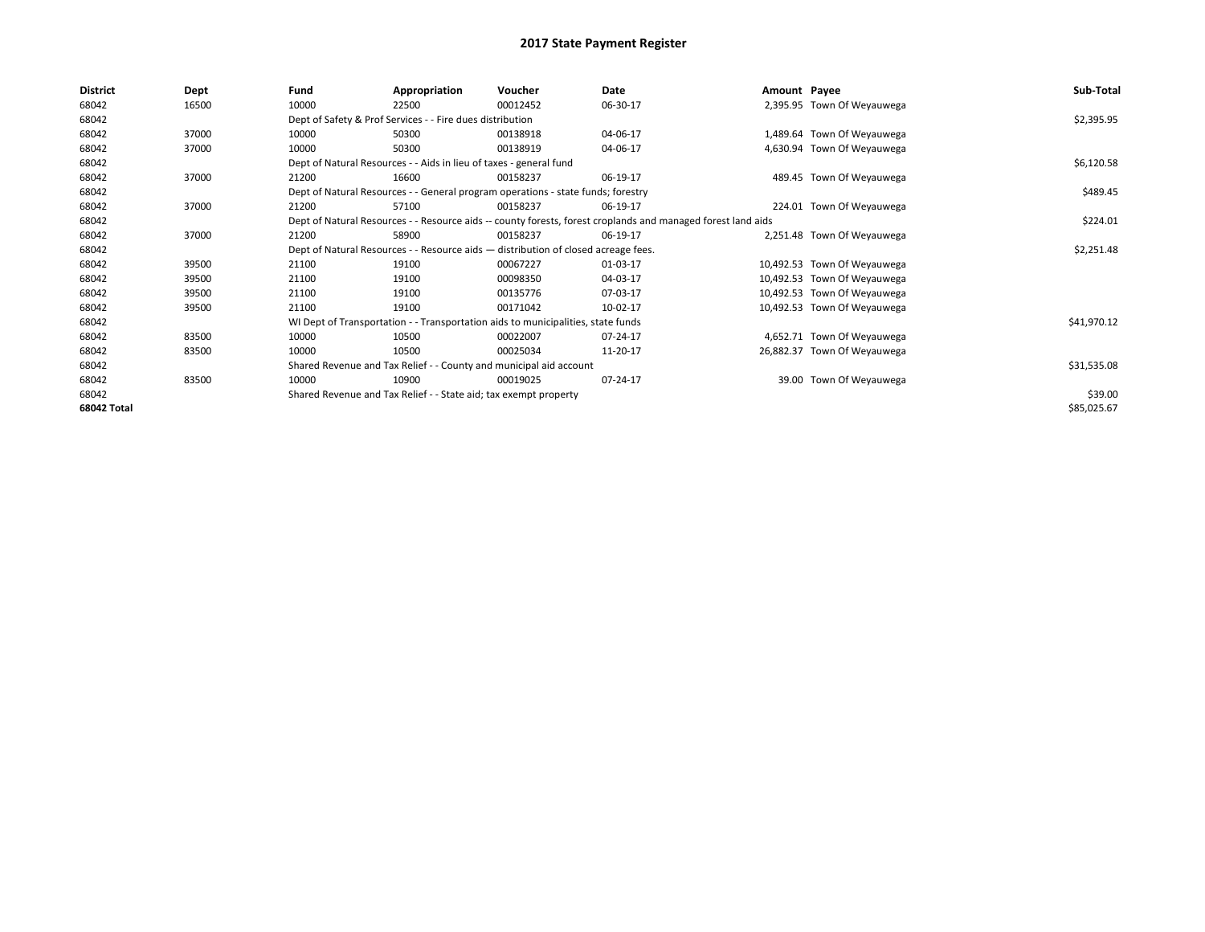# 2017 State Payment Register

| District | Dept | Fund | Appropriation | Voucher | Date | Amount | Payee | Sub-Total |
|---|---|---|---|---|---|---|---|---|
| 68042 | 16500 | 10000 | 22500 | 00012452 | 06-30-17 | 2,395.95 | Town Of Weyauwega | |
| 68042 | | Dept of Safety & Prof Services - - Fire dues distribution | | | | | | $2,395.95 |
| 68042 | 37000 | 10000 | 50300 | 00138918 | 04-06-17 | 1,489.64 | Town Of Weyauwega | |
| 68042 | 37000 | 10000 | 50300 | 00138919 | 04-06-17 | 4,630.94 | Town Of Weyauwega | |
| 68042 | | Dept of Natural Resources - - Aids in lieu of taxes - general fund | | | | | | $6,120.58 |
| 68042 | 37000 | 21200 | 16600 | 00158237 | 06-19-17 | 489.45 | Town Of Weyauwega | |
| 68042 | | Dept of Natural Resources - - General program operations - state funds; forestry | | | | | | $489.45 |
| 68042 | 37000 | 21200 | 57100 | 00158237 | 06-19-17 | 224.01 | Town Of Weyauwega | |
| 68042 | | Dept of Natural Resources - - Resource aids -- county forests, forest croplands and managed forest land aids | | | | | | $224.01 |
| 68042 | 37000 | 21200 | 58900 | 00158237 | 06-19-17 | 2,251.48 | Town Of Weyauwega | |
| 68042 | | Dept of Natural Resources - - Resource aids — distribution of closed acreage fees. | | | | | | $2,251.48 |
| 68042 | 39500 | 21100 | 19100 | 00067227 | 01-03-17 | 10,492.53 | Town Of Weyauwega | |
| 68042 | 39500 | 21100 | 19100 | 00098350 | 04-03-17 | 10,492.53 | Town Of Weyauwega | |
| 68042 | 39500 | 21100 | 19100 | 00135776 | 07-03-17 | 10,492.53 | Town Of Weyauwega | |
| 68042 | 39500 | 21100 | 19100 | 00171042 | 10-02-17 | 10,492.53 | Town Of Weyauwega | |
| 68042 | | WI Dept of Transportation - - Transportation aids to municipalities, state funds | | | | | | $41,970.12 |
| 68042 | 83500 | 10000 | 10500 | 00022007 | 07-24-17 | 4,652.71 | Town Of Weyauwega | |
| 68042 | 83500 | 10000 | 10500 | 00025034 | 11-20-17 | 26,882.37 | Town Of Weyauwega | |
| 68042 | | Shared Revenue and Tax Relief - - County and municipal aid account | | | | | | $31,535.08 |
| 68042 | 83500 | 10000 | 10900 | 00019025 | 07-24-17 | 39.00 | Town Of Weyauwega | |
| 68042 | | Shared Revenue and Tax Relief - - State aid; tax exempt property | | | | | | $39.00 |
| **68042 Total** | | | | | | | | $85,025.67 |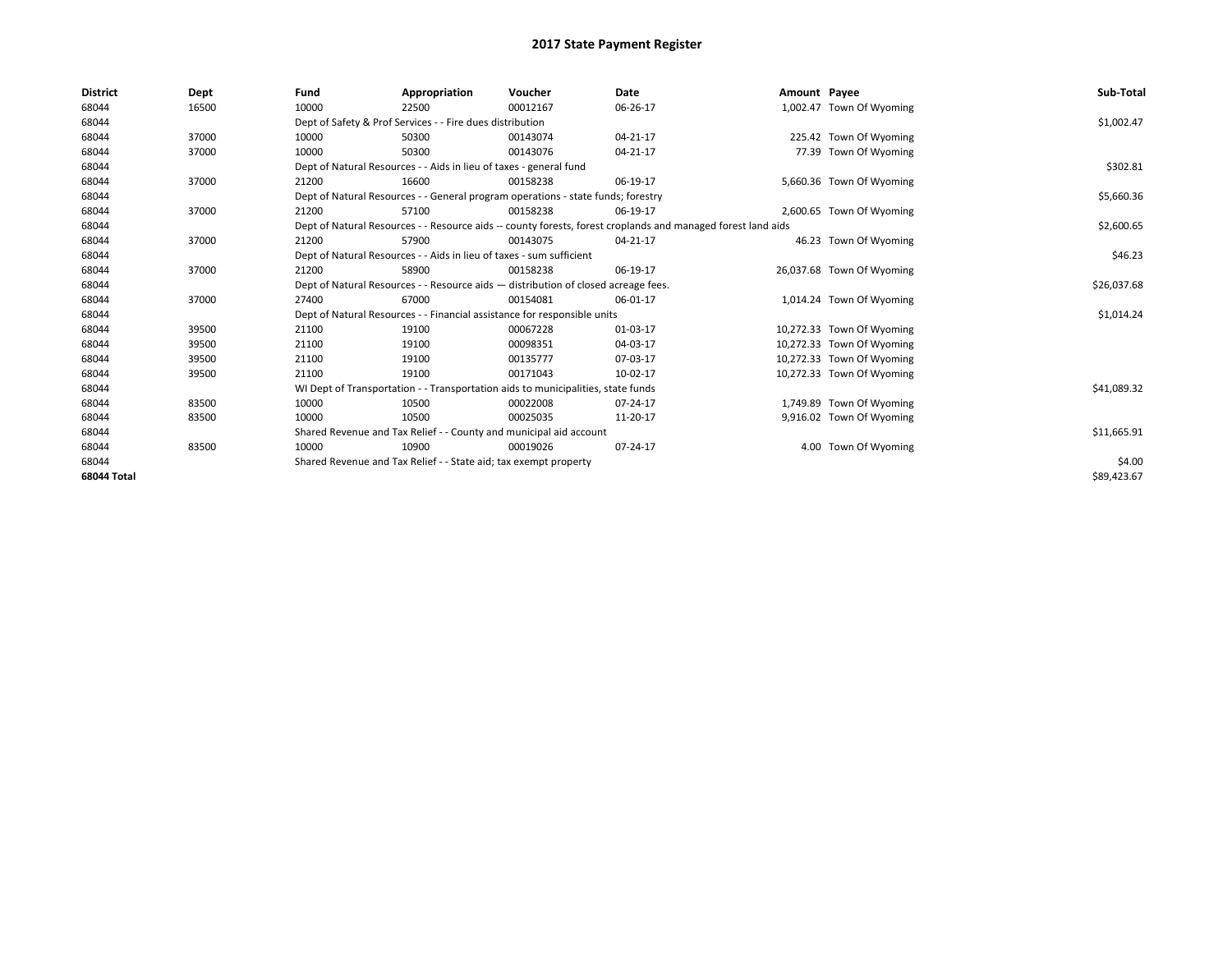# 2017 State Payment Register

| District | Dept | Fund | Appropriation | Voucher | Date | Amount | Payee | Sub-Total |
|---|---|---|---|---|---|---|---|---|
| 68044 | 16500 | 10000 | 22500 | 00012167 | 06-26-17 | 1,002.47 | Town Of Wyoming | |
| 68044 | | Dept of Safety & Prof Services - - Fire dues distribution | | | | | | $1,002.47 |
| 68044 | 37000 | 10000 | 50300 | 00143074 | 04-21-17 | 225.42 | Town Of Wyoming | |
| 68044 | 37000 | 10000 | 50300 | 00143076 | 04-21-17 | 77.39 | Town Of Wyoming | |
| 68044 | | Dept of Natural Resources - - Aids in lieu of taxes - general fund | | | | | | $302.81 |
| 68044 | 37000 | 21200 | 16600 | 00158238 | 06-19-17 | 5,660.36 | Town Of Wyoming | |
| 68044 | | Dept of Natural Resources - - General program operations - state funds; forestry | | | | | | $5,660.36 |
| 68044 | 37000 | 21200 | 57100 | 00158238 | 06-19-17 | 2,600.65 | Town Of Wyoming | |
| 68044 | | Dept of Natural Resources - - Resource aids -- county forests, forest croplands and managed forest land aids | | | | | | $2,600.65 |
| 68044 | 37000 | 21200 | 57900 | 00143075 | 04-21-17 | 46.23 | Town Of Wyoming | |
| 68044 | | Dept of Natural Resources - - Aids in lieu of taxes - sum sufficient | | | | | | $46.23 |
| 68044 | 37000 | 21200 | 58900 | 00158238 | 06-19-17 | 26,037.68 | Town Of Wyoming | |
| 68044 | | Dept of Natural Resources - - Resource aids — distribution of closed acreage fees. | | | | | | $26,037.68 |
| 68044 | 37000 | 27400 | 67000 | 00154081 | 06-01-17 | 1,014.24 | Town Of Wyoming | |
| 68044 | | Dept of Natural Resources - - Financial assistance for responsible units | | | | | | $1,014.24 |
| 68044 | 39500 | 21100 | 19100 | 00067228 | 01-03-17 | 10,272.33 | Town Of Wyoming | |
| 68044 | 39500 | 21100 | 19100 | 00098351 | 04-03-17 | 10,272.33 | Town Of Wyoming | |
| 68044 | 39500 | 21100 | 19100 | 00135777 | 07-03-17 | 10,272.33 | Town Of Wyoming | |
| 68044 | 39500 | 21100 | 19100 | 00171043 | 10-02-17 | 10,272.33 | Town Of Wyoming | |
| 68044 | | WI Dept of Transportation - - Transportation aids to municipalities, state funds | | | | | | $41,089.32 |
| 68044 | 83500 | 10000 | 10500 | 00022008 | 07-24-17 | 1,749.89 | Town Of Wyoming | |
| 68044 | 83500 | 10000 | 10500 | 00025035 | 11-20-17 | 9,916.02 | Town Of Wyoming | |
| 68044 | | Shared Revenue and Tax Relief - - County and municipal aid account | | | | | | $11,665.91 |
| 68044 | 83500 | 10000 | 10900 | 00019026 | 07-24-17 | 4.00 | Town Of Wyoming | |
| 68044 | | Shared Revenue and Tax Relief - - State aid; tax exempt property | | | | | | $4.00 |
| **68044 Total** | | | | | | | | $89,423.67 |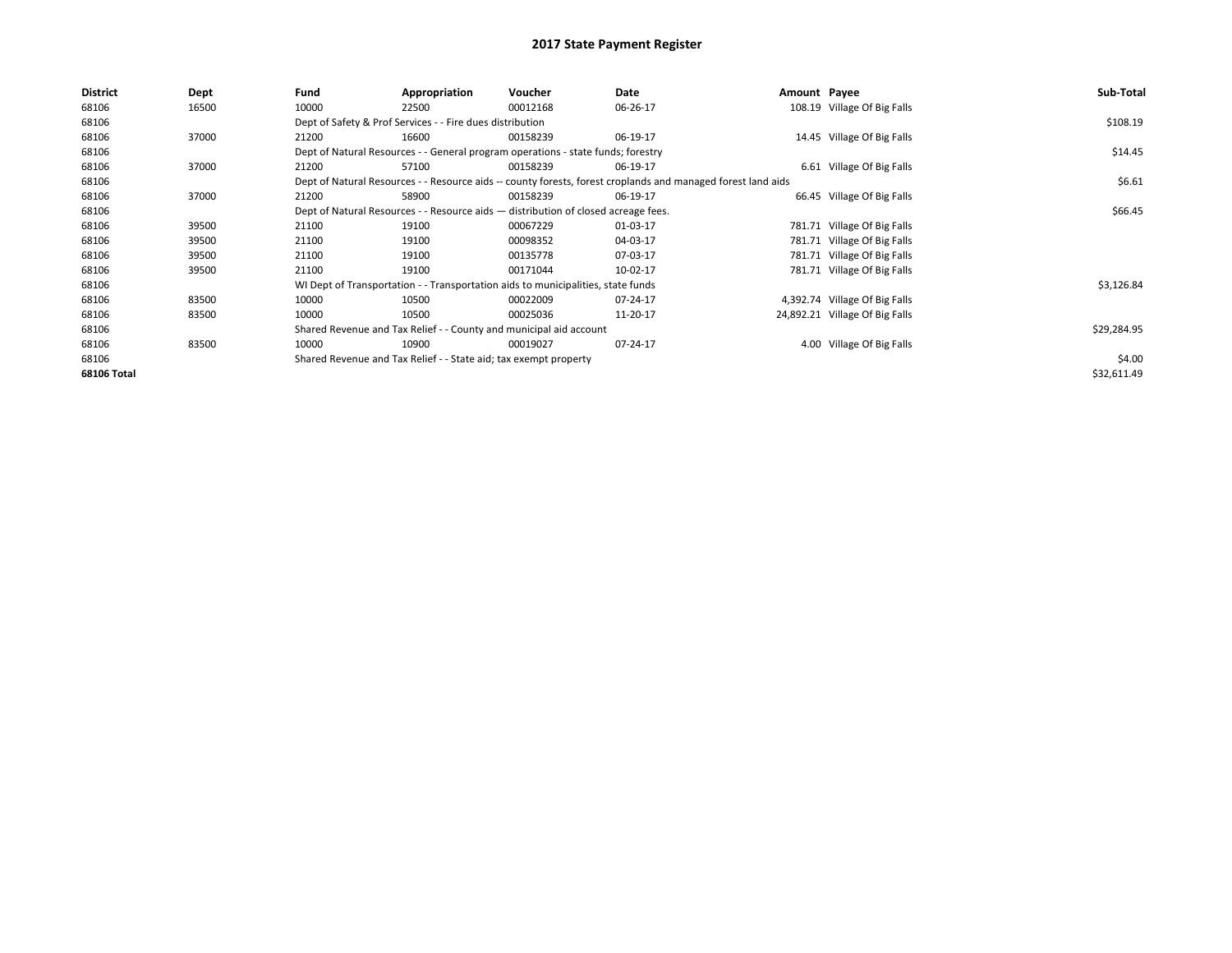# 2017 State Payment Register

| District | Dept | Fund | Appropriation | Voucher | Date | Amount | Payee | Sub-Total |
|---|---|---|---|---|---|---|---|---|
| 68106 | 16500 | 10000 | 22500 | 00012168 | 06-26-17 | 108.19 | Village Of Big Falls | |
| 68106 | | Dept of Safety & Prof Services - - Fire dues distribution | | | | | | $108.19 |
| 68106 | 37000 | 21200 | 16600 | 00158239 | 06-19-17 | 14.45 | Village Of Big Falls | |
| 68106 | | Dept of Natural Resources - - General program operations - state funds; forestry | | | | | | $14.45 |
| 68106 | 37000 | 21200 | 57100 | 00158239 | 06-19-17 | 6.61 | Village Of Big Falls | |
| 68106 | | Dept of Natural Resources - - Resource aids -- county forests, forest croplands and managed forest land aids | | | | | | $6.61 |
| 68106 | 37000 | 21200 | 58900 | 00158239 | 06-19-17 | 66.45 | Village Of Big Falls | |
| 68106 | | Dept of Natural Resources - - Resource aids — distribution of closed acreage fees. | | | | | | $66.45 |
| 68106 | 39500 | 21100 | 19100 | 00067229 | 01-03-17 | 781.71 | Village Of Big Falls | |
| 68106 | 39500 | 21100 | 19100 | 00098352 | 04-03-17 | 781.71 | Village Of Big Falls | |
| 68106 | 39500 | 21100 | 19100 | 00135778 | 07-03-17 | 781.71 | Village Of Big Falls | |
| 68106 | 39500 | 21100 | 19100 | 00171044 | 10-02-17 | 781.71 | Village Of Big Falls | |
| 68106 | | WI Dept of Transportation - - Transportation aids to municipalities, state funds | | | | | | $3,126.84 |
| 68106 | 83500 | 10000 | 10500 | 00022009 | 07-24-17 | 4,392.74 | Village Of Big Falls | |
| 68106 | 83500 | 10000 | 10500 | 00025036 | 11-20-17 | 24,892.21 | Village Of Big Falls | |
| 68106 | | Shared Revenue and Tax Relief - - County and municipal aid account | | | | | | $29,284.95 |
| 68106 | 83500 | 10000 | 10900 | 00019027 | 07-24-17 | 4.00 | Village Of Big Falls | |
| 68106 | | Shared Revenue and Tax Relief - - State aid; tax exempt property | | | | | | $4.00 |
| 68106 Total | | | | | | | | $32,611.49 |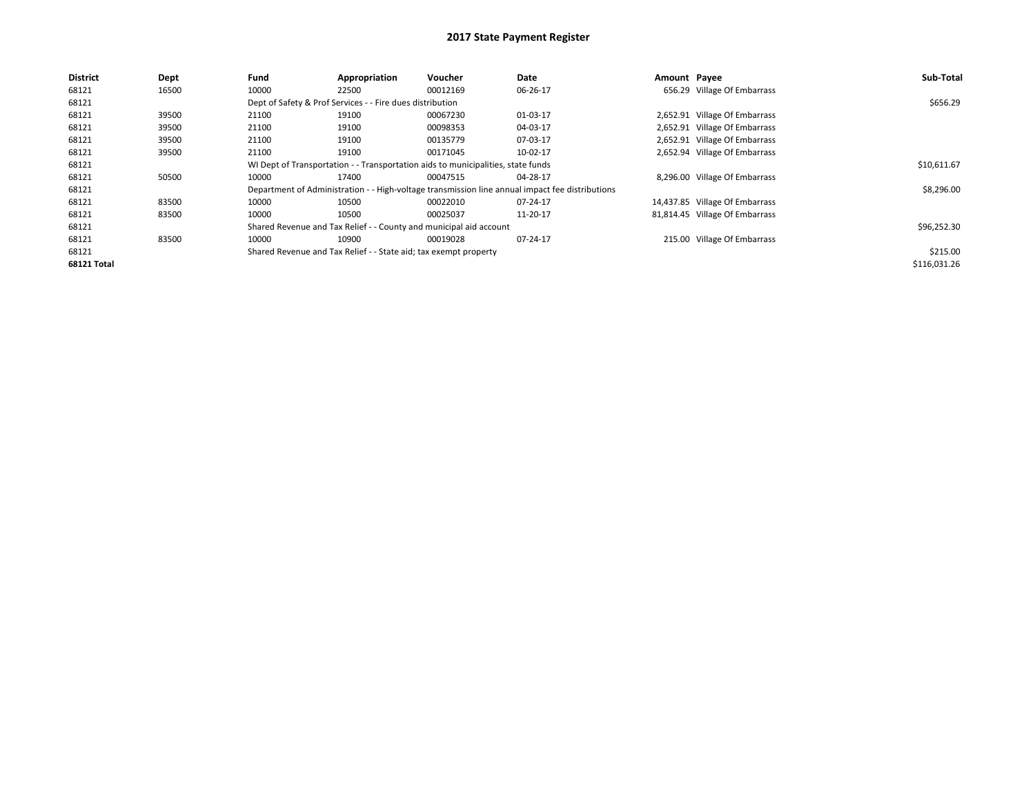# 2017 State Payment Register

| District | Dept | Fund | Appropriation | Voucher | Date | Amount | Payee | Sub-Total |
|---|---|---|---|---|---|---|---|---|
| 68121 | 16500 | 10000 | 22500 | 00012169 | 06-26-17 | 656.29 | Village Of Embarrass | |
| 68121 | | Dept of Safety & Prof Services - - Fire dues distribution | | | | | | $656.29 |
| 68121 | 39500 | 21100 | 19100 | 00067230 | 01-03-17 | 2,652.91 | Village Of Embarrass | |
| 68121 | 39500 | 21100 | 19100 | 00098353 | 04-03-17 | 2,652.91 | Village Of Embarrass | |
| 68121 | 39500 | 21100 | 19100 | 00135779 | 07-03-17 | 2,652.91 | Village Of Embarrass | |
| 68121 | 39500 | 21100 | 19100 | 00171045 | 10-02-17 | 2,652.94 | Village Of Embarrass | |
| 68121 | | WI Dept of Transportation - - Transportation aids to municipalities, state funds | | | | | | $10,611.67 |
| 68121 | 50500 | 10000 | 17400 | 00047515 | 04-28-17 | 8,296.00 | Village Of Embarrass | |
| 68121 | | Department of Administration - - High-voltage transmission line annual impact fee distributions | | | | | | $8,296.00 |
| 68121 | 83500 | 10000 | 10500 | 00022010 | 07-24-17 | 14,437.85 | Village Of Embarrass | |
| 68121 | 83500 | 10000 | 10500 | 00025037 | 11-20-17 | 81,814.45 | Village Of Embarrass | |
| 68121 | | Shared Revenue and Tax Relief - - County and municipal aid account | | | | | | $96,252.30 |
| 68121 | 83500 | 10000 | 10900 | 00019028 | 07-24-17 | 215.00 | Village Of Embarrass | |
| 68121 | | Shared Revenue and Tax Relief - - State aid; tax exempt property | | | | | | $215.00 |
| **68121 Total** | | | | | | | | $116,031.26 |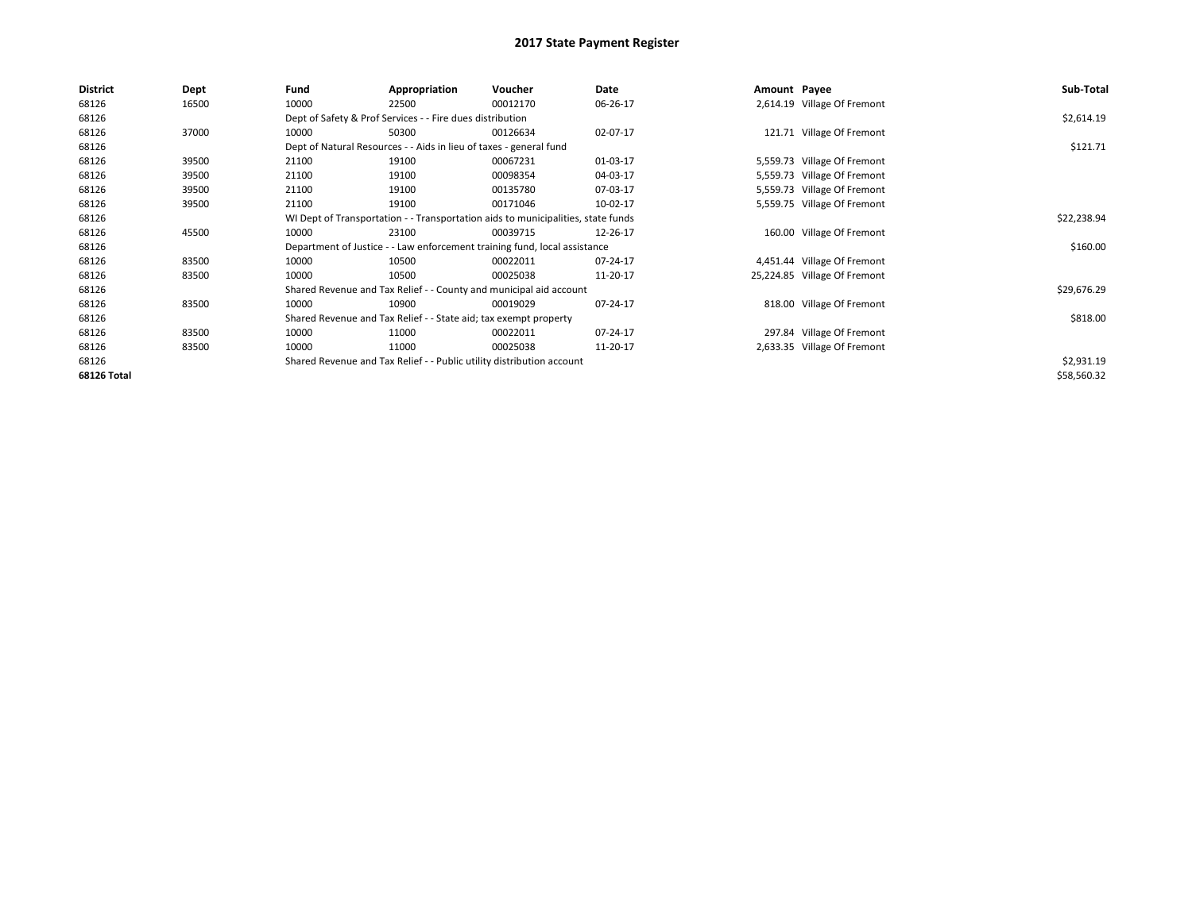# 2017 State Payment Register

| District | Dept | Fund | Appropriation | Voucher | Date | Amount | Payee | Sub-Total |
|---|---|---|---|---|---|---|---|---|
| 68126 | 16500 | 10000 | 22500 | 00012170 | 06-26-17 | 2,614.19 | Village Of Fremont | |
| 68126 | | Dept of Safety & Prof Services - - Fire dues distribution | | | | | | $2,614.19 |
| 68126 | 37000 | 10000 | 50300 | 00126634 | 02-07-17 | 121.71 | Village Of Fremont | |
| 68126 | | Dept of Natural Resources - - Aids in lieu of taxes - general fund | | | | | | $121.71 |
| 68126 | 39500 | 21100 | 19100 | 00067231 | 01-03-17 | 5,559.73 | Village Of Fremont | |
| 68126 | 39500 | 21100 | 19100 | 00098354 | 04-03-17 | 5,559.73 | Village Of Fremont | |
| 68126 | 39500 | 21100 | 19100 | 00135780 | 07-03-17 | 5,559.73 | Village Of Fremont | |
| 68126 | 39500 | 21100 | 19100 | 00171046 | 10-02-17 | 5,559.75 | Village Of Fremont | |
| 68126 | | WI Dept of Transportation - - Transportation aids to municipalities, state funds | | | | | | $22,238.94 |
| 68126 | 45500 | 10000 | 23100 | 00039715 | 12-26-17 | 160.00 | Village Of Fremont | |
| 68126 | | Department of Justice - - Law enforcement training fund, local assistance | | | | | | $160.00 |
| 68126 | 83500 | 10000 | 10500 | 00022011 | 07-24-17 | 4,451.44 | Village Of Fremont | |
| 68126 | 83500 | 10000 | 10500 | 00025038 | 11-20-17 | 25,224.85 | Village Of Fremont | |
| 68126 | | Shared Revenue and Tax Relief - - County and municipal aid account | | | | | | $29,676.29 |
| 68126 | 83500 | 10000 | 10900 | 00019029 | 07-24-17 | 818.00 | Village Of Fremont | |
| 68126 | | Shared Revenue and Tax Relief - - State aid; tax exempt property | | | | | | $818.00 |
| 68126 | 83500 | 10000 | 11000 | 00022011 | 07-24-17 | 297.84 | Village Of Fremont | |
| 68126 | 83500 | 10000 | 11000 | 00025038 | 11-20-17 | 2,633.35 | Village Of Fremont | |
| 68126 | | Shared Revenue and Tax Relief - - Public utility distribution account | | | | | | $2,931.19 |
| **68126 Total** | | | | | | | | $58,560.32 |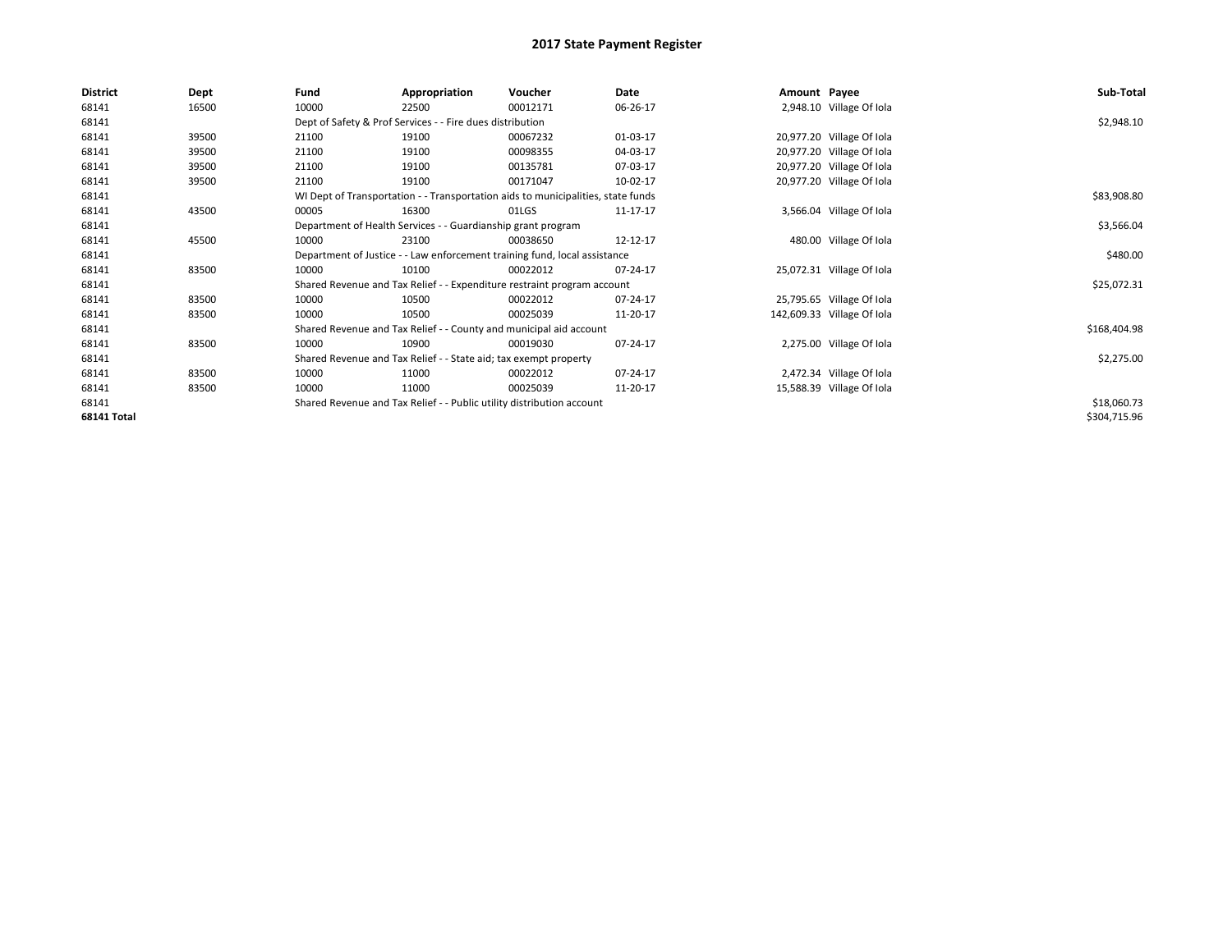# 2017 State Payment Register

| District | Dept | Fund | Appropriation | Voucher | Date | Amount | Payee | Sub-Total |
|---|---|---|---|---|---|---|---|---|
| 68141 | 16500 | 10000 | 22500 | 00012171 | 06-26-17 | 2,948.10 | Village Of Iola | |
| 68141 | | Dept of Safety & Prof Services - - Fire dues distribution | | | | | | $2,948.10 |
| 68141 | 39500 | 21100 | 19100 | 00067232 | 01-03-17 | 20,977.20 | Village Of Iola | |
| 68141 | 39500 | 21100 | 19100 | 00098355 | 04-03-17 | 20,977.20 | Village Of Iola | |
| 68141 | 39500 | 21100 | 19100 | 00135781 | 07-03-17 | 20,977.20 | Village Of Iola | |
| 68141 | 39500 | 21100 | 19100 | 00171047 | 10-02-17 | 20,977.20 | Village Of Iola | |
| 68141 | | WI Dept of Transportation - - Transportation aids to municipalities, state funds | | | | | | $83,908.80 |
| 68141 | 43500 | 00005 | 16300 | 01LGS | 11-17-17 | 3,566.04 | Village Of Iola | |
| 68141 | | Department of Health Services - - Guardianship grant program | | | | | | $3,566.04 |
| 68141 | 45500 | 10000 | 23100 | 00038650 | 12-12-17 | 480.00 | Village Of Iola | |
| 68141 | | Department of Justice - - Law enforcement training fund, local assistance | | | | | | $480.00 |
| 68141 | 83500 | 10000 | 10100 | 00022012 | 07-24-17 | 25,072.31 | Village Of Iola | |
| 68141 | | Shared Revenue and Tax Relief - - Expenditure restraint program account | | | | | | $25,072.31 |
| 68141 | 83500 | 10000 | 10500 | 00022012 | 07-24-17 | 25,795.65 | Village Of Iola | |
| 68141 | 83500 | 10000 | 10500 | 00025039 | 11-20-17 | 142,609.33 | Village Of Iola | |
| 68141 | | Shared Revenue and Tax Relief - - County and municipal aid account | | | | | | $168,404.98 |
| 68141 | 83500 | 10000 | 10900 | 00019030 | 07-24-17 | 2,275.00 | Village Of Iola | |
| 68141 | | Shared Revenue and Tax Relief - - State aid; tax exempt property | | | | | | $2,275.00 |
| 68141 | 83500 | 10000 | 11000 | 00022012 | 07-24-17 | 2,472.34 | Village Of Iola | |
| 68141 | 83500 | 10000 | 11000 | 00025039 | 11-20-17 | 15,588.39 | Village Of Iola | |
| 68141 | | Shared Revenue and Tax Relief - - Public utility distribution account | | | | | | $18,060.73 |
| **68141 Total** | | | | | | | | $304,715.96 |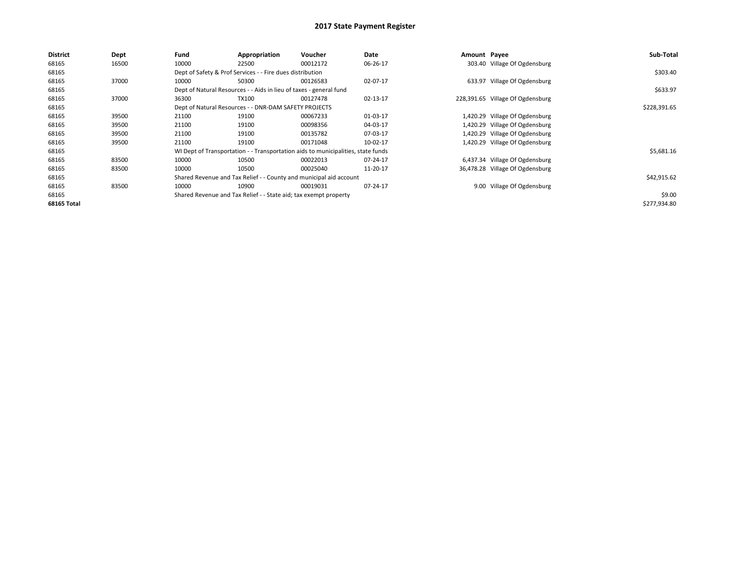# 2017 State Payment Register

| District | Dept | Fund | Appropriation | Voucher | Date | Amount | Payee | Sub-Total |
|---|---|---|---|---|---|---|---|---|
| 68165 | 16500 | 10000 | 22500 | 00012172 | 06-26-17 | 303.40 | Village Of Ogdensburg | |
| 68165 | | Dept of Safety & Prof Services - - Fire dues distribution | | | | | | $303.40 |
| 68165 | 37000 | 10000 | 50300 | 00126583 | 02-07-17 | 633.97 | Village Of Ogdensburg | |
| 68165 | | Dept of Natural Resources - - Aids in lieu of taxes - general fund | | | | | | $633.97 |
| 68165 | 37000 | 36300 | TX100 | 00127478 | 02-13-17 | 228,391.65 | Village Of Ogdensburg | |
| 68165 | | Dept of Natural Resources - - DNR-DAM SAFETY PROJECTS | | | | | | $228,391.65 |
| 68165 | 39500 | 21100 | 19100 | 00067233 | 01-03-17 | 1,420.29 | Village Of Ogdensburg | |
| 68165 | 39500 | 21100 | 19100 | 00098356 | 04-03-17 | 1,420.29 | Village Of Ogdensburg | |
| 68165 | 39500 | 21100 | 19100 | 00135782 | 07-03-17 | 1,420.29 | Village Of Ogdensburg | |
| 68165 | 39500 | 21100 | 19100 | 00171048 | 10-02-17 | 1,420.29 | Village Of Ogdensburg | |
| 68165 | | WI Dept of Transportation - - Transportation aids to municipalities, state funds | | | | | | $5,681.16 |
| 68165 | 83500 | 10000 | 10500 | 00022013 | 07-24-17 | 6,437.34 | Village Of Ogdensburg | |
| 68165 | 83500 | 10000 | 10500 | 00025040 | 11-20-17 | 36,478.28 | Village Of Ogdensburg | |
| 68165 | | Shared Revenue and Tax Relief - - County and municipal aid account | | | | | | $42,915.62 |
| 68165 | 83500 | 10000 | 10900 | 00019031 | 07-24-17 | 9.00 | Village Of Ogdensburg | |
| 68165 | | Shared Revenue and Tax Relief - - State aid; tax exempt property | | | | | | $9.00 |
| **68165 Total** | | | | | | | | $277,934.80 |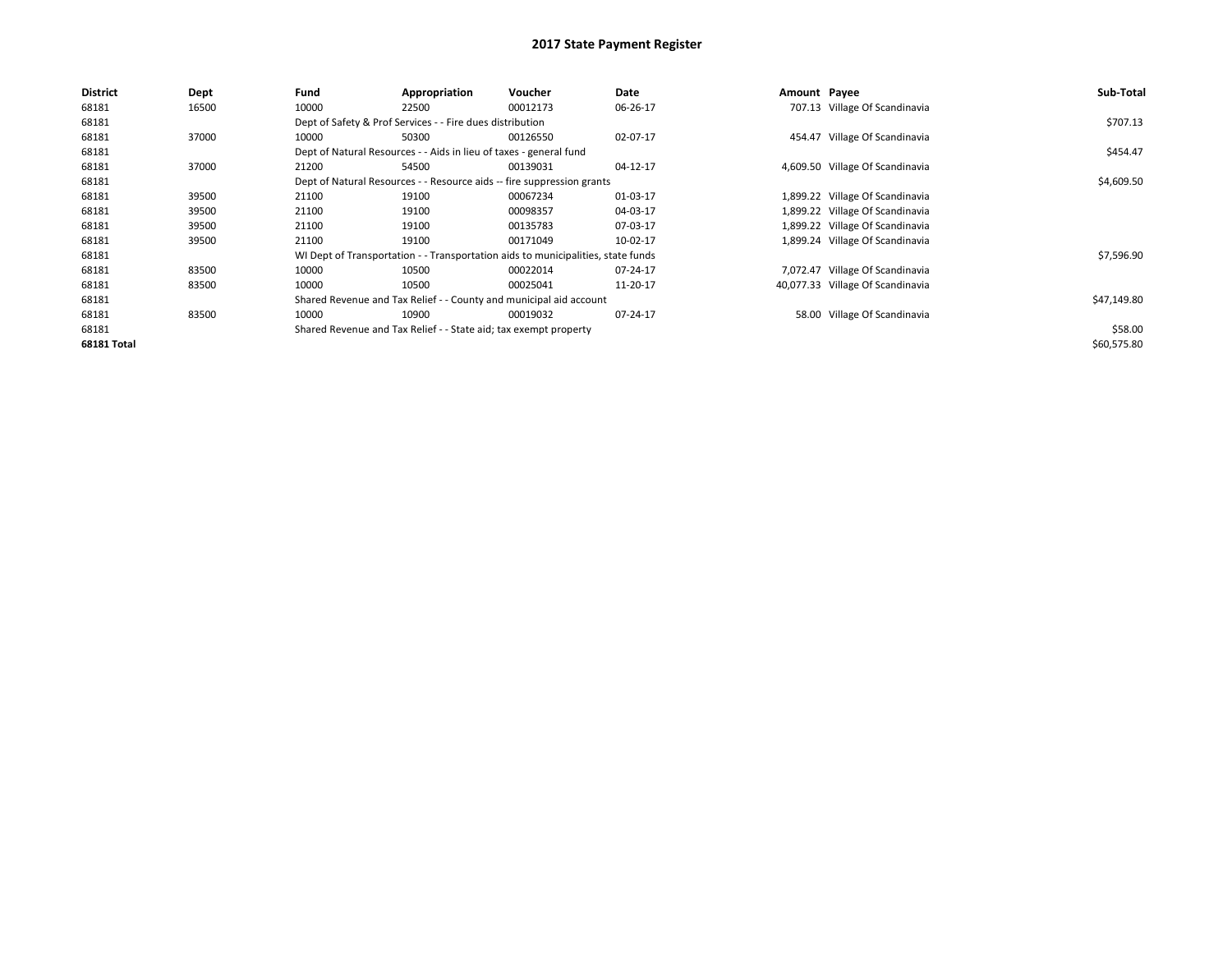# 2017 State Payment Register

| District | Dept | Fund | Appropriation | Voucher | Date | Amount | Payee | Sub-Total |
|---|---|---|---|---|---|---|---|---|
| 68181 | 16500 | 10000 | 22500 | 00012173 | 06-26-17 | 707.13 | Village Of Scandinavia | |
| 68181 | | Dept of Safety & Prof Services - - Fire dues distribution | | | | | | $707.13 |
| 68181 | 37000 | 10000 | 50300 | 00126550 | 02-07-17 | 454.47 | Village Of Scandinavia | |
| 68181 | | Dept of Natural Resources - - Aids in lieu of taxes - general fund | | | | | | $454.47 |
| 68181 | 37000 | 21200 | 54500 | 00139031 | 04-12-17 | 4,609.50 | Village Of Scandinavia | |
| 68181 | | Dept of Natural Resources - - Resource aids -- fire suppression grants | | | | | | $4,609.50 |
| 68181 | 39500 | 21100 | 19100 | 00067234 | 01-03-17 | 1,899.22 | Village Of Scandinavia | |
| 68181 | 39500 | 21100 | 19100 | 00098357 | 04-03-17 | 1,899.22 | Village Of Scandinavia | |
| 68181 | 39500 | 21100 | 19100 | 00135783 | 07-03-17 | 1,899.22 | Village Of Scandinavia | |
| 68181 | 39500 | 21100 | 19100 | 00171049 | 10-02-17 | 1,899.24 | Village Of Scandinavia | |
| 68181 | | WI Dept of Transportation - - Transportation aids to municipalities, state funds | | | | | | $7,596.90 |
| 68181 | 83500 | 10000 | 10500 | 00022014 | 07-24-17 | 7,072.47 | Village Of Scandinavia | |
| 68181 | 83500 | 10000 | 10500 | 00025041 | 11-20-17 | 40,077.33 | Village Of Scandinavia | |
| 68181 | | Shared Revenue and Tax Relief - - County and municipal aid account | | | | | | $47,149.80 |
| 68181 | 83500 | 10000 | 10900 | 00019032 | 07-24-17 | 58.00 | Village Of Scandinavia | |
| 68181 | | Shared Revenue and Tax Relief - - State aid; tax exempt property | | | | | | $58.00 |
| **68181 Total** | | | | | | | | $60,575.80 |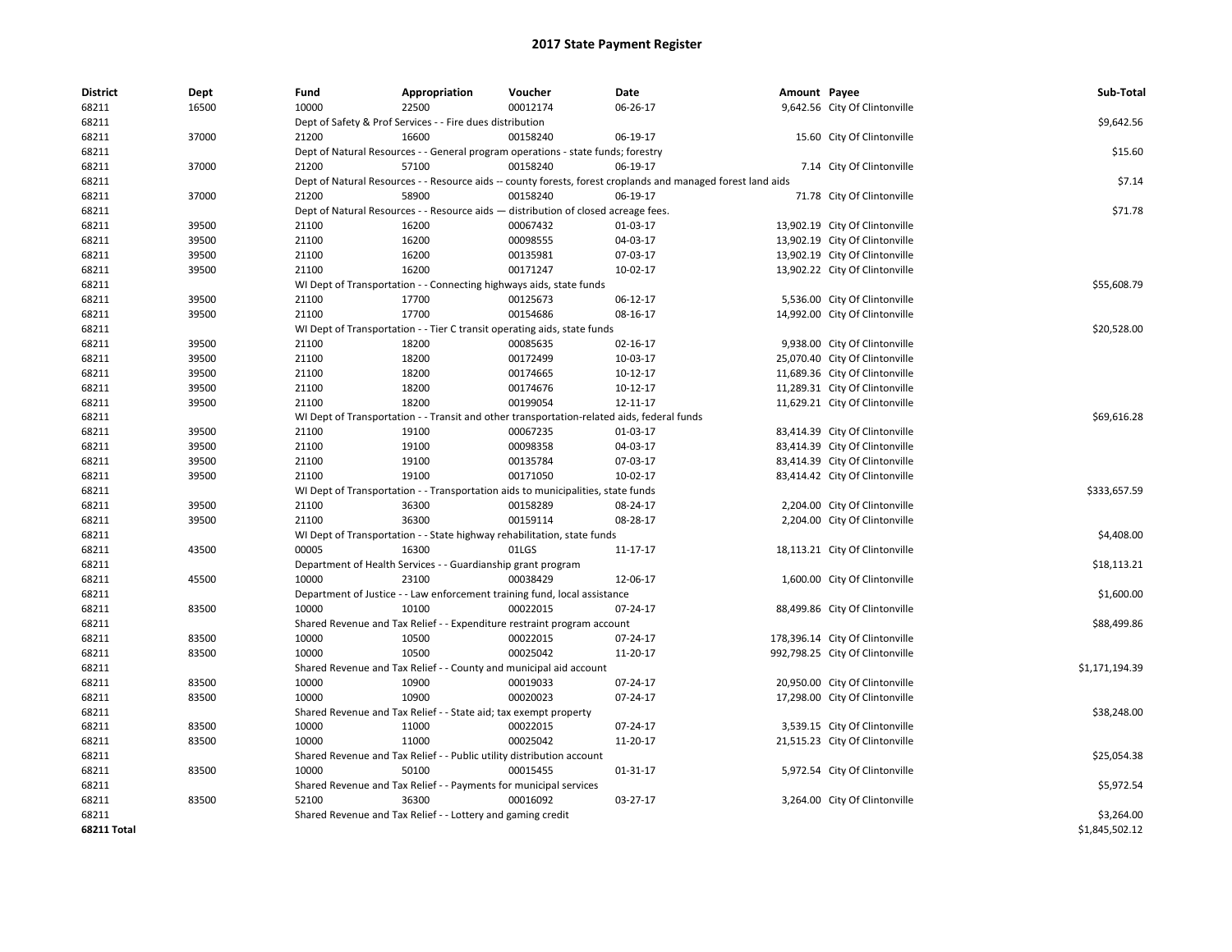# 2017 State Payment Register

| District | Dept | Fund | Appropriation | Voucher | Date | Amount | Payee | Sub-Total |
|---|---|---|---|---|---|---|---|---|
| 68211 | 16500 | 10000 | 22500 | 00012174 | 06-26-17 | 9,642.56 | City Of Clintonville | |
| 68211 | | Dept of Safety & Prof Services - - Fire dues distribution | | | | | | $9,642.56 |
| 68211 | 37000 | 21200 | 16600 | 00158240 | 06-19-17 | 15.60 | City Of Clintonville | |
| 68211 | | Dept of Natural Resources - - General program operations - state funds; forestry | | | | | | $15.60 |
| 68211 | 37000 | 21200 | 57100 | 00158240 | 06-19-17 | 7.14 | City Of Clintonville | |
| 68211 | | Dept of Natural Resources - - Resource aids -- county forests, forest croplands and managed forest land aids | | | | | | $7.14 |
| 68211 | 37000 | 21200 | 58900 | 00158240 | 06-19-17 | 71.78 | City Of Clintonville | |
| 68211 | | Dept of Natural Resources - - Resource aids — distribution of closed acreage fees. | | | | | | $71.78 |
| 68211 | 39500 | 21100 | 16200 | 00067432 | 01-03-17 | 13,902.19 | City Of Clintonville | |
| 68211 | 39500 | 21100 | 16200 | 00098555 | 04-03-17 | 13,902.19 | City Of Clintonville | |
| 68211 | 39500 | 21100 | 16200 | 00135981 | 07-03-17 | 13,902.19 | City Of Clintonville | |
| 68211 | 39500 | 21100 | 16200 | 00171247 | 10-02-17 | 13,902.22 | City Of Clintonville | |
| 68211 | | WI Dept of Transportation - - Connecting highways aids, state funds | | | | | | $55,608.79 |
| 68211 | 39500 | 21100 | 17700 | 00125673 | 06-12-17 | 5,536.00 | City Of Clintonville | |
| 68211 | 39500 | 21100 | 17700 | 00154686 | 08-16-17 | 14,992.00 | City Of Clintonville | |
| 68211 | | WI Dept of Transportation - - Tier C transit operating aids, state funds | | | | | | $20,528.00 |
| 68211 | 39500 | 21100 | 18200 | 00085635 | 02-16-17 | 9,938.00 | City Of Clintonville | |
| 68211 | 39500 | 21100 | 18200 | 00172499 | 10-03-17 | 25,070.40 | City Of Clintonville | |
| 68211 | 39500 | 21100 | 18200 | 00174665 | 10-12-17 | 11,689.36 | City Of Clintonville | |
| 68211 | 39500 | 21100 | 18200 | 00174676 | 10-12-17 | 11,289.31 | City Of Clintonville | |
| 68211 | 39500 | 21100 | 18200 | 00199054 | 12-11-17 | 11,629.21 | City Of Clintonville | |
| 68211 | | WI Dept of Transportation - - Transit and other transportation-related aids, federal funds | | | | | | $69,616.28 |
| 68211 | 39500 | 21100 | 19100 | 00067235 | 01-03-17 | 83,414.39 | City Of Clintonville | |
| 68211 | 39500 | 21100 | 19100 | 00098358 | 04-03-17 | 83,414.39 | City Of Clintonville | |
| 68211 | 39500 | 21100 | 19100 | 00135784 | 07-03-17 | 83,414.39 | City Of Clintonville | |
| 68211 | 39500 | 21100 | 19100 | 00171050 | 10-02-17 | 83,414.42 | City Of Clintonville | |
| 68211 | | WI Dept of Transportation - - Transportation aids to municipalities, state funds | | | | | | $333,657.59 |
| 68211 | 39500 | 21100 | 36300 | 00158289 | 08-24-17 | 2,204.00 | City Of Clintonville | |
| 68211 | 39500 | 21100 | 36300 | 00159114 | 08-28-17 | 2,204.00 | City Of Clintonville | |
| 68211 | | WI Dept of Transportation - - State highway rehabilitation, state funds | | | | | | $4,408.00 |
| 68211 | 43500 | 00005 | 16300 | 01LGS | 11-17-17 | 18,113.21 | City Of Clintonville | |
| 68211 | | Department of Health Services - - Guardianship grant program | | | | | | $18,113.21 |
| 68211 | 45500 | 10000 | 23100 | 00038429 | 12-06-17 | 1,600.00 | City Of Clintonville | |
| 68211 | | Department of Justice - - Law enforcement training fund, local assistance | | | | | | $1,600.00 |
| 68211 | 83500 | 10000 | 10100 | 00022015 | 07-24-17 | 88,499.86 | City Of Clintonville | |
| 68211 | | Shared Revenue and Tax Relief - - Expenditure restraint program account | | | | | | $88,499.86 |
| 68211 | 83500 | 10000 | 10500 | 00022015 | 07-24-17 | 178,396.14 | City Of Clintonville | |
| 68211 | 83500 | 10000 | 10500 | 00025042 | 11-20-17 | 992,798.25 | City Of Clintonville | |
| 68211 | | Shared Revenue and Tax Relief - - County and municipal aid account | | | | | | $1,171,194.39 |
| 68211 | 83500 | 10000 | 10900 | 00019033 | 07-24-17 | 20,950.00 | City Of Clintonville | |
| 68211 | 83500 | 10000 | 10900 | 00020023 | 07-24-17 | 17,298.00 | City Of Clintonville | |
| 68211 | | Shared Revenue and Tax Relief - - State aid; tax exempt property | | | | | | $38,248.00 |
| 68211 | 83500 | 10000 | 11000 | 00022015 | 07-24-17 | 3,539.15 | City Of Clintonville | |
| 68211 | 83500 | 10000 | 11000 | 00025042 | 11-20-17 | 21,515.23 | City Of Clintonville | |
| 68211 | | Shared Revenue and Tax Relief - - Public utility distribution account | | | | | | $25,054.38 |
| 68211 | 83500 | 10000 | 50100 | 00015455 | 01-31-17 | 5,972.54 | City Of Clintonville | |
| 68211 | | Shared Revenue and Tax Relief - - Payments for municipal services | | | | | | $5,972.54 |
| 68211 | 83500 | 52100 | 36300 | 00016092 | 03-27-17 | 3,264.00 | City Of Clintonville | |
| 68211 | | Shared Revenue and Tax Relief - - Lottery and gaming credit | | | | | | $3,264.00 |
| **68211 Total** | | | | | | | | $1,845,502.12 |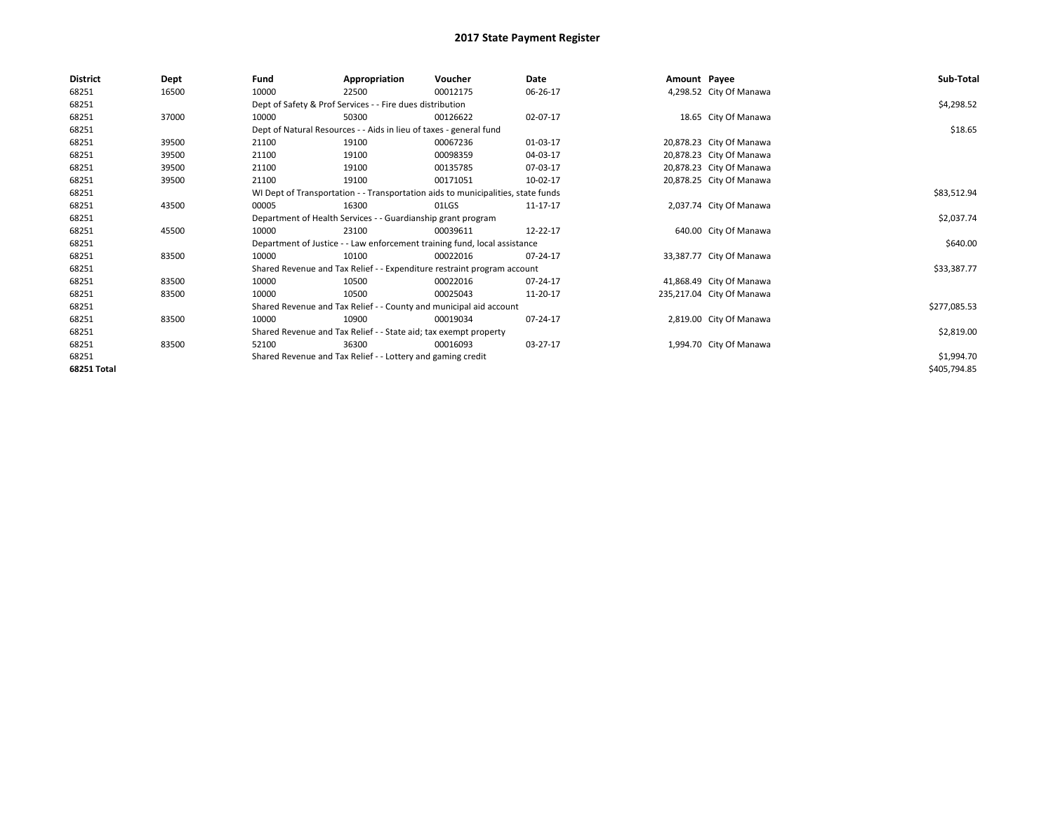# 2017 State Payment Register

| District | Dept | Fund | Appropriation | Voucher | Date | Amount | Payee | Sub-Total |
|---|---|---|---|---|---|---|---|---|
| 68251 | 16500 | 10000 | 22500 | 00012175 | 06-26-17 | 4,298.52 | City Of Manawa | |
| 68251 | | Dept of Safety & Prof Services - - Fire dues distribution | | | | | | $4,298.52 |
| 68251 | 37000 | 10000 | 50300 | 00126622 | 02-07-17 | 18.65 | City Of Manawa | |
| 68251 | | Dept of Natural Resources - - Aids in lieu of taxes - general fund | | | | | | $18.65 |
| 68251 | 39500 | 21100 | 19100 | 00067236 | 01-03-17 | 20,878.23 | City Of Manawa | |
| 68251 | 39500 | 21100 | 19100 | 00098359 | 04-03-17 | 20,878.23 | City Of Manawa | |
| 68251 | 39500 | 21100 | 19100 | 00135785 | 07-03-17 | 20,878.23 | City Of Manawa | |
| 68251 | 39500 | 21100 | 19100 | 00171051 | 10-02-17 | 20,878.25 | City Of Manawa | |
| 68251 | | WI Dept of Transportation - - Transportation aids to municipalities, state funds | | | | | | $83,512.94 |
| 68251 | 43500 | 00005 | 16300 | 01LGS | 11-17-17 | 2,037.74 | City Of Manawa | |
| 68251 | | Department of Health Services - - Guardianship grant program | | | | | | $2,037.74 |
| 68251 | 45500 | 10000 | 23100 | 00039611 | 12-22-17 | 640.00 | City Of Manawa | |
| 68251 | | Department of Justice - - Law enforcement training fund, local assistance | | | | | | $640.00 |
| 68251 | 83500 | 10000 | 10100 | 00022016 | 07-24-17 | 33,387.77 | City Of Manawa | |
| 68251 | | Shared Revenue and Tax Relief - - Expenditure restraint program account | | | | | | $33,387.77 |
| 68251 | 83500 | 10000 | 10500 | 00022016 | 07-24-17 | 41,868.49 | City Of Manawa | |
| 68251 | 83500 | 10000 | 10500 | 00025043 | 11-20-17 | 235,217.04 | City Of Manawa | |
| 68251 | | Shared Revenue and Tax Relief - - County and municipal aid account | | | | | | $277,085.53 |
| 68251 | 83500 | 10000 | 10900 | 00019034 | 07-24-17 | 2,819.00 | City Of Manawa | |
| 68251 | | Shared Revenue and Tax Relief - - State aid; tax exempt property | | | | | | $2,819.00 |
| 68251 | 83500 | 52100 | 36300 | 00016093 | 03-27-17 | 1,994.70 | City Of Manawa | |
| 68251 | | Shared Revenue and Tax Relief - - Lottery and gaming credit | | | | | | $1,994.70 |
| **68251 Total** | | | | | | | | $405,794.85 |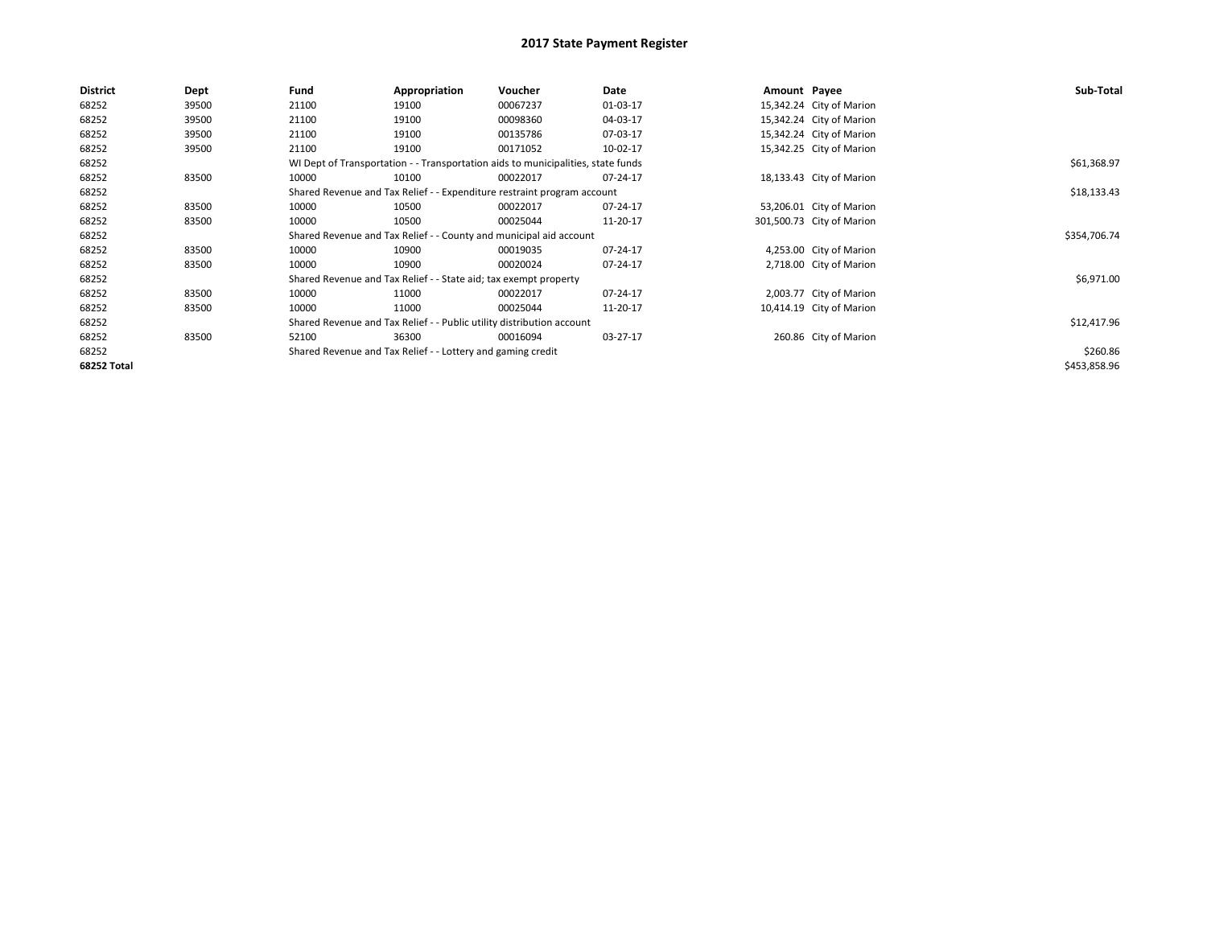# 2017 State Payment Register

| District | Dept | Fund | Appropriation | Voucher | Date | Amount | Payee | Sub-Total |
|---|---|---|---|---|---|---|---|---|
| 68252 | 39500 | 21100 | 19100 | 00067237 | 01-03-17 | 15,342.24 | City of Marion | |
| 68252 | 39500 | 21100 | 19100 | 00098360 | 04-03-17 | 15,342.24 | City of Marion | |
| 68252 | 39500 | 21100 | 19100 | 00135786 | 07-03-17 | 15,342.24 | City of Marion | |
| 68252 | 39500 | 21100 | 19100 | 00171052 | 10-02-17 | 15,342.25 | City of Marion | |
| 68252 | | WI Dept of Transportation - - Transportation aids to municipalities, state funds | | | | | | $61,368.97 |
| 68252 | 83500 | 10000 | 10100 | 00022017 | 07-24-17 | 18,133.43 | City of Marion | |
| 68252 | | Shared Revenue and Tax Relief - - Expenditure restraint program account | | | | | | $18,133.43 |
| 68252 | 83500 | 10000 | 10500 | 00022017 | 07-24-17 | 53,206.01 | City of Marion | |
| 68252 | 83500 | 10000 | 10500 | 00025044 | 11-20-17 | 301,500.73 | City of Marion | |
| 68252 | | Shared Revenue and Tax Relief - - County and municipal aid account | | | | | | $354,706.74 |
| 68252 | 83500 | 10000 | 10900 | 00019035 | 07-24-17 | 4,253.00 | City of Marion | |
| 68252 | 83500 | 10000 | 10900 | 00020024 | 07-24-17 | 2,718.00 | City of Marion | |
| 68252 | | Shared Revenue and Tax Relief - - State aid; tax exempt property | | | | | | $6,971.00 |
| 68252 | 83500 | 10000 | 11000 | 00022017 | 07-24-17 | 2,003.77 | City of Marion | |
| 68252 | 83500 | 10000 | 11000 | 00025044 | 11-20-17 | 10,414.19 | City of Marion | |
| 68252 | | Shared Revenue and Tax Relief - - Public utility distribution account | | | | | | $12,417.96 |
| 68252 | 83500 | 52100 | 36300 | 00016094 | 03-27-17 | 260.86 | City of Marion | |
| 68252 | | Shared Revenue and Tax Relief - - Lottery and gaming credit | | | | | | $260.86 |
| **68252 Total** | | | | | | | | $453,858.96 |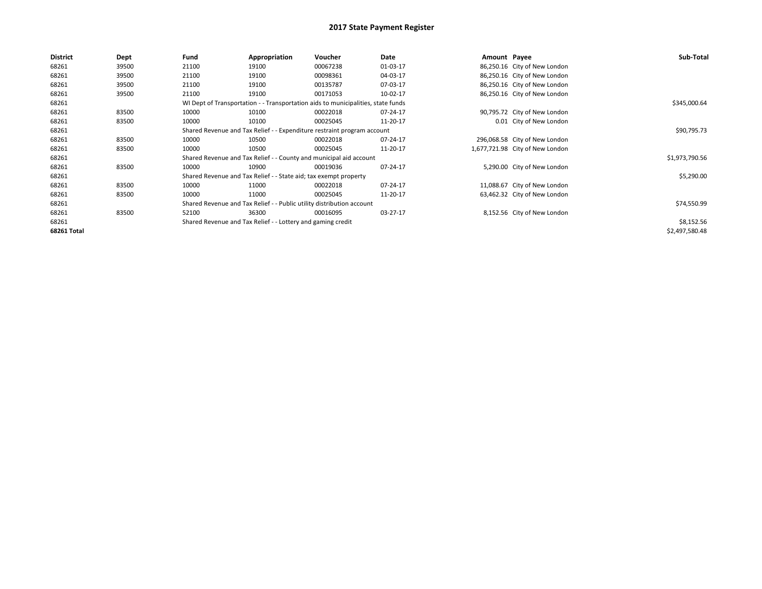# 2017 State Payment Register

| District | Dept | Fund | Appropriation | Voucher | Date | Amount | Payee | Sub-Total |
|---|---|---|---|---|---|---|---|---|
| 68261 | 39500 | 21100 | 19100 | 00067238 | 01-03-17 | 86,250.16 | City of New London | |
| 68261 | 39500 | 21100 | 19100 | 00098361 | 04-03-17 | 86,250.16 | City of New London | |
| 68261 | 39500 | 21100 | 19100 | 00135787 | 07-03-17 | 86,250.16 | City of New London | |
| 68261 | 39500 | 21100 | 19100 | 00171053 | 10-02-17 | 86,250.16 | City of New London | |
| 68261 | | WI Dept of Transportation - - Transportation aids to municipalities, state funds | | | | | | $345,000.64 |
| 68261 | 83500 | 10000 | 10100 | 00022018 | 07-24-17 | 90,795.72 | City of New London | |
| 68261 | 83500 | 10000 | 10100 | 00025045 | 11-20-17 | 0.01 | City of New London | |
| 68261 | | Shared Revenue and Tax Relief - - Expenditure restraint program account | | | | | | $90,795.73 |
| 68261 | 83500 | 10000 | 10500 | 00022018 | 07-24-17 | 296,068.58 | City of New London | |
| 68261 | 83500 | 10000 | 10500 | 00025045 | 11-20-17 | 1,677,721.98 | City of New London | |
| 68261 | | Shared Revenue and Tax Relief - - County and municipal aid account | | | | | | $1,973,790.56 |
| 68261 | 83500 | 10000 | 10900 | 00019036 | 07-24-17 | 5,290.00 | City of New London | |
| 68261 | | Shared Revenue and Tax Relief - - State aid; tax exempt property | | | | | | $5,290.00 |
| 68261 | 83500 | 10000 | 11000 | 00022018 | 07-24-17 | 11,088.67 | City of New London | |
| 68261 | 83500 | 10000 | 11000 | 00025045 | 11-20-17 | 63,462.32 | City of New London | |
| 68261 | | Shared Revenue and Tax Relief - - Public utility distribution account | | | | | | $74,550.99 |
| 68261 | 83500 | 52100 | 36300 | 00016095 | 03-27-17 | 8,152.56 | City of New London | |
| 68261 | | Shared Revenue and Tax Relief - - Lottery and gaming credit | | | | | | $8,152.56 |
| **68261 Total** | | | | | | | | $2,497,580.48 |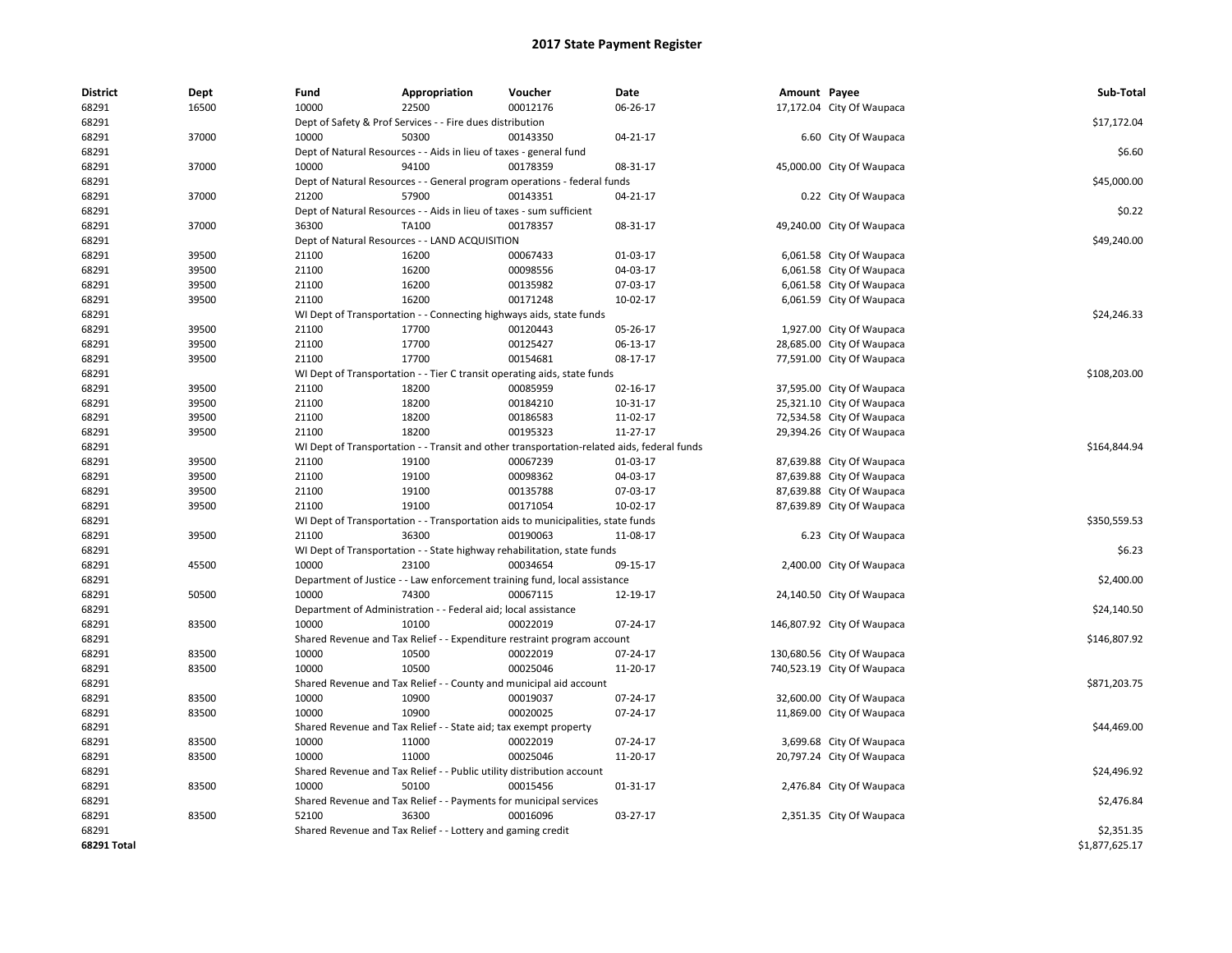# 2017 State Payment Register

| District | Dept | Fund | Appropriation | Voucher | Date | Amount | Payee | Sub-Total |
|---|---|---|---|---|---|---|---|---|
| 68291 | 16500 | 10000 | 22500 | 00012176 | 06-26-17 | 17,172.04 | City Of Waupaca | |
| 68291 | | Dept of Safety & Prof Services - - Fire dues distribution | | | | | | $17,172.04 |
| 68291 | 37000 | 10000 | 50300 | 00143350 | 04-21-17 | 6.60 | City Of Waupaca | |
| 68291 | | Dept of Natural Resources - - Aids in lieu of taxes - general fund | | | | | | $6.60 |
| 68291 | 37000 | 10000 | 94100 | 00178359 | 08-31-17 | 45,000.00 | City Of Waupaca | |
| 68291 | | Dept of Natural Resources - - General program operations - federal funds | | | | | | $45,000.00 |
| 68291 | 37000 | 21200 | 57900 | 00143351 | 04-21-17 | 0.22 | City Of Waupaca | |
| 68291 | | Dept of Natural Resources - - Aids in lieu of taxes - sum sufficient | | | | | | $0.22 |
| 68291 | 37000 | 36300 | TA100 | 00178357 | 08-31-17 | 49,240.00 | City Of Waupaca | |
| 68291 | | Dept of Natural Resources - - LAND ACQUISITION | | | | | | $49,240.00 |
| 68291 | 39500 | 21100 | 16200 | 00067433 | 01-03-17 | 6,061.58 | City Of Waupaca | |
| 68291 | 39500 | 21100 | 16200 | 00098556 | 04-03-17 | 6,061.58 | City Of Waupaca | |
| 68291 | 39500 | 21100 | 16200 | 00135982 | 07-03-17 | 6,061.58 | City Of Waupaca | |
| 68291 | 39500 | 21100 | 16200 | 00171248 | 10-02-17 | 6,061.59 | City Of Waupaca | |
| 68291 | | WI Dept of Transportation - - Connecting highways aids, state funds | | | | | | $24,246.33 |
| 68291 | 39500 | 21100 | 17700 | 00120443 | 05-26-17 | 1,927.00 | City Of Waupaca | |
| 68291 | 39500 | 21100 | 17700 | 00125427 | 06-13-17 | 28,685.00 | City Of Waupaca | |
| 68291 | 39500 | 21100 | 17700 | 00154681 | 08-17-17 | 77,591.00 | City Of Waupaca | |
| 68291 | | WI Dept of Transportation - - Tier C transit operating aids, state funds | | | | | | $108,203.00 |
| 68291 | 39500 | 21100 | 18200 | 00085959 | 02-16-17 | 37,595.00 | City Of Waupaca | |
| 68291 | 39500 | 21100 | 18200 | 00184210 | 10-31-17 | 25,321.10 | City Of Waupaca | |
| 68291 | 39500 | 21100 | 18200 | 00186583 | 11-02-17 | 72,534.58 | City Of Waupaca | |
| 68291 | 39500 | 21100 | 18200 | 00195323 | 11-27-17 | 29,394.26 | City Of Waupaca | |
| 68291 | | WI Dept of Transportation - - Transit and other transportation-related aids, federal funds | | | | | | $164,844.94 |
| 68291 | 39500 | 21100 | 19100 | 00067239 | 01-03-17 | 87,639.88 | City Of Waupaca | |
| 68291 | 39500 | 21100 | 19100 | 00098362 | 04-03-17 | 87,639.88 | City Of Waupaca | |
| 68291 | 39500 | 21100 | 19100 | 00135788 | 07-03-17 | 87,639.88 | City Of Waupaca | |
| 68291 | 39500 | 21100 | 19100 | 00171054 | 10-02-17 | 87,639.89 | City Of Waupaca | |
| 68291 | | WI Dept of Transportation - - Transportation aids to municipalities, state funds | | | | | | $350,559.53 |
| 68291 | 39500 | 21100 | 36300 | 00190063 | 11-08-17 | 6.23 | City Of Waupaca | |
| 68291 | | WI Dept of Transportation - - State highway rehabilitation, state funds | | | | | | $6.23 |
| 68291 | 45500 | 10000 | 23100 | 00034654 | 09-15-17 | 2,400.00 | City Of Waupaca | |
| 68291 | | Department of Justice - - Law enforcement training fund, local assistance | | | | | | $2,400.00 |
| 68291 | 50500 | 10000 | 74300 | 00067115 | 12-19-17 | 24,140.50 | City Of Waupaca | |
| 68291 | | Department of Administration - - Federal aid; local assistance | | | | | | $24,140.50 |
| 68291 | 83500 | 10000 | 10100 | 00022019 | 07-24-17 | 146,807.92 | City Of Waupaca | |
| 68291 | | Shared Revenue and Tax Relief - - Expenditure restraint program account | | | | | | $146,807.92 |
| 68291 | 83500 | 10000 | 10500 | 00022019 | 07-24-17 | 130,680.56 | City Of Waupaca | |
| 68291 | 83500 | 10000 | 10500 | 00025046 | 11-20-17 | 740,523.19 | City Of Waupaca | |
| 68291 | | Shared Revenue and Tax Relief - - County and municipal aid account | | | | | | $871,203.75 |
| 68291 | 83500 | 10000 | 10900 | 00019037 | 07-24-17 | 32,600.00 | City Of Waupaca | |
| 68291 | 83500 | 10000 | 10900 | 00020025 | 07-24-17 | 11,869.00 | City Of Waupaca | |
| 68291 | | Shared Revenue and Tax Relief - - State aid; tax exempt property | | | | | | $44,469.00 |
| 68291 | 83500 | 10000 | 11000 | 00022019 | 07-24-17 | 3,699.68 | City Of Waupaca | |
| 68291 | 83500 | 10000 | 11000 | 00025046 | 11-20-17 | 20,797.24 | City Of Waupaca | |
| 68291 | | Shared Revenue and Tax Relief - - Public utility distribution account | | | | | | $24,496.92 |
| 68291 | 83500 | 10000 | 50100 | 00015456 | 01-31-17 | 2,476.84 | City Of Waupaca | |
| 68291 | | Shared Revenue and Tax Relief - - Payments for municipal services | | | | | | $2,476.84 |
| 68291 | 83500 | 52100 | 36300 | 00016096 | 03-27-17 | 2,351.35 | City Of Waupaca | |
| 68291 | | Shared Revenue and Tax Relief - - Lottery and gaming credit | | | | | | $2,351.35 |
| **68291 Total** | | | | | | | | $1,877,625.17 |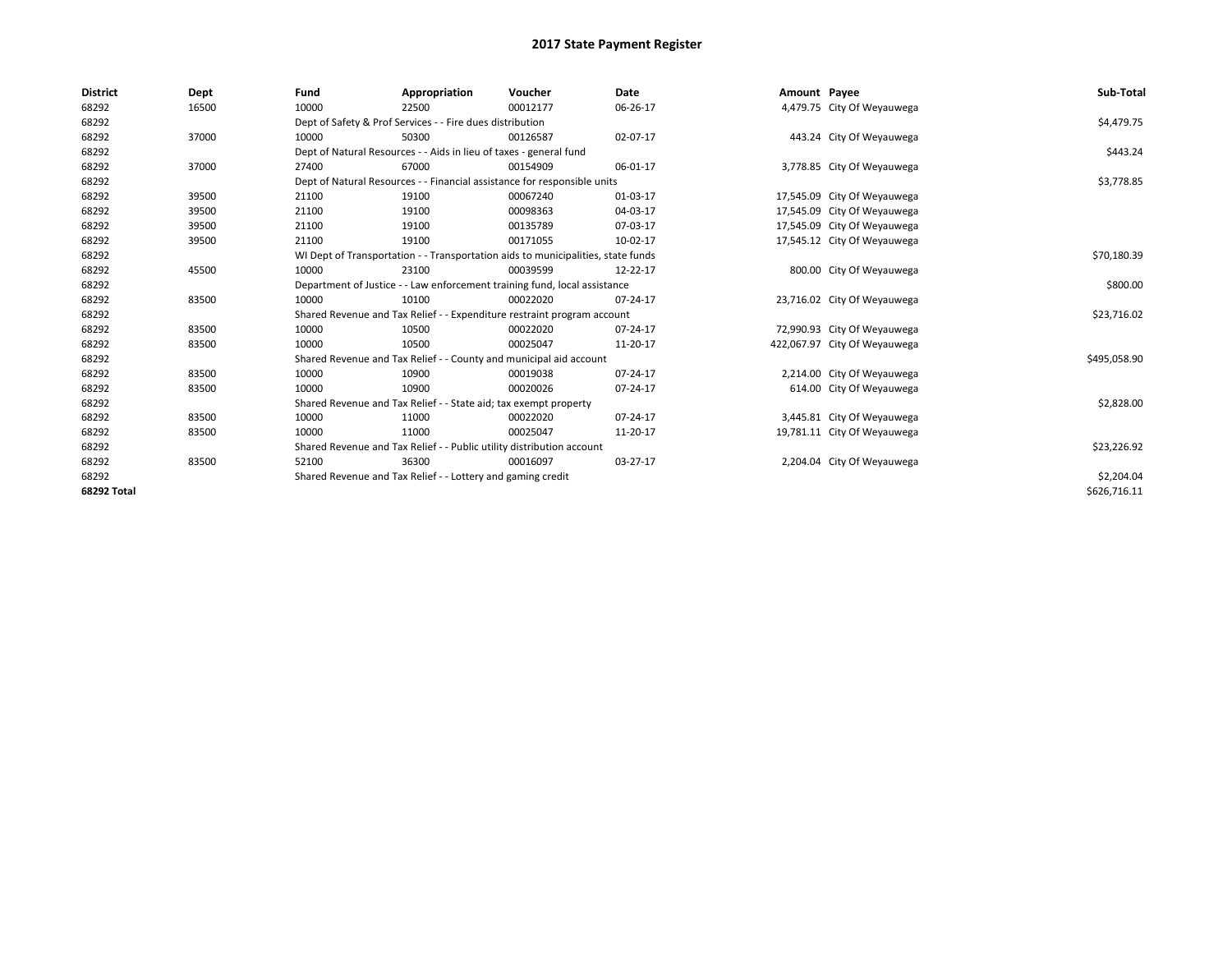# 2017 State Payment Register

| District | Dept | Fund | Appropriation | Voucher | Date | Amount | Payee | Sub-Total |
|---|---|---|---|---|---|---|---|---|
| 68292 | 16500 | 10000 | 22500 | 00012177 | 06-26-17 | 4,479.75 | City Of Weyauwega | |
| 68292 | | Dept of Safety & Prof Services - - Fire dues distribution | | | | | | $4,479.75 |
| 68292 | 37000 | 10000 | 50300 | 00126587 | 02-07-17 | 443.24 | City Of Weyauwega | |
| 68292 | | Dept of Natural Resources - - Aids in lieu of taxes - general fund | | | | | | $443.24 |
| 68292 | 37000 | 27400 | 67000 | 00154909 | 06-01-17 | 3,778.85 | City Of Weyauwega | |
| 68292 | | Dept of Natural Resources - - Financial assistance for responsible units | | | | | | $3,778.85 |
| 68292 | 39500 | 21100 | 19100 | 00067240 | 01-03-17 | 17,545.09 | City Of Weyauwega | |
| 68292 | 39500 | 21100 | 19100 | 00098363 | 04-03-17 | 17,545.09 | City Of Weyauwega | |
| 68292 | 39500 | 21100 | 19100 | 00135789 | 07-03-17 | 17,545.09 | City Of Weyauwega | |
| 68292 | 39500 | 21100 | 19100 | 00171055 | 10-02-17 | 17,545.12 | City Of Weyauwega | |
| 68292 | | WI Dept of Transportation - - Transportation aids to municipalities, state funds | | | | | | $70,180.39 |
| 68292 | 45500 | 10000 | 23100 | 00039599 | 12-22-17 | 800.00 | City Of Weyauwega | |
| 68292 | | Department of Justice - - Law enforcement training fund, local assistance | | | | | | $800.00 |
| 68292 | 83500 | 10000 | 10100 | 00022020 | 07-24-17 | 23,716.02 | City Of Weyauwega | |
| 68292 | | Shared Revenue and Tax Relief - - Expenditure restraint program account | | | | | | $23,716.02 |
| 68292 | 83500 | 10000 | 10500 | 00022020 | 07-24-17 | 72,990.93 | City Of Weyauwega | |
| 68292 | 83500 | 10000 | 10500 | 00025047 | 11-20-17 | 422,067.97 | City Of Weyauwega | |
| 68292 | | Shared Revenue and Tax Relief - - County and municipal aid account | | | | | | $495,058.90 |
| 68292 | 83500 | 10000 | 10900 | 00019038 | 07-24-17 | 2,214.00 | City Of Weyauwega | |
| 68292 | 83500 | 10000 | 10900 | 00020026 | 07-24-17 | 614.00 | City Of Weyauwega | |
| 68292 | | Shared Revenue and Tax Relief - - State aid; tax exempt property | | | | | | $2,828.00 |
| 68292 | 83500 | 10000 | 11000 | 00022020 | 07-24-17 | 3,445.81 | City Of Weyauwega | |
| 68292 | 83500 | 10000 | 11000 | 00025047 | 11-20-17 | 19,781.11 | City Of Weyauwega | |
| 68292 | | Shared Revenue and Tax Relief - - Public utility distribution account | | | | | | $23,226.92 |
| 68292 | 83500 | 52100 | 36300 | 00016097 | 03-27-17 | 2,204.04 | City Of Weyauwega | |
| 68292 | | Shared Revenue and Tax Relief - - Lottery and gaming credit | | | | | | $2,204.04 |
| **68292 Total** | | | | | | | | $626,716.11 |